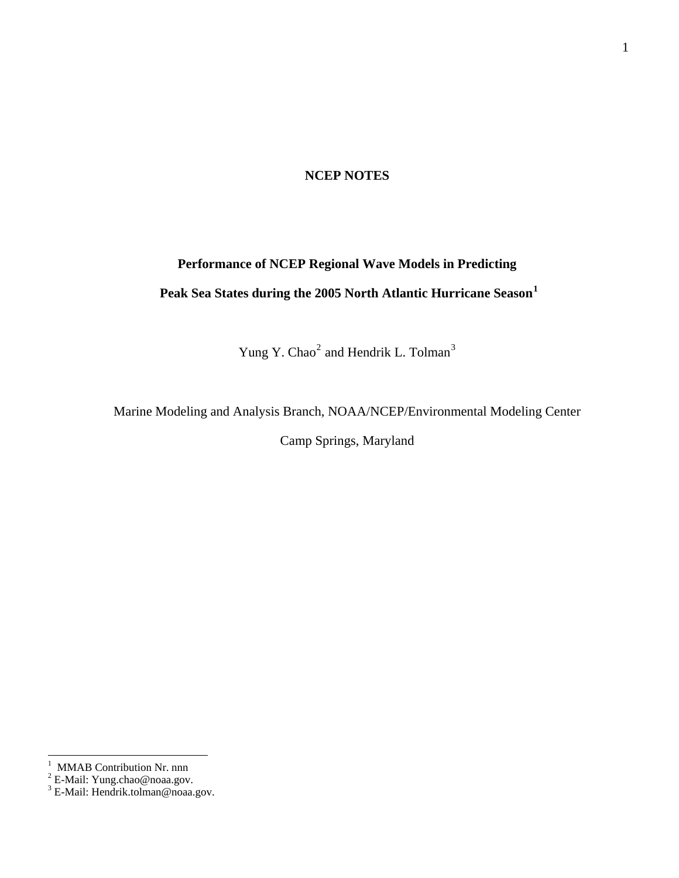**NCEP NOTES**

# Performance of NCEP Regional Wave Models in Predicting Peak Sea States during the 2005 North Atlantic Hurricane Season[1]

Yung Y. Chao[2] and Hendrik L. Tolman[3]

Marine Modeling and Analysis Branch, NOAA/NCEP/Environmental Modeling Center

Camp Springs, Maryland

---

[1] MMAB Contribution Nr. nnn

[2] E-Mail: Yung.chao@noaa.gov.

[3] E-Mail: Hendrik.tolman@noaa.gov.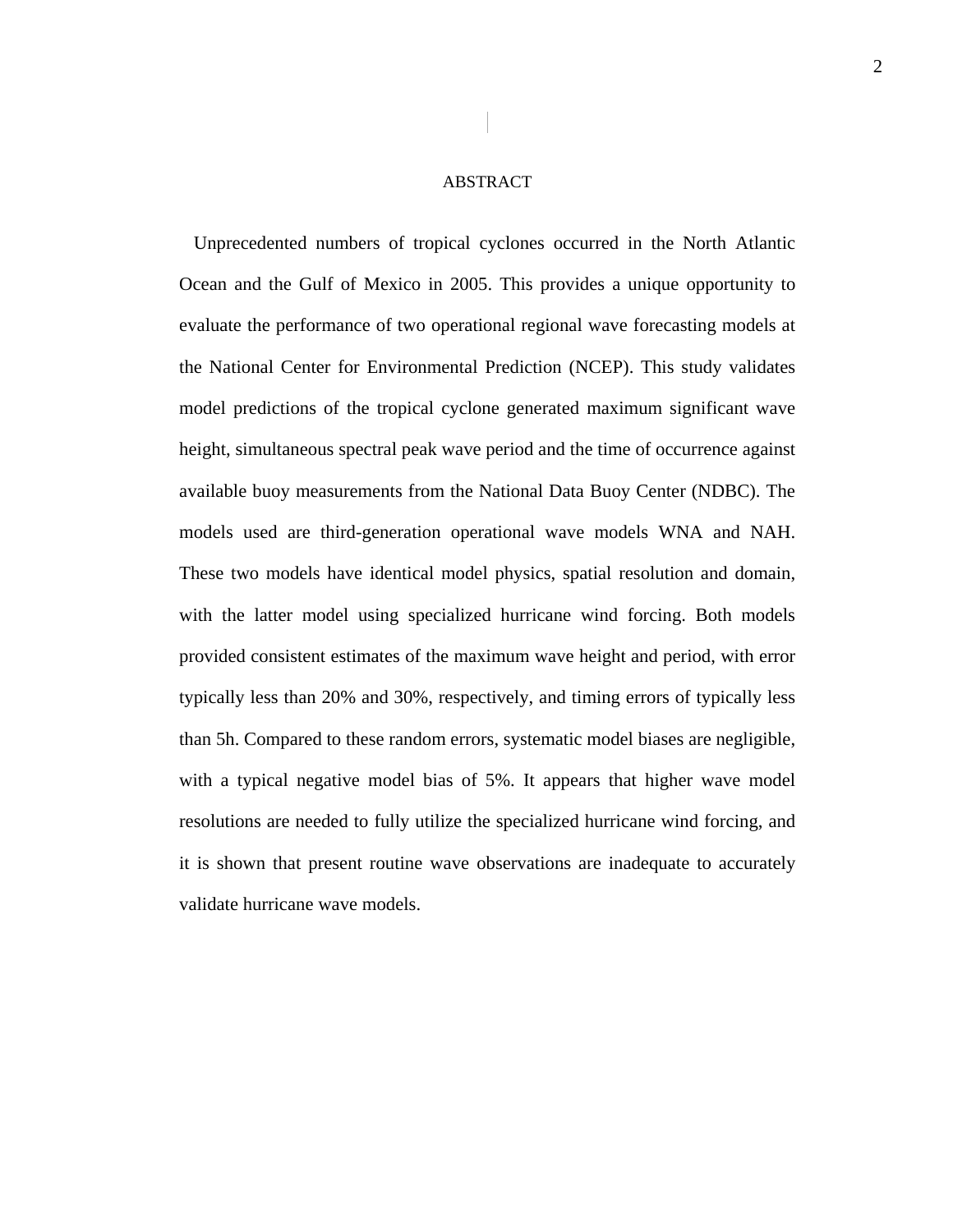# ABSTRACT

Unprecedented numbers of tropical cyclones occurred in the North Atlantic Ocean and the Gulf of Mexico in 2005. This provides a unique opportunity to evaluate the performance of two operational regional wave forecasting models at the National Center for Environmental Prediction (NCEP). This study validates model predictions of the tropical cyclone generated maximum significant wave height, simultaneous spectral peak wave period and the time of occurrence against available buoy measurements from the National Data Buoy Center (NDBC). The models used are third-generation operational wave models WNA and NAH. These two models have identical model physics, spatial resolution and domain, with the latter model using specialized hurricane wind forcing. Both models provided consistent estimates of the maximum wave height and period, with error typically less than 20% and 30%, respectively, and timing errors of typically less than 5h. Compared to these random errors, systematic model biases are negligible, with a typical negative model bias of 5%. It appears that higher wave model resolutions are needed to fully utilize the specialized hurricane wind forcing, and it is shown that present routine wave observations are inadequate to accurately validate hurricane wave models.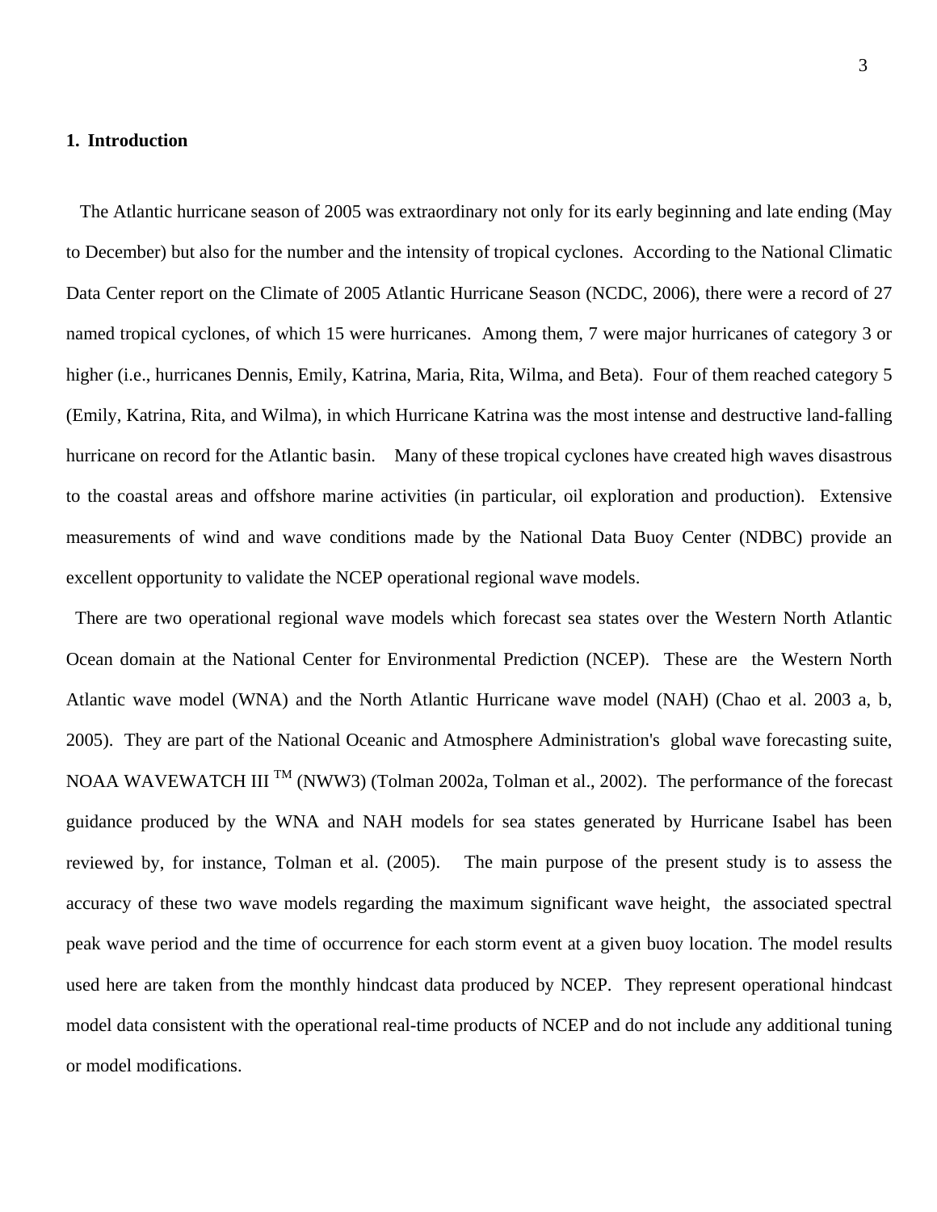## 1. Introduction

The Atlantic hurricane season of 2005 was extraordinary not only for its early beginning and late ending (May to December) but also for the number and the intensity of tropical cyclones. According to the National Climatic Data Center report on the Climate of 2005 Atlantic Hurricane Season (NCDC, 2006), there were a record of 27 named tropical cyclones, of which 15 were hurricanes. Among them, 7 were major hurricanes of category 3 or higher (i.e., hurricanes Dennis, Emily, Katrina, Maria, Rita, Wilma, and Beta). Four of them reached category 5 (Emily, Katrina, Rita, and Wilma), in which Hurricane Katrina was the most intense and destructive land-falling hurricane on record for the Atlantic basin. Many of these tropical cyclones have created high waves disastrous to the coastal areas and offshore marine activities (in particular, oil exploration and production). Extensive measurements of wind and wave conditions made by the National Data Buoy Center (NDBC) provide an excellent opportunity to validate the NCEP operational regional wave models.

There are two operational regional wave models which forecast sea states over the Western North Atlantic Ocean domain at the National Center for Environmental Prediction (NCEP). These are the Western North Atlantic wave model (WNA) and the North Atlantic Hurricane wave model (NAH) (Chao et al. 2003 a, b, 2005). They are part of the National Oceanic and Atmosphere Administration's global wave forecasting suite, NOAA WAVEWATCH III ™ (NWW3) (Tolman 2002a, Tolman et al., 2002). The performance of the forecast guidance produced by the WNA and NAH models for sea states generated by Hurricane Isabel has been reviewed by, for instance, Tolman et al. (2005). The main purpose of the present study is to assess the accuracy of these two wave models regarding the maximum significant wave height, the associated spectral peak wave period and the time of occurrence for each storm event at a given buoy location. The model results used here are taken from the monthly hindcast data produced by NCEP. They represent operational hindcast model data consistent with the operational real-time products of NCEP and do not include any additional tuning or model modifications.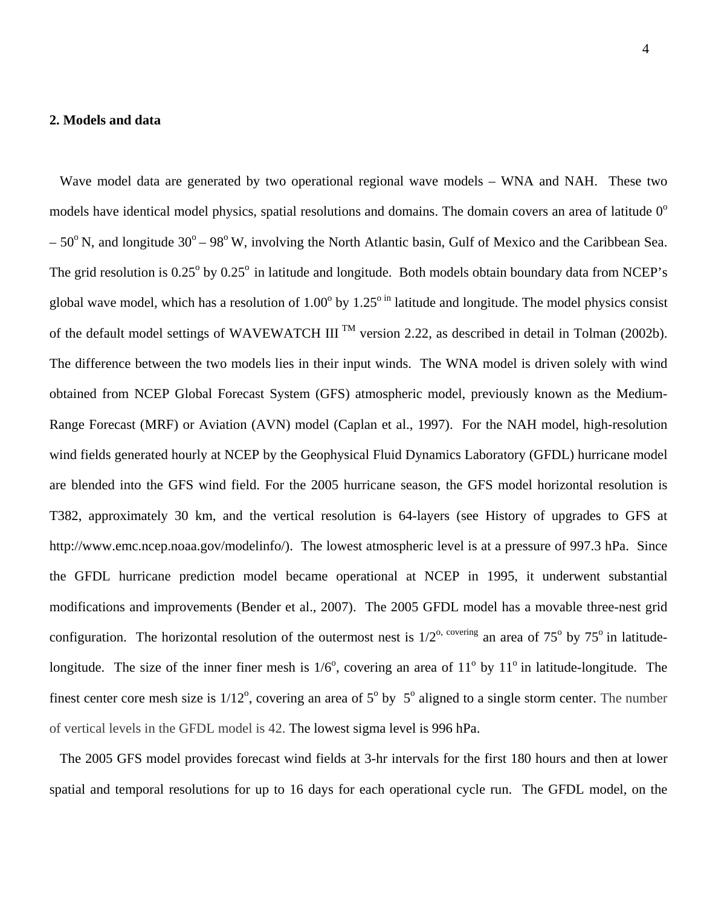## 2. Models and data

Wave model data are generated by two operational regional wave models – WNA and NAH. These two models have identical model physics, spatial resolutions and domains. The domain covers an area of latitude $0^o$ – $50^o$ N, and longitude $30^o$ – $98^o$ W, involving the North Atlantic basin, Gulf of Mexico and the Caribbean Sea. The grid resolution is $0.25^o$ by $0.25^o$ in latitude and longitude. Both models obtain boundary data from NCEP's global wave model, which has a resolution of $1.00^o$ by $1.25^o$ in latitude and longitude. The model physics consist of the default model settings of WAVEWATCH III ™ version 2.22, as described in detail in Tolman (2002b). The difference between the two models lies in their input winds. The WNA model is driven solely with wind obtained from NCEP Global Forecast System (GFS) atmospheric model, previously known as the Medium-Range Forecast (MRF) or Aviation (AVN) model (Caplan et al., 1997). For the NAH model, high-resolution wind fields generated hourly at NCEP by the Geophysical Fluid Dynamics Laboratory (GFDL) hurricane model are blended into the GFS wind field. For the 2005 hurricane season, the GFS model horizontal resolution is T382, approximately 30 km, and the vertical resolution is 64-layers (see History of upgrades to GFS at http://www.emc.ncep.noaa.gov/modelinfo/). The lowest atmospheric level is at a pressure of 997.3 hPa. Since the GFDL hurricane prediction model became operational at NCEP in 1995, it underwent substantial modifications and improvements (Bender et al., 2007). The 2005 GFDL model has a movable three-nest grid configuration. The horizontal resolution of the outermost nest is $1/2^o$, covering an area of $75^o$ by $75^o$ in latitude-longitude. The size of the inner finer mesh is $1/6^o$, covering an area of $11^o$ by $11^o$ in latitude-longitude. The finest center core mesh size is $1/12^o$, covering an area of $5^o$ by $5^o$ aligned to a single storm center. The number of vertical levels in the GFDL model is 42. The lowest sigma level is 996 hPa.

The 2005 GFS model provides forecast wind fields at 3-hr intervals for the first 180 hours and then at lower spatial and temporal resolutions for up to 16 days for each operational cycle run. The GFDL model, on the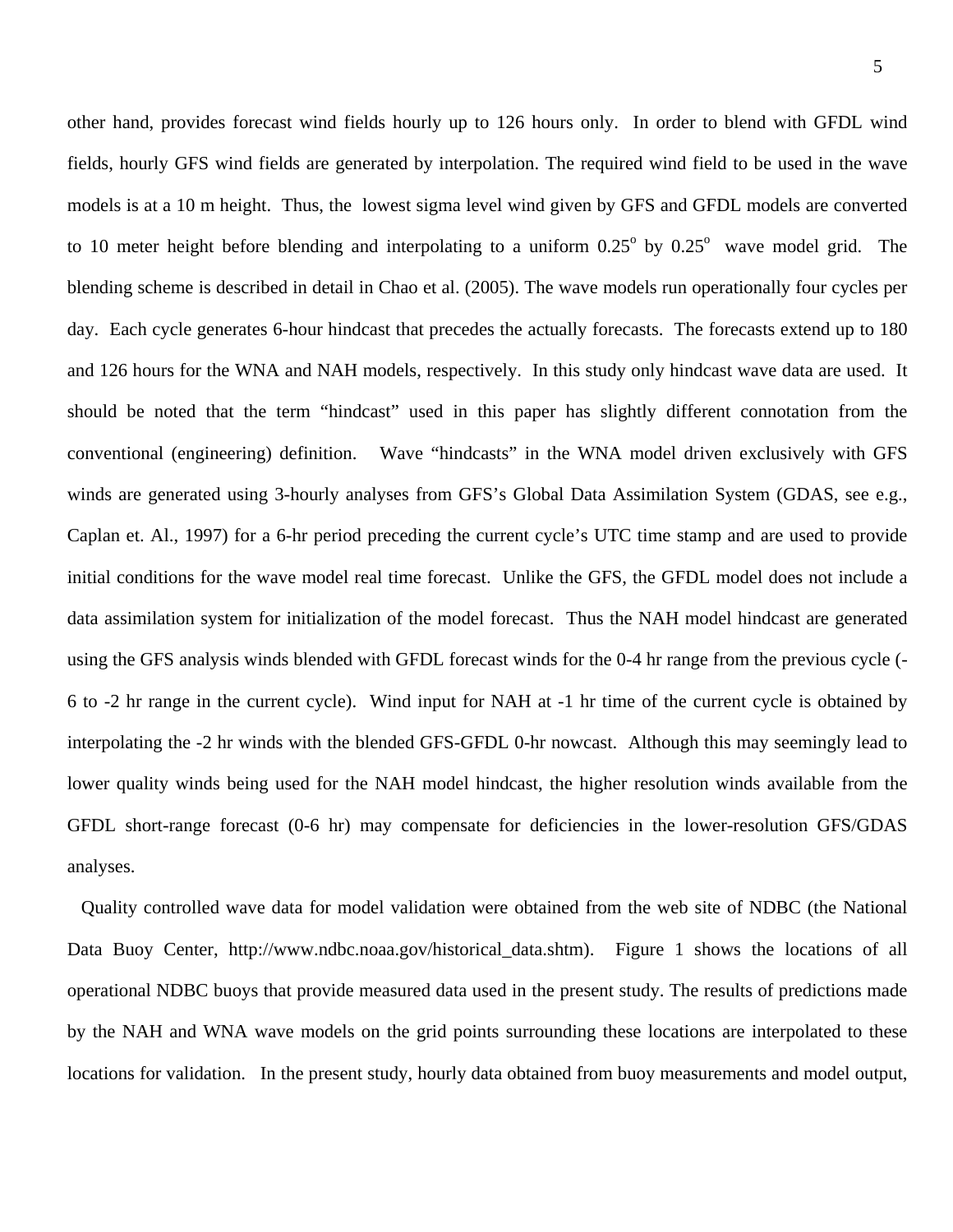other hand, provides forecast wind fields hourly up to 126 hours only. In order to blend with GFDL wind fields, hourly GFS wind fields are generated by interpolation. The required wind field to be used in the wave models is at a 10 m height. Thus, the lowest sigma level wind given by GFS and GFDL models are converted to 10 meter height before blending and interpolating to a uniform $0.25^o$ by $0.25^o$ wave model grid. The blending scheme is described in detail in Chao et al. (2005). The wave models run operationally four cycles per day. Each cycle generates 6-hour hindcast that precedes the actually forecasts. The forecasts extend up to 180 and 126 hours for the WNA and NAH models, respectively. In this study only hindcast wave data are used. It should be noted that the term "hindcast" used in this paper has slightly different connotation from the conventional (engineering) definition. Wave "hindcasts" in the WNA model driven exclusively with GFS winds are generated using 3-hourly analyses from GFS's Global Data Assimilation System (GDAS, see e.g., Caplan et. Al., 1997) for a 6-hr period preceding the current cycle's UTC time stamp and are used to provide initial conditions for the wave model real time forecast. Unlike the GFS, the GFDL model does not include a data assimilation system for initialization of the model forecast. Thus the NAH model hindcast are generated using the GFS analysis winds blended with GFDL forecast winds for the 0-4 hr range from the previous cycle (-6 to -2 hr range in the current cycle). Wind input for NAH at -1 hr time of the current cycle is obtained by interpolating the -2 hr winds with the blended GFS-GFDL 0-hr nowcast. Although this may seemingly lead to lower quality winds being used for the NAH model hindcast, the higher resolution winds available from the GFDL short-range forecast (0-6 hr) may compensate for deficiencies in the lower-resolution GFS/GDAS analyses.

Quality controlled wave data for model validation were obtained from the web site of NDBC (the National Data Buoy Center, http://www.ndbc.noaa.gov/historical_data.shtm). Figure 1 shows the locations of all operational NDBC buoys that provide measured data used in the present study. The results of predictions made by the NAH and WNA wave models on the grid points surrounding these locations are interpolated to these locations for validation. In the present study, hourly data obtained from buoy measurements and model output,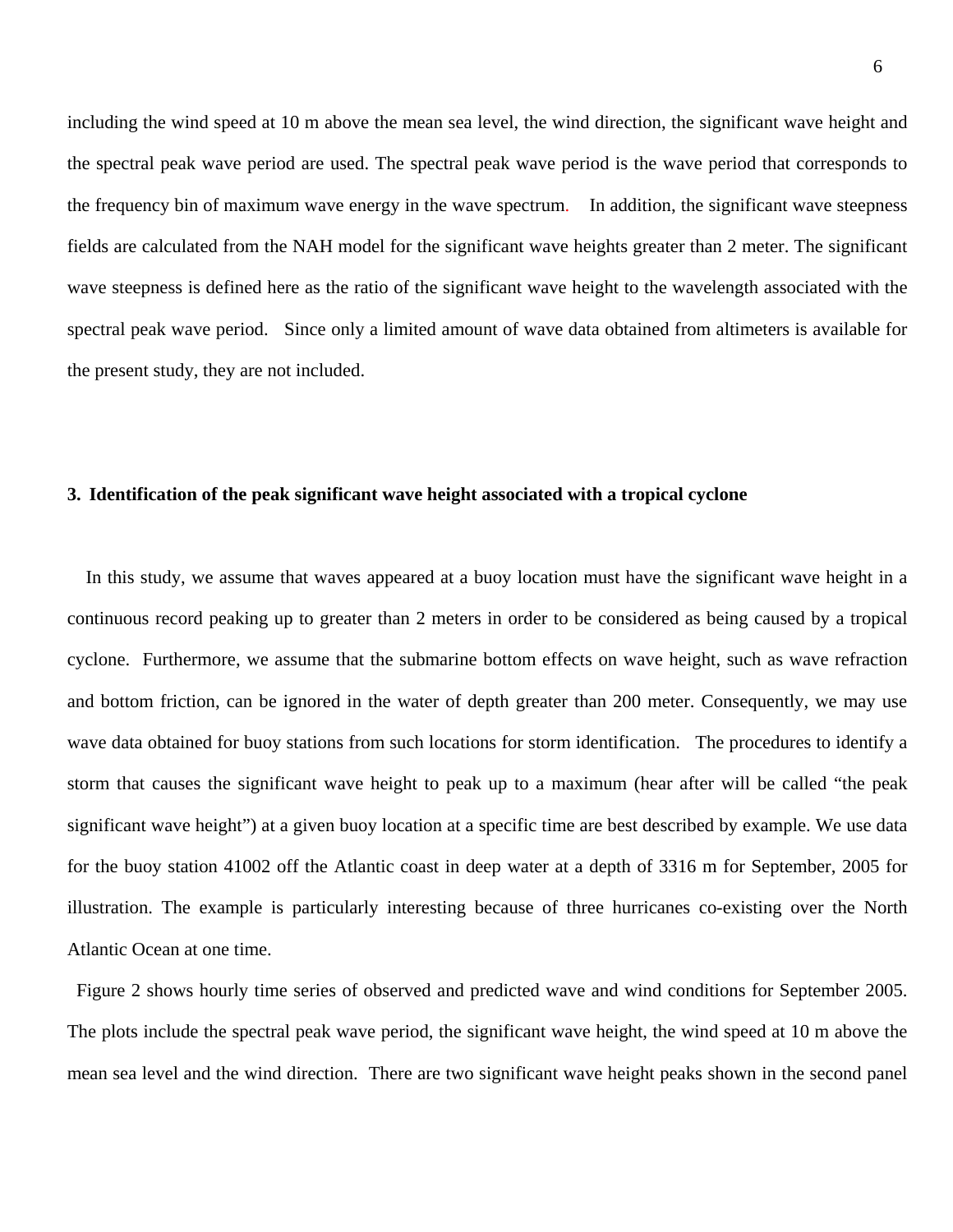including the wind speed at 10 m above the mean sea level, the wind direction, the significant wave height and the spectral peak wave period are used. The spectral peak wave period is the wave period that corresponds to the frequency bin of maximum wave energy in the wave spectrum. In addition, the significant wave steepness fields are calculated from the NAH model for the significant wave heights greater than 2 meter. The significant wave steepness is defined here as the ratio of the significant wave height to the wavelength associated with the spectral peak wave period. Since only a limited amount of wave data obtained from altimeters is available for the present study, they are not included.

**3. Identification of the peak significant wave height associated with a tropical cyclone**

In this study, we assume that waves appeared at a buoy location must have the significant wave height in a continuous record peaking up to greater than 2 meters in order to be considered as being caused by a tropical cyclone. Furthermore, we assume that the submarine bottom effects on wave height, such as wave refraction and bottom friction, can be ignored in the water of depth greater than 200 meter. Consequently, we may use wave data obtained for buoy stations from such locations for storm identification. The procedures to identify a storm that causes the significant wave height to peak up to a maximum (hear after will be called "the peak significant wave height") at a given buoy location at a specific time are best described by example. We use data for the buoy station 41002 off the Atlantic coast in deep water at a depth of 3316 m for September, 2005 for illustration. The example is particularly interesting because of three hurricanes co-existing over the North Atlantic Ocean at one time.

Figure 2 shows hourly time series of observed and predicted wave and wind conditions for September 2005. The plots include the spectral peak wave period, the significant wave height, the wind speed at 10 m above the mean sea level and the wind direction. There are two significant wave height peaks shown in the second panel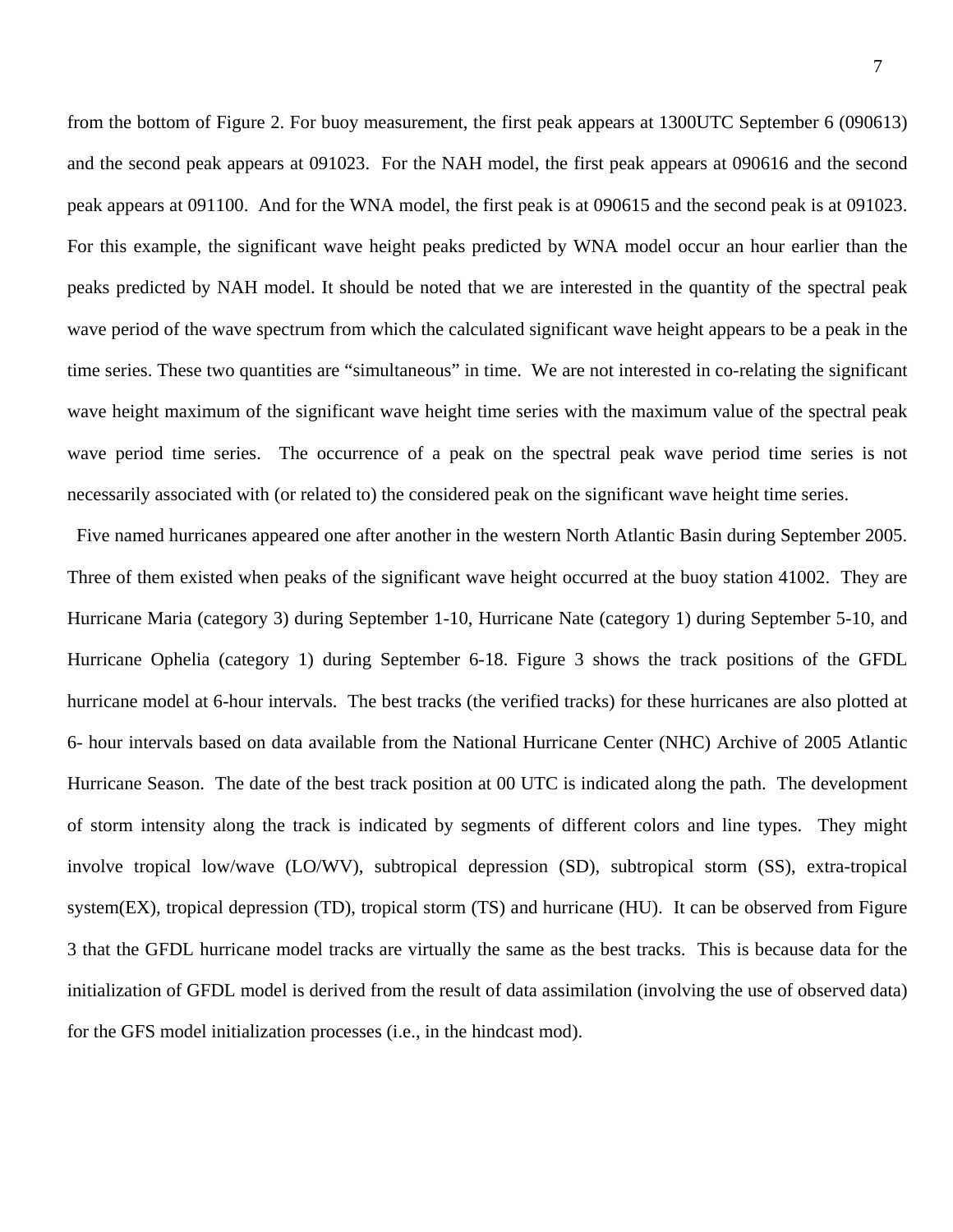from the bottom of Figure 2. For buoy measurement, the first peak appears at 1300UTC September 6 (090613) and the second peak appears at 091023. For the NAH model, the first peak appears at 090616 and the second peak appears at 091100. And for the WNA model, the first peak is at 090615 and the second peak is at 091023. For this example, the significant wave height peaks predicted by WNA model occur an hour earlier than the peaks predicted by NAH model. It should be noted that we are interested in the quantity of the spectral peak wave period of the wave spectrum from which the calculated significant wave height appears to be a peak in the time series. These two quantities are "simultaneous" in time. We are not interested in co-relating the significant wave height maximum of the significant wave height time series with the maximum value of the spectral peak wave period time series. The occurrence of a peak on the spectral peak wave period time series is not necessarily associated with (or related to) the considered peak on the significant wave height time series.

Five named hurricanes appeared one after another in the western North Atlantic Basin during September 2005. Three of them existed when peaks of the significant wave height occurred at the buoy station 41002. They are Hurricane Maria (category 3) during September 1-10, Hurricane Nate (category 1) during September 5-10, and Hurricane Ophelia (category 1) during September 6-18. Figure 3 shows the track positions of the GFDL hurricane model at 6-hour intervals. The best tracks (the verified tracks) for these hurricanes are also plotted at 6- hour intervals based on data available from the National Hurricane Center (NHC) Archive of 2005 Atlantic Hurricane Season. The date of the best track position at 00 UTC is indicated along the path. The development of storm intensity along the track is indicated by segments of different colors and line types. They might involve tropical low/wave (LO/WV), subtropical depression (SD), subtropical storm (SS), extra-tropical system(EX), tropical depression (TD), tropical storm (TS) and hurricane (HU). It can be observed from Figure 3 that the GFDL hurricane model tracks are virtually the same as the best tracks. This is because data for the initialization of GFDL model is derived from the result of data assimilation (involving the use of observed data) for the GFS model initialization processes (i.e., in the hindcast mod).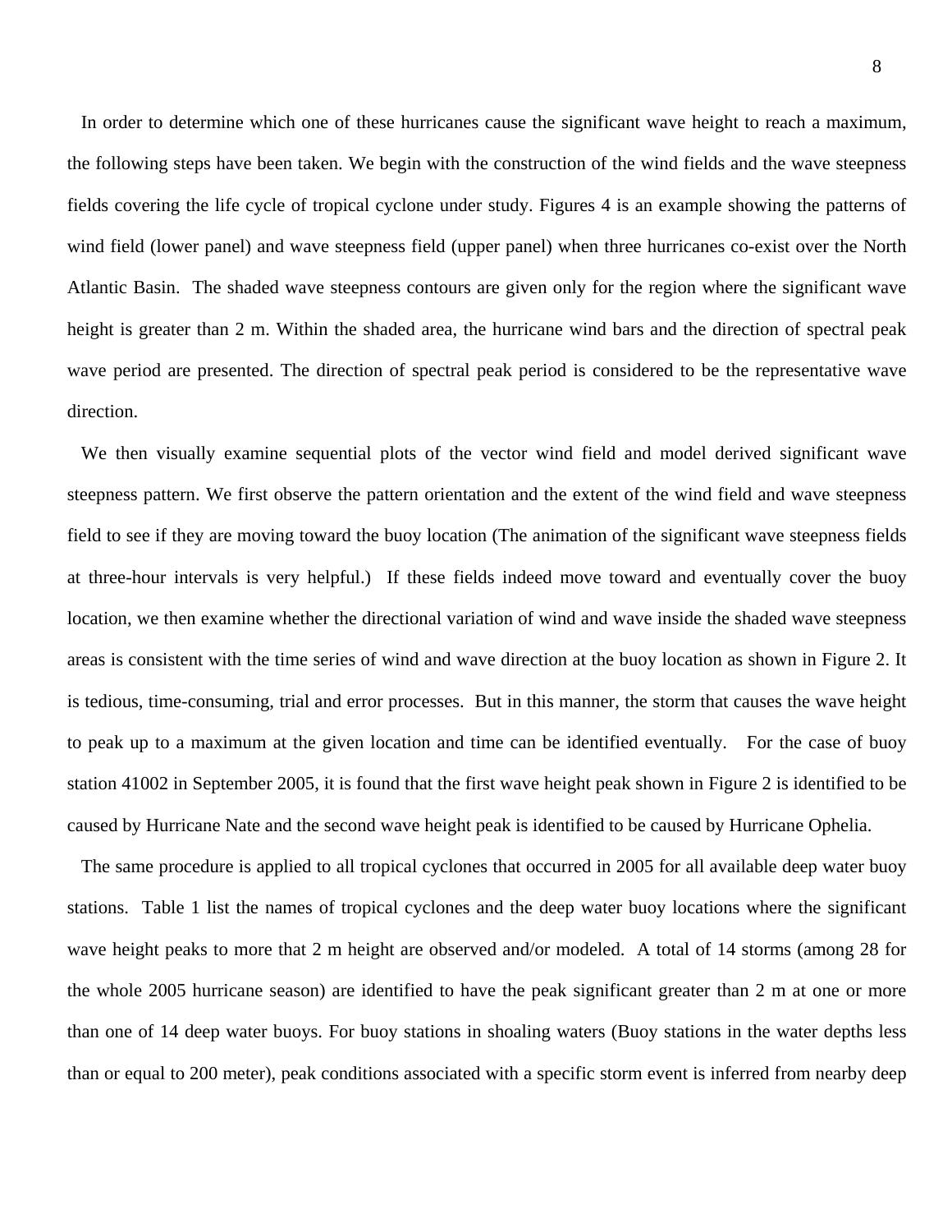In order to determine which one of these hurricanes cause the significant wave height to reach a maximum, the following steps have been taken. We begin with the construction of the wind fields and the wave steepness fields covering the life cycle of tropical cyclone under study. Figures 4 is an example showing the patterns of wind field (lower panel) and wave steepness field (upper panel) when three hurricanes co-exist over the North Atlantic Basin. The shaded wave steepness contours are given only for the region where the significant wave height is greater than 2 m. Within the shaded area, the hurricane wind bars and the direction of spectral peak wave period are presented. The direction of spectral peak period is considered to be the representative wave direction.

We then visually examine sequential plots of the vector wind field and model derived significant wave steepness pattern. We first observe the pattern orientation and the extent of the wind field and wave steepness field to see if they are moving toward the buoy location (The animation of the significant wave steepness fields at three-hour intervals is very helpful.) If these fields indeed move toward and eventually cover the buoy location, we then examine whether the directional variation of wind and wave inside the shaded wave steepness areas is consistent with the time series of wind and wave direction at the buoy location as shown in Figure 2. It is tedious, time-consuming, trial and error processes. But in this manner, the storm that causes the wave height to peak up to a maximum at the given location and time can be identified eventually. For the case of buoy station 41002 in September 2005, it is found that the first wave height peak shown in Figure 2 is identified to be caused by Hurricane Nate and the second wave height peak is identified to be caused by Hurricane Ophelia.

The same procedure is applied to all tropical cyclones that occurred in 2005 for all available deep water buoy stations. Table 1 list the names of tropical cyclones and the deep water buoy locations where the significant wave height peaks to more that 2 m height are observed and/or modeled. A total of 14 storms (among 28 for the whole 2005 hurricane season) are identified to have the peak significant greater than 2 m at one or more than one of 14 deep water buoys. For buoy stations in shoaling waters (Buoy stations in the water depths less than or equal to 200 meter), peak conditions associated with a specific storm event is inferred from nearby deep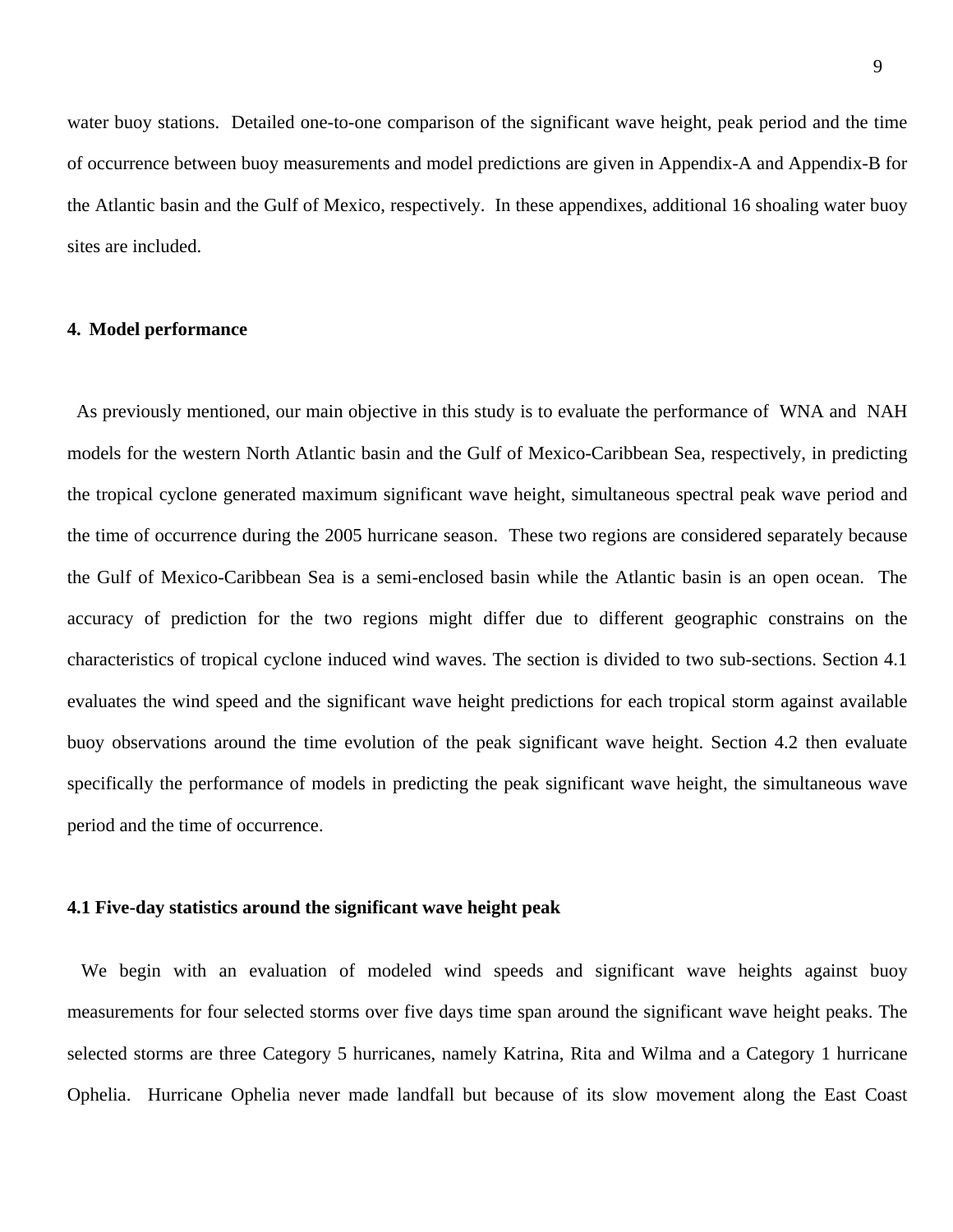water buoy stations. Detailed one-to-one comparison of the significant wave height, peak period and the time of occurrence between buoy measurements and model predictions are given in Appendix-A and Appendix-B for the Atlantic basin and the Gulf of Mexico, respectively. In these appendixes, additional 16 shoaling water buoy sites are included.

## 4. Model performance

As previously mentioned, our main objective in this study is to evaluate the performance of WNA and NAH models for the western North Atlantic basin and the Gulf of Mexico-Caribbean Sea, respectively, in predicting the tropical cyclone generated maximum significant wave height, simultaneous spectral peak wave period and the time of occurrence during the 2005 hurricane season. These two regions are considered separately because the Gulf of Mexico-Caribbean Sea is a semi-enclosed basin while the Atlantic basin is an open ocean. The accuracy of prediction for the two regions might differ due to different geographic constrains on the characteristics of tropical cyclone induced wind waves. The section is divided to two sub-sections. Section 4.1 evaluates the wind speed and the significant wave height predictions for each tropical storm against available buoy observations around the time evolution of the peak significant wave height. Section 4.2 then evaluate specifically the performance of models in predicting the peak significant wave height, the simultaneous wave period and the time of occurrence.

### 4.1 Five-day statistics around the significant wave height peak

We begin with an evaluation of modeled wind speeds and significant wave heights against buoy measurements for four selected storms over five days time span around the significant wave height peaks. The selected storms are three Category 5 hurricanes, namely Katrina, Rita and Wilma and a Category 1 hurricane Ophelia. Hurricane Ophelia never made landfall but because of its slow movement along the East Coast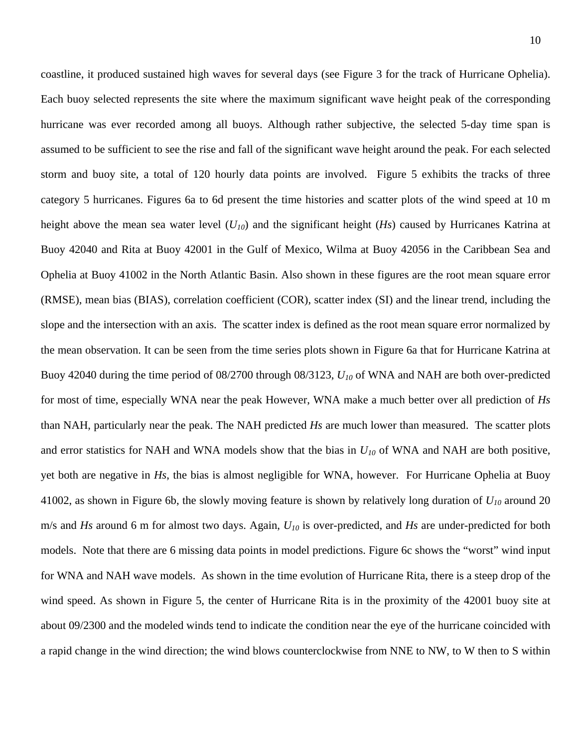coastline, it produced sustained high waves for several days (see Figure 3 for the track of Hurricane Ophelia). Each buoy selected represents the site where the maximum significant wave height peak of the corresponding hurricane was ever recorded among all buoys. Although rather subjective, the selected 5-day time span is assumed to be sufficient to see the rise and fall of the significant wave height around the peak. For each selected storm and buoy site, a total of 120 hourly data points are involved. Figure 5 exhibits the tracks of three category 5 hurricanes. Figures 6a to 6d present the time histories and scatter plots of the wind speed at 10 m height above the mean sea water level ($U_{10}$) and the significant height ($Hs$) caused by Hurricanes Katrina at Buoy 42040 and Rita at Buoy 42001 in the Gulf of Mexico, Wilma at Buoy 42056 in the Caribbean Sea and Ophelia at Buoy 41002 in the North Atlantic Basin. Also shown in these figures are the root mean square error (RMSE), mean bias (BIAS), correlation coefficient (COR), scatter index (SI) and the linear trend, including the slope and the intersection with an axis. The scatter index is defined as the root mean square error normalized by the mean observation. It can be seen from the time series plots shown in Figure 6a that for Hurricane Katrina at Buoy 42040 during the time period of 08/2700 through 08/3123, $U_{10}$ of WNA and NAH are both over-predicted for most of time, especially WNA near the peak However, WNA make a much better over all prediction of $Hs$ than NAH, particularly near the peak. The NAH predicted $Hs$ are much lower than measured. The scatter plots and error statistics for NAH and WNA models show that the bias in $U_{10}$ of WNA and NAH are both positive, yet both are negative in $Hs$, the bias is almost negligible for WNA, however. For Hurricane Ophelia at Buoy 41002, as shown in Figure 6b, the slowly moving feature is shown by relatively long duration of $U_{10}$ around 20 m/s and $Hs$ around 6 m for almost two days. Again, $U_{10}$ is over-predicted, and $Hs$ are under-predicted for both models. Note that there are 6 missing data points in model predictions. Figure 6c shows the "worst" wind input for WNA and NAH wave models. As shown in the time evolution of Hurricane Rita, there is a steep drop of the wind speed. As shown in Figure 5, the center of Hurricane Rita is in the proximity of the 42001 buoy site at about 09/2300 and the modeled winds tend to indicate the condition near the eye of the hurricane coincided with a rapid change in the wind direction; the wind blows counterclockwise from NNE to NW, to W then to S within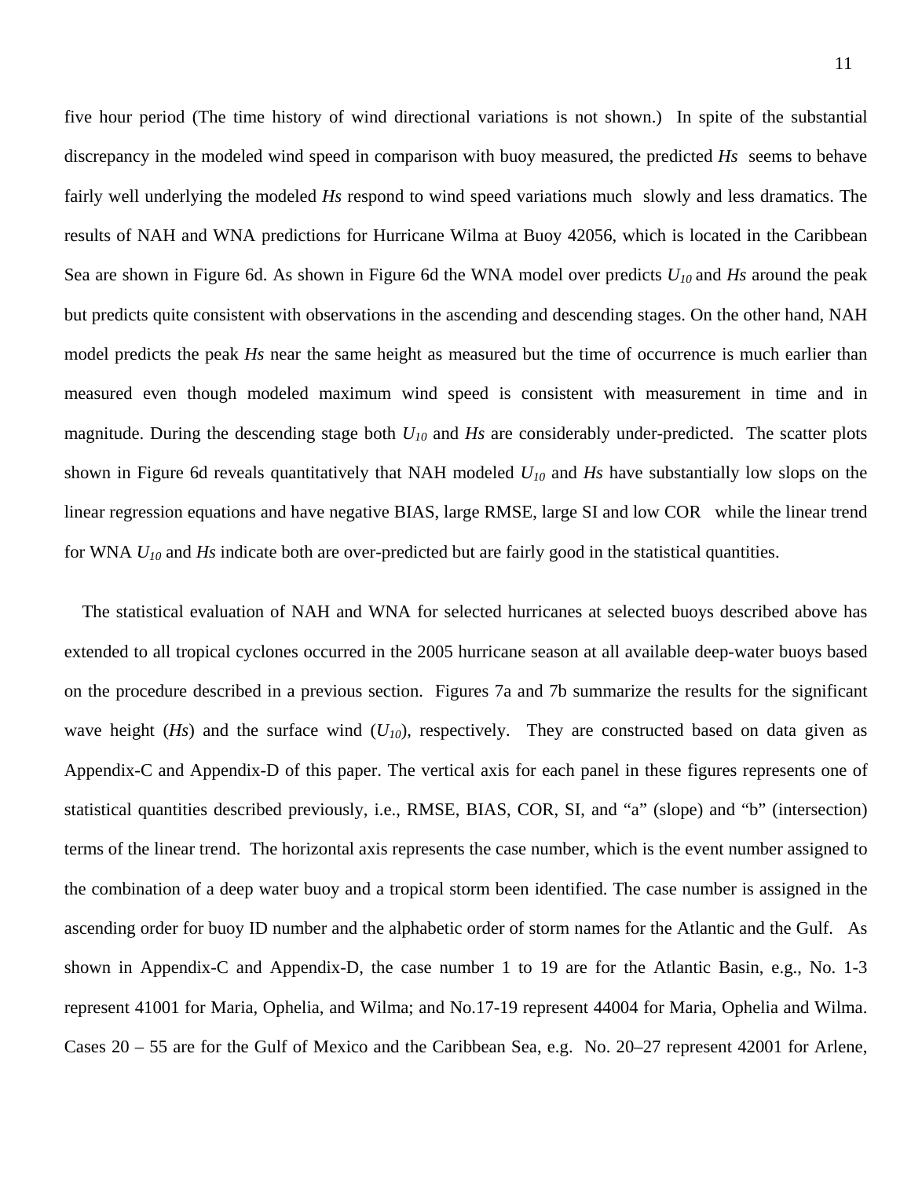five hour period (The time history of wind directional variations is not shown.) In spite of the substantial discrepancy in the modeled wind speed in comparison with buoy measured, the predicted *Hs* seems to behave fairly well underlying the modeled *Hs* respond to wind speed variations much slowly and less dramatics. The results of NAH and WNA predictions for Hurricane Wilma at Buoy 42056, which is located in the Caribbean Sea are shown in Figure 6d. As shown in Figure 6d the WNA model over predicts $U_{10}$ and *Hs* around the peak but predicts quite consistent with observations in the ascending and descending stages. On the other hand, NAH model predicts the peak *Hs* near the same height as measured but the time of occurrence is much earlier than measured even though modeled maximum wind speed is consistent with measurement in time and in magnitude. During the descending stage both $U_{10}$ and *Hs* are considerably under-predicted. The scatter plots shown in Figure 6d reveals quantitatively that NAH modeled $U_{10}$ and *Hs* have substantially low slops on the linear regression equations and have negative BIAS, large RMSE, large SI and low COR while the linear trend for WNA $U_{10}$ and *Hs* indicate both are over-predicted but are fairly good in the statistical quantities.

The statistical evaluation of NAH and WNA for selected hurricanes at selected buoys described above has extended to all tropical cyclones occurred in the 2005 hurricane season at all available deep-water buoys based on the procedure described in a previous section. Figures 7a and 7b summarize the results for the significant wave height (*Hs*) and the surface wind ($U_{10}$), respectively. They are constructed based on data given as Appendix-C and Appendix-D of this paper. The vertical axis for each panel in these figures represents one of statistical quantities described previously, i.e., RMSE, BIAS, COR, SI, and "a" (slope) and "b" (intersection) terms of the linear trend. The horizontal axis represents the case number, which is the event number assigned to the combination of a deep water buoy and a tropical storm been identified. The case number is assigned in the ascending order for buoy ID number and the alphabetic order of storm names for the Atlantic and the Gulf. As shown in Appendix-C and Appendix-D, the case number 1 to 19 are for the Atlantic Basin, e.g., No. 1-3 represent 41001 for Maria, Ophelia, and Wilma; and No.17-19 represent 44004 for Maria, Ophelia and Wilma. Cases 20 – 55 are for the Gulf of Mexico and the Caribbean Sea, e.g. No. 20–27 represent 42001 for Arlene,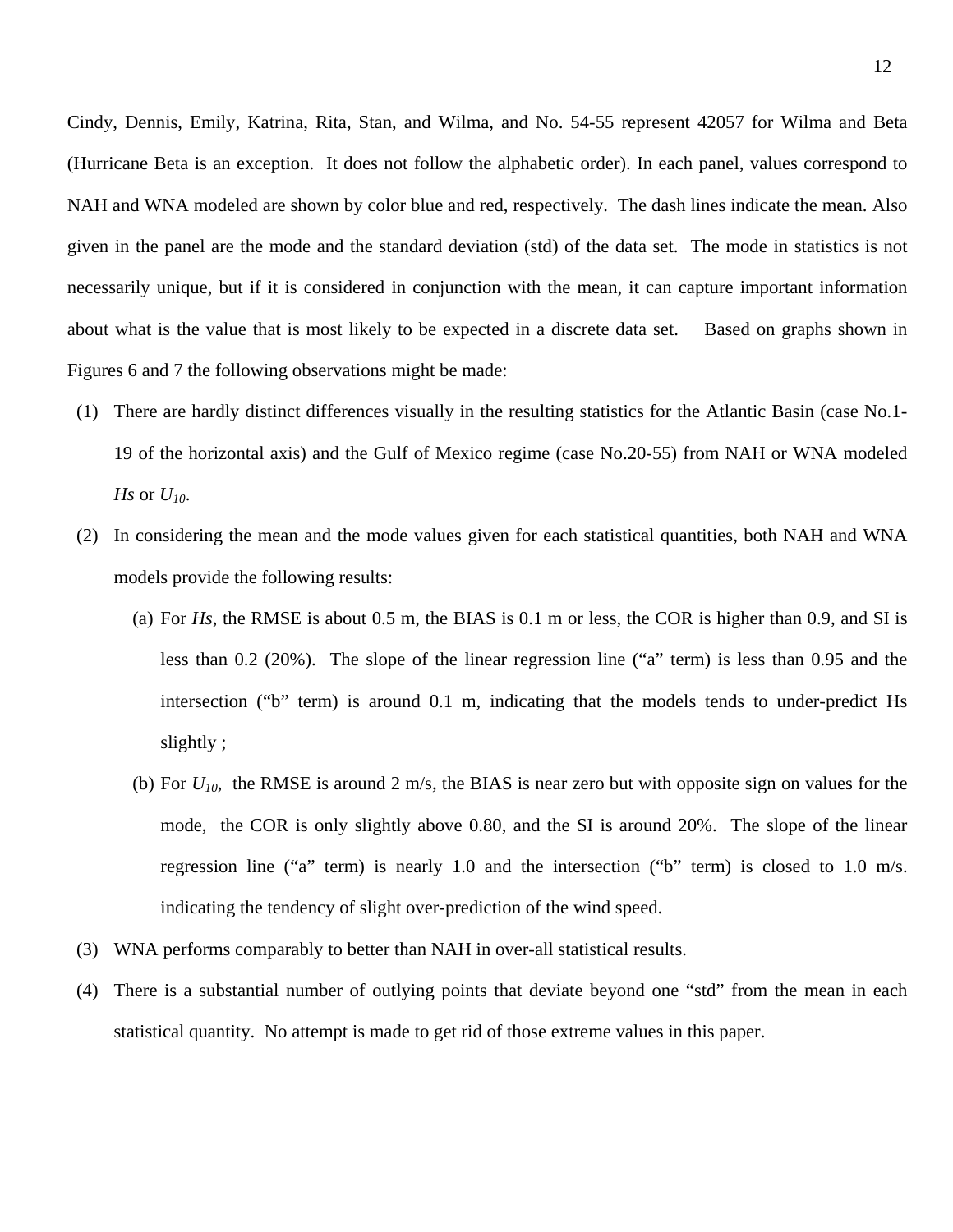Cindy, Dennis, Emily, Katrina, Rita, Stan, and Wilma, and No. 54-55 represent 42057 for Wilma and Beta (Hurricane Beta is an exception. It does not follow the alphabetic order). In each panel, values correspond to NAH and WNA modeled are shown by color blue and red, respectively. The dash lines indicate the mean. Also given in the panel are the mode and the standard deviation (std) of the data set. The mode in statistics is not necessarily unique, but if it is considered in conjunction with the mean, it can capture important information about what is the value that is most likely to be expected in a discrete data set. Based on graphs shown in Figures 6 and 7 the following observations might be made:

(1) There are hardly distinct differences visually in the resulting statistics for the Atlantic Basin (case No.1-19 of the horizontal axis) and the Gulf of Mexico regime (case No.20-55) from NAH or WNA modeled *Hs* or $U_{10}$.

(2) In considering the mean and the mode values given for each statistical quantities, both NAH and WNA models provide the following results:

   (a) For *Hs*, the RMSE is about 0.5 m, the BIAS is 0.1 m or less, the COR is higher than 0.9, and SI is less than 0.2 (20%). The slope of the linear regression line ("a" term) is less than 0.95 and the intersection ("b" term) is around 0.1 m, indicating that the models tends to under-predict Hs slightly ;

   (b) For $U_{10}$, the RMSE is around 2 m/s, the BIAS is near zero but with opposite sign on values for the mode, the COR is only slightly above 0.80, and the SI is around 20%. The slope of the linear regression line ("a" term) is nearly 1.0 and the intersection ("b" term) is closed to 1.0 m/s. indicating the tendency of slight over-prediction of the wind speed.

(3) WNA performs comparably to better than NAH in over-all statistical results.

(4) There is a substantial number of outlying points that deviate beyond one "std" from the mean in each statistical quantity. No attempt is made to get rid of those extreme values in this paper.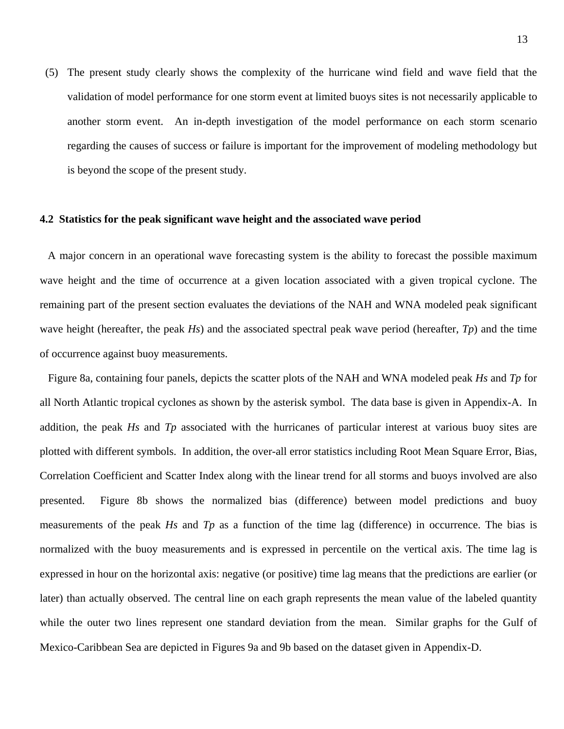(5) The present study clearly shows the complexity of the hurricane wind field and wave field that the validation of model performance for one storm event at limited buoys sites is not necessarily applicable to another storm event. An in-depth investigation of the model performance on each storm scenario regarding the causes of success or failure is important for the improvement of modeling methodology but is beyond the scope of the present study.

### 4.2 Statistics for the peak significant wave height and the associated wave period

A major concern in an operational wave forecasting system is the ability to forecast the possible maximum wave height and the time of occurrence at a given location associated with a given tropical cyclone. The remaining part of the present section evaluates the deviations of the NAH and WNA modeled peak significant wave height (hereafter, the peak *Hs*) and the associated spectral peak wave period (hereafter, *Tp*) and the time of occurrence against buoy measurements.

Figure 8a, containing four panels, depicts the scatter plots of the NAH and WNA modeled peak *Hs* and *Tp* for all North Atlantic tropical cyclones as shown by the asterisk symbol. The data base is given in Appendix-A. In addition, the peak *Hs* and *Tp* associated with the hurricanes of particular interest at various buoy sites are plotted with different symbols. In addition, the over-all error statistics including Root Mean Square Error, Bias, Correlation Coefficient and Scatter Index along with the linear trend for all storms and buoys involved are also presented. Figure 8b shows the normalized bias (difference) between model predictions and buoy measurements of the peak *Hs* and *Tp* as a function of the time lag (difference) in occurrence. The bias is normalized with the buoy measurements and is expressed in percentile on the vertical axis. The time lag is expressed in hour on the horizontal axis: negative (or positive) time lag means that the predictions are earlier (or later) than actually observed. The central line on each graph represents the mean value of the labeled quantity while the outer two lines represent one standard deviation from the mean. Similar graphs for the Gulf of Mexico-Caribbean Sea are depicted in Figures 9a and 9b based on the dataset given in Appendix-D.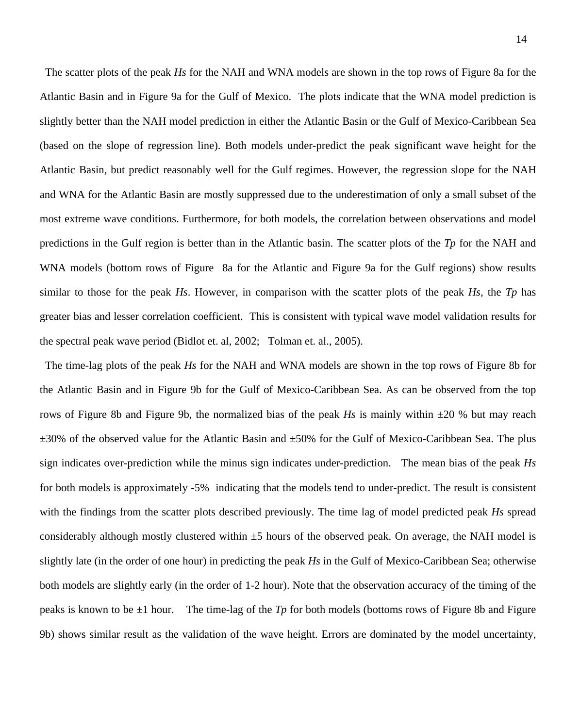The scatter plots of the peak *Hs* for the NAH and WNA models are shown in the top rows of Figure 8a for the Atlantic Basin and in Figure 9a for the Gulf of Mexico. The plots indicate that the WNA model prediction is slightly better than the NAH model prediction in either the Atlantic Basin or the Gulf of Mexico-Caribbean Sea (based on the slope of regression line). Both models under-predict the peak significant wave height for the Atlantic Basin, but predict reasonably well for the Gulf regimes. However, the regression slope for the NAH and WNA for the Atlantic Basin are mostly suppressed due to the underestimation of only a small subset of the most extreme wave conditions. Furthermore, for both models, the correlation between observations and model predictions in the Gulf region is better than in the Atlantic basin. The scatter plots of the *Tp* for the NAH and WNA models (bottom rows of Figure 8a for the Atlantic and Figure 9a for the Gulf regions) show results similar to those for the peak *Hs*. However, in comparison with the scatter plots of the peak *Hs*, the *Tp* has greater bias and lesser correlation coefficient. This is consistent with typical wave model validation results for the spectral peak wave period (Bidlot et. al, 2002; Tolman et. al., 2005).

The time-lag plots of the peak *Hs* for the NAH and WNA models are shown in the top rows of Figure 8b for the Atlantic Basin and in Figure 9b for the Gulf of Mexico-Caribbean Sea. As can be observed from the top rows of Figure 8b and Figure 9b, the normalized bias of the peak *Hs* is mainly within ±20 % but may reach ±30% of the observed value for the Atlantic Basin and ±50% for the Gulf of Mexico-Caribbean Sea. The plus sign indicates over-prediction while the minus sign indicates under-prediction. The mean bias of the peak *Hs* for both models is approximately -5% indicating that the models tend to under-predict. The result is consistent with the findings from the scatter plots described previously. The time lag of model predicted peak *Hs* spread considerably although mostly clustered within ±5 hours of the observed peak. On average, the NAH model is slightly late (in the order of one hour) in predicting the peak *Hs* in the Gulf of Mexico-Caribbean Sea; otherwise both models are slightly early (in the order of 1-2 hour). Note that the observation accuracy of the timing of the peaks is known to be ±1 hour. The time-lag of the *Tp* for both models (bottoms rows of Figure 8b and Figure 9b) shows similar result as the validation of the wave height. Errors are dominated by the model uncertainty,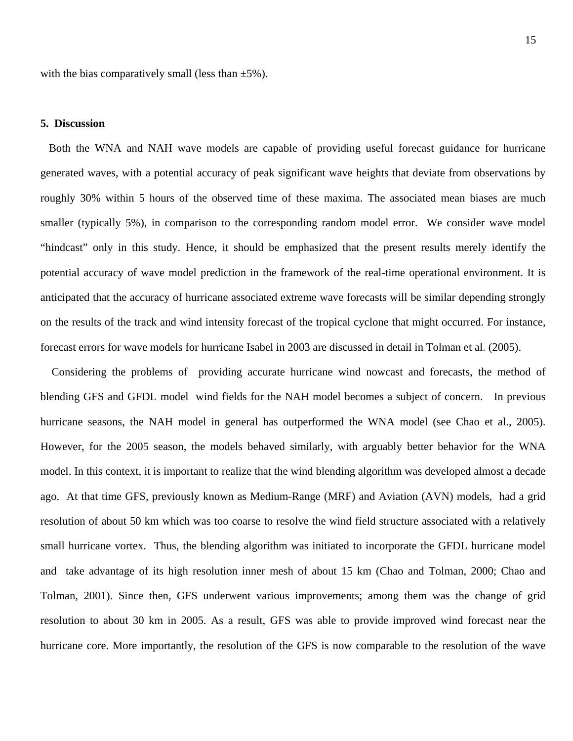with the bias comparatively small (less than ±5%).

## 5. Discussion

Both the WNA and NAH wave models are capable of providing useful forecast guidance for hurricane generated waves, with a potential accuracy of peak significant wave heights that deviate from observations by roughly 30% within 5 hours of the observed time of these maxima. The associated mean biases are much smaller (typically 5%), in comparison to the corresponding random model error. We consider wave model "hindcast" only in this study. Hence, it should be emphasized that the present results merely identify the potential accuracy of wave model prediction in the framework of the real-time operational environment. It is anticipated that the accuracy of hurricane associated extreme wave forecasts will be similar depending strongly on the results of the track and wind intensity forecast of the tropical cyclone that might occurred. For instance, forecast errors for wave models for hurricane Isabel in 2003 are discussed in detail in Tolman et al. (2005).

Considering the problems of providing accurate hurricane wind nowcast and forecasts, the method of blending GFS and GFDL model wind fields for the NAH model becomes a subject of concern. In previous hurricane seasons, the NAH model in general has outperformed the WNA model (see Chao et al., 2005). However, for the 2005 season, the models behaved similarly, with arguably better behavior for the WNA model. In this context, it is important to realize that the wind blending algorithm was developed almost a decade ago. At that time GFS, previously known as Medium-Range (MRF) and Aviation (AVN) models, had a grid resolution of about 50 km which was too coarse to resolve the wind field structure associated with a relatively small hurricane vortex. Thus, the blending algorithm was initiated to incorporate the GFDL hurricane model and take advantage of its high resolution inner mesh of about 15 km (Chao and Tolman, 2000; Chao and Tolman, 2001). Since then, GFS underwent various improvements; among them was the change of grid resolution to about 30 km in 2005. As a result, GFS was able to provide improved wind forecast near the hurricane core. More importantly, the resolution of the GFS is now comparable to the resolution of the wave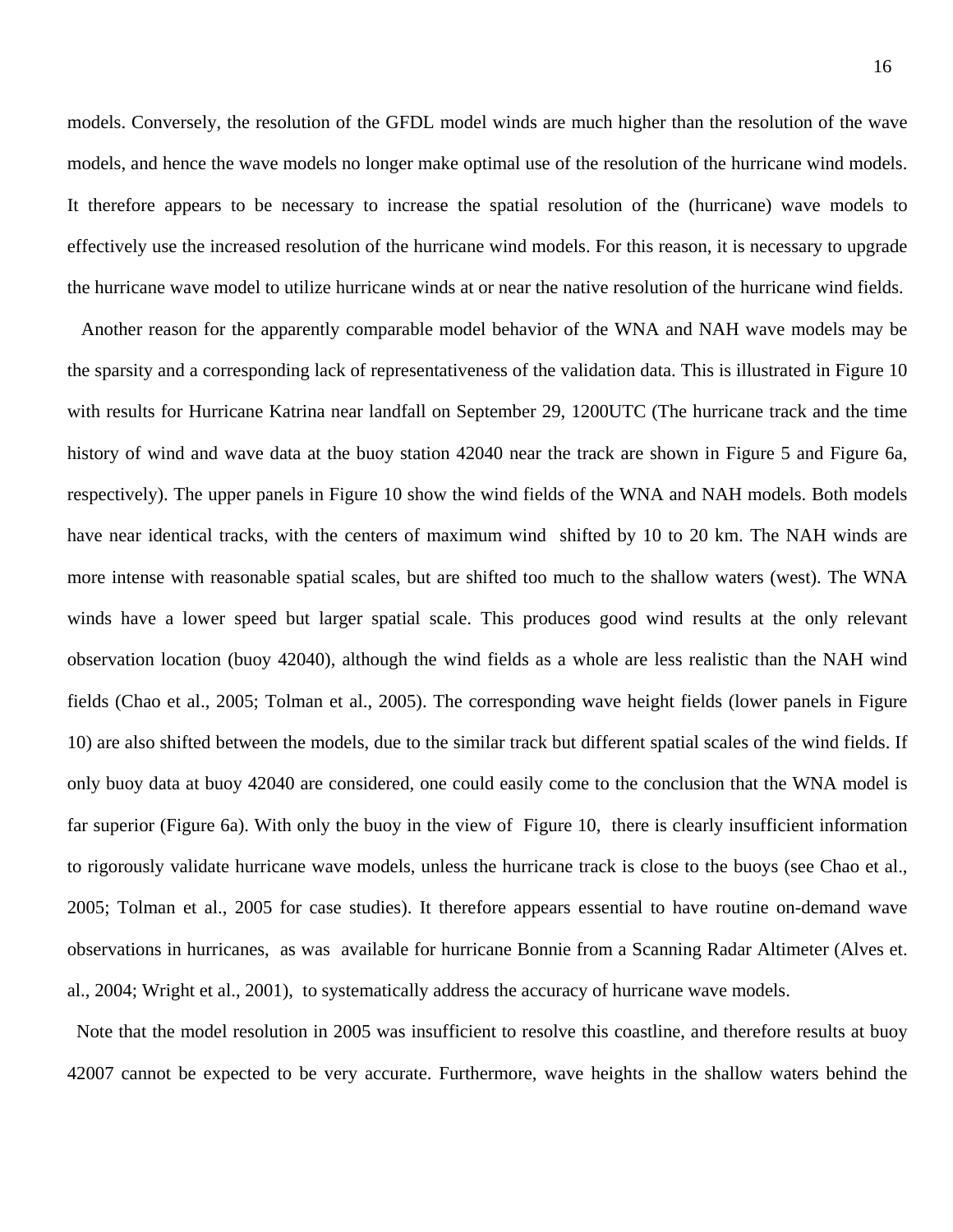models. Conversely, the resolution of the GFDL model winds are much higher than the resolution of the wave models, and hence the wave models no longer make optimal use of the resolution of the hurricane wind models. It therefore appears to be necessary to increase the spatial resolution of the (hurricane) wave models to effectively use the increased resolution of the hurricane wind models. For this reason, it is necessary to upgrade the hurricane wave model to utilize hurricane winds at or near the native resolution of the hurricane wind fields.

Another reason for the apparently comparable model behavior of the WNA and NAH wave models may be the sparsity and a corresponding lack of representativeness of the validation data. This is illustrated in Figure 10 with results for Hurricane Katrina near landfall on September 29, 1200UTC (The hurricane track and the time history of wind and wave data at the buoy station 42040 near the track are shown in Figure 5 and Figure 6a, respectively). The upper panels in Figure 10 show the wind fields of the WNA and NAH models. Both models have near identical tracks, with the centers of maximum wind shifted by 10 to 20 km. The NAH winds are more intense with reasonable spatial scales, but are shifted too much to the shallow waters (west). The WNA winds have a lower speed but larger spatial scale. This produces good wind results at the only relevant observation location (buoy 42040), although the wind fields as a whole are less realistic than the NAH wind fields (Chao et al., 2005; Tolman et al., 2005). The corresponding wave height fields (lower panels in Figure 10) are also shifted between the models, due to the similar track but different spatial scales of the wind fields. If only buoy data at buoy 42040 are considered, one could easily come to the conclusion that the WNA model is far superior (Figure 6a). With only the buoy in the view of Figure 10, there is clearly insufficient information to rigorously validate hurricane wave models, unless the hurricane track is close to the buoys (see Chao et al., 2005; Tolman et al., 2005 for case studies). It therefore appears essential to have routine on-demand wave observations in hurricanes, as was available for hurricane Bonnie from a Scanning Radar Altimeter (Alves et. al., 2004; Wright et al., 2001), to systematically address the accuracy of hurricane wave models.

Note that the model resolution in 2005 was insufficient to resolve this coastline, and therefore results at buoy 42007 cannot be expected to be very accurate. Furthermore, wave heights in the shallow waters behind the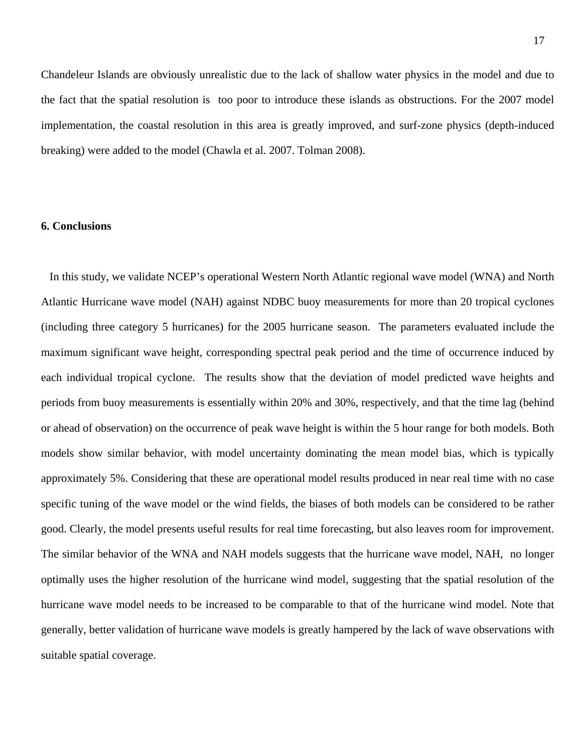Chandeleur Islands are obviously unrealistic due to the lack of shallow water physics in the model and due to the fact that the spatial resolution is too poor to introduce these islands as obstructions. For the 2007 model implementation, the coastal resolution in this area is greatly improved, and surf-zone physics (depth-induced breaking) were added to the model (Chawla et al. 2007. Tolman 2008).

## 6. Conclusions

In this study, we validate NCEP's operational Western North Atlantic regional wave model (WNA) and North Atlantic Hurricane wave model (NAH) against NDBC buoy measurements for more than 20 tropical cyclones (including three category 5 hurricanes) for the 2005 hurricane season. The parameters evaluated include the maximum significant wave height, corresponding spectral peak period and the time of occurrence induced by each individual tropical cyclone. The results show that the deviation of model predicted wave heights and periods from buoy measurements is essentially within 20% and 30%, respectively, and that the time lag (behind or ahead of observation) on the occurrence of peak wave height is within the 5 hour range for both models. Both models show similar behavior, with model uncertainty dominating the mean model bias, which is typically approximately 5%. Considering that these are operational model results produced in near real time with no case specific tuning of the wave model or the wind fields, the biases of both models can be considered to be rather good. Clearly, the model presents useful results for real time forecasting, but also leaves room for improvement. The similar behavior of the WNA and NAH models suggests that the hurricane wave model, NAH, no longer optimally uses the higher resolution of the hurricane wind model, suggesting that the spatial resolution of the hurricane wave model needs to be increased to be comparable to that of the hurricane wind model. Note that generally, better validation of hurricane wave models is greatly hampered by the lack of wave observations with suitable spatial coverage.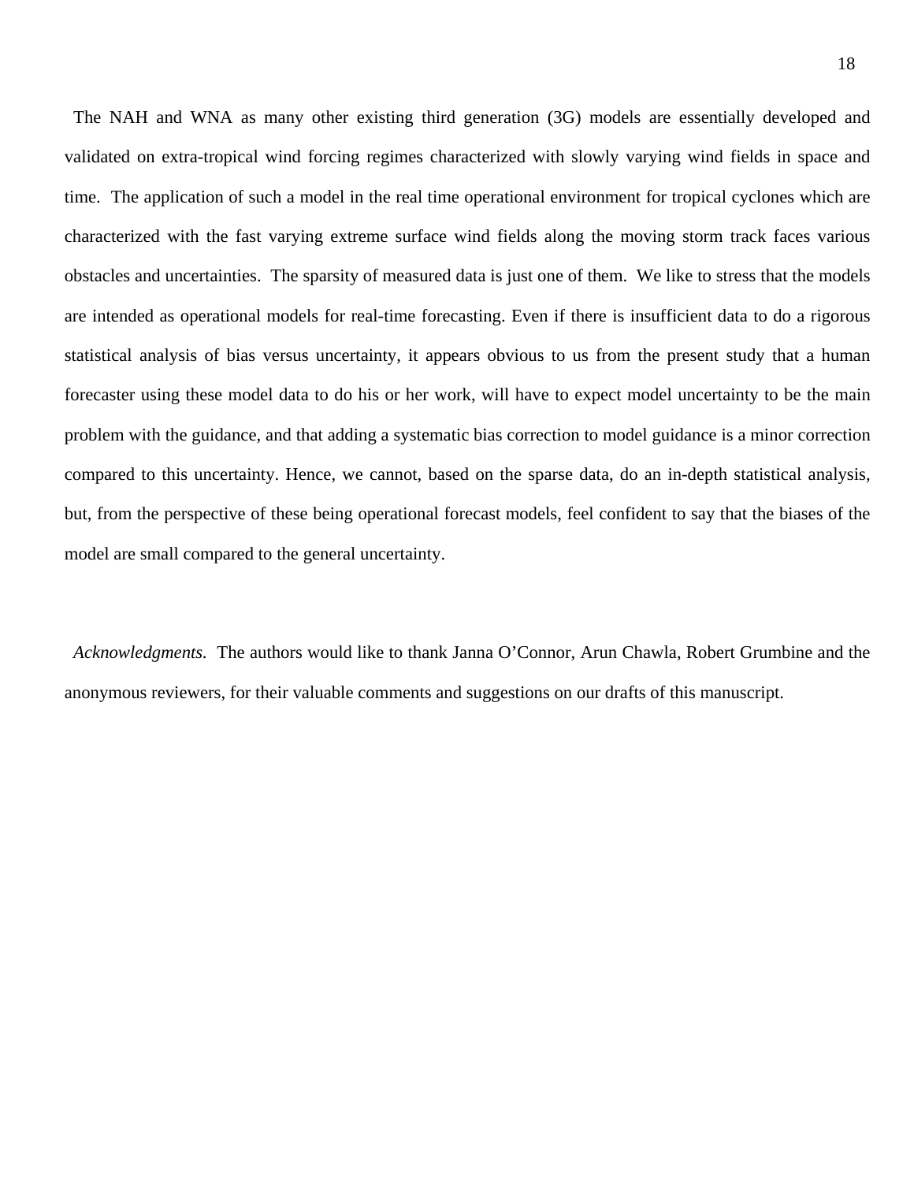The NAH and WNA as many other existing third generation (3G) models are essentially developed and validated on extra-tropical wind forcing regimes characterized with slowly varying wind fields in space and time. The application of such a model in the real time operational environment for tropical cyclones which are characterized with the fast varying extreme surface wind fields along the moving storm track faces various obstacles and uncertainties. The sparsity of measured data is just one of them. We like to stress that the models are intended as operational models for real-time forecasting. Even if there is insufficient data to do a rigorous statistical analysis of bias versus uncertainty, it appears obvious to us from the present study that a human forecaster using these model data to do his or her work, will have to expect model uncertainty to be the main problem with the guidance, and that adding a systematic bias correction to model guidance is a minor correction compared to this uncertainty. Hence, we cannot, based on the sparse data, do an in-depth statistical analysis, but, from the perspective of these being operational forecast models, feel confident to say that the biases of the model are small compared to the general uncertainty.

*Acknowledgments.* The authors would like to thank Janna O'Connor, Arun Chawla, Robert Grumbine and the anonymous reviewers, for their valuable comments and suggestions on our drafts of this manuscript.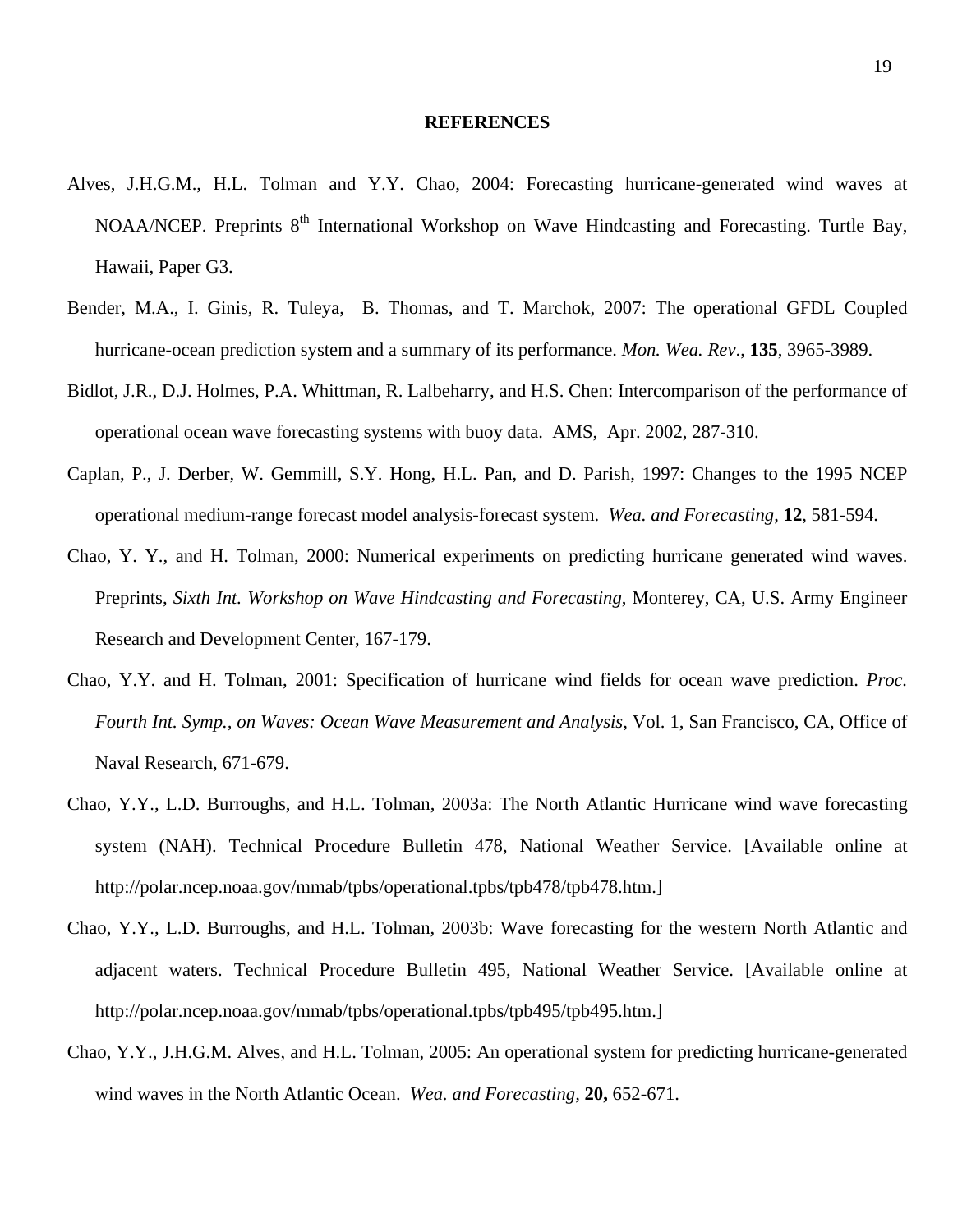# REFERENCES

Alves, J.H.G.M., H.L. Tolman and Y.Y. Chao, 2004: Forecasting hurricane-generated wind waves at NOAA/NCEP. Preprints 8th International Workshop on Wave Hindcasting and Forecasting. Turtle Bay, Hawaii, Paper G3.

Bender, M.A., I. Ginis, R. Tuleya, B. Thomas, and T. Marchok, 2007: The operational GFDL Coupled hurricane-ocean prediction system and a summary of its performance. *Mon. Wea. Rev*., **135**, 3965-3989.

Bidlot, J.R., D.J. Holmes, P.A. Whittman, R. Lalbeharry, and H.S. Chen: Intercomparison of the performance of operational ocean wave forecasting systems with buoy data. AMS, Apr. 2002, 287-310.

Caplan, P., J. Derber, W. Gemmill, S.Y. Hong, H.L. Pan, and D. Parish, 1997: Changes to the 1995 NCEP operational medium-range forecast model analysis-forecast system. *Wea. and Forecasting*, **12**, 581-594.

Chao, Y. Y., and H. Tolman, 2000: Numerical experiments on predicting hurricane generated wind waves. Preprints, *Sixth Int. Workshop on Wave Hindcasting and Forecasting*, Monterey, CA, U.S. Army Engineer Research and Development Center, 167-179.

Chao, Y.Y. and H. Tolman, 2001: Specification of hurricane wind fields for ocean wave prediction. *Proc. Fourth Int. Symp., on Waves: Ocean Wave Measurement and Analysis*, Vol. 1, San Francisco, CA, Office of Naval Research, 671-679.

Chao, Y.Y., L.D. Burroughs, and H.L. Tolman, 2003a: The North Atlantic Hurricane wind wave forecasting system (NAH). Technical Procedure Bulletin 478, National Weather Service. [Available online at http://polar.ncep.noaa.gov/mmab/tpbs/operational.tpbs/tpb478/tpb478.htm.]

Chao, Y.Y., L.D. Burroughs, and H.L. Tolman, 2003b: Wave forecasting for the western North Atlantic and adjacent waters. Technical Procedure Bulletin 495, National Weather Service. [Available online at http://polar.ncep.noaa.gov/mmab/tpbs/operational.tpbs/tpb495/tpb495.htm.]

Chao, Y.Y., J.H.G.M. Alves, and H.L. Tolman, 2005: An operational system for predicting hurricane-generated wind waves in the North Atlantic Ocean. *Wea. and Forecasting,* **20,** 652-671.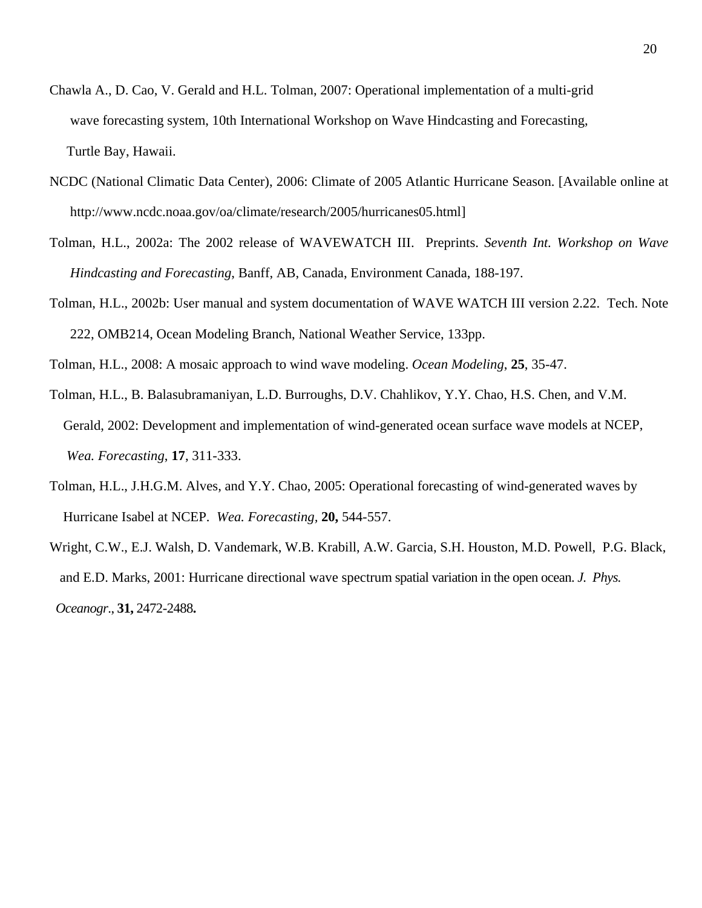Chawla A., D. Cao, V. Gerald and H.L. Tolman, 2007: Operational implementation of a multi-grid wave forecasting system, 10th International Workshop on Wave Hindcasting and Forecasting, Turtle Bay, Hawaii.

NCDC (National Climatic Data Center), 2006: Climate of 2005 Atlantic Hurricane Season. [Available online at http://www.ncdc.noaa.gov/oa/climate/research/2005/hurricanes05.html]

Tolman, H.L., 2002a: The 2002 release of WAVEWATCH III. Preprints. *Seventh Int. Workshop on Wave Hindcasting and Forecasting*, Banff, AB, Canada, Environment Canada, 188-197.

Tolman, H.L., 2002b: User manual and system documentation of WAVE WATCH III version 2.22. Tech. Note 222, OMB214, Ocean Modeling Branch, National Weather Service, 133pp.

Tolman, H.L., 2008: A mosaic approach to wind wave modeling. *Ocean Modeling*, **25**, 35-47.

Tolman, H.L., B. Balasubramaniyan, L.D. Burroughs, D.V. Chahlikov, Y.Y. Chao, H.S. Chen, and V.M. Gerald, 2002: Development and implementation of wind-generated ocean surface wave models at NCEP, *Wea. Forecasting*, **17**, 311-333.

Tolman, H.L., J.H.G.M. Alves, and Y.Y. Chao, 2005: Operational forecasting of wind-generated waves by Hurricane Isabel at NCEP. *Wea. Forecasting*, **20,** 544-557.

Wright, C.W., E.J. Walsh, D. Vandemark, W.B. Krabill, A.W. Garcia, S.H. Houston, M.D. Powell, P.G. Black, and E.D. Marks, 2001: Hurricane directional wave spectrum spatial variation in the open ocean. *J. Phys. Oceanogr*., **31,** 2472-2488**.**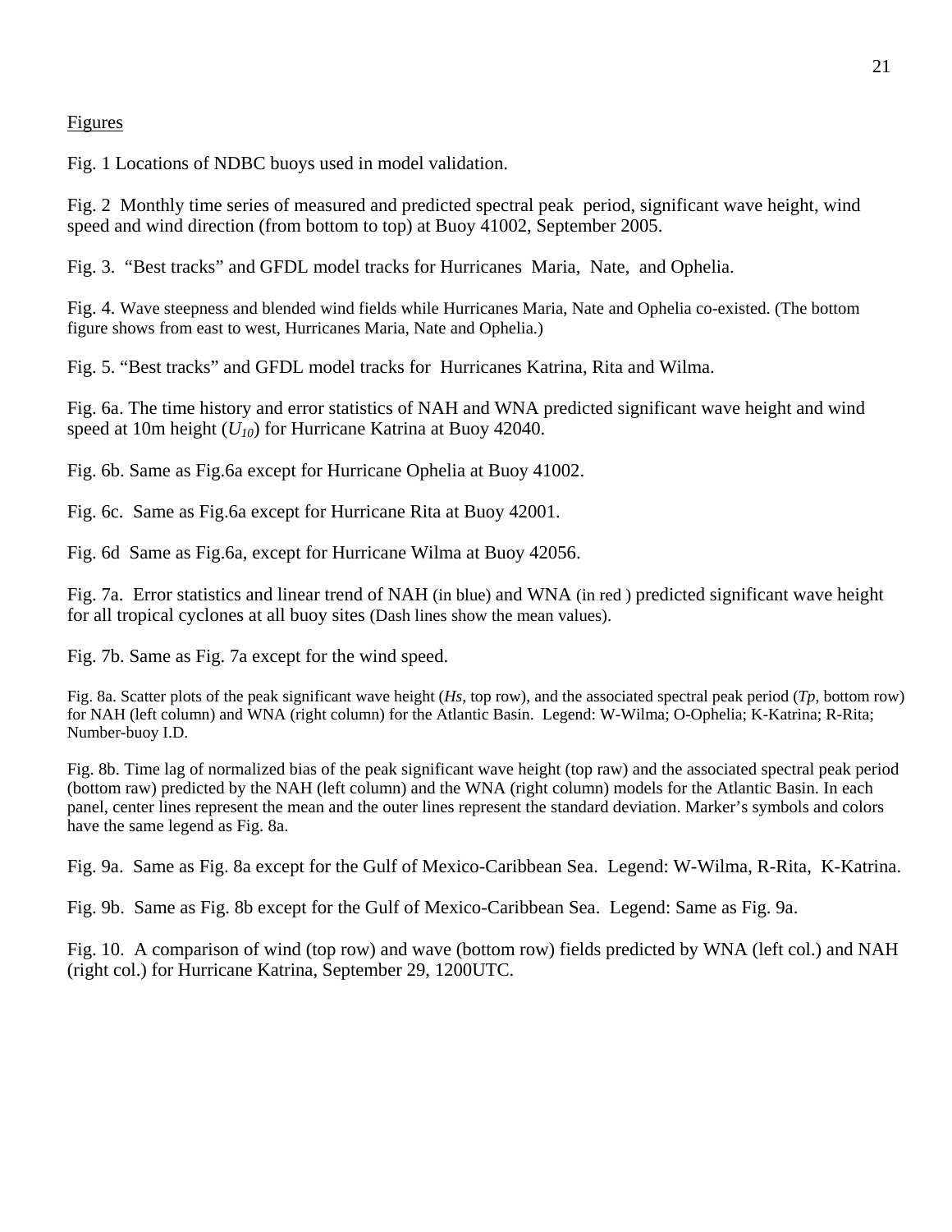## Figures

Fig. 1 Locations of NDBC buoys used in model validation.

Fig. 2 Monthly time series of measured and predicted spectral peak period, significant wave height, wind speed and wind direction (from bottom to top) at Buoy 41002, September 2005.

Fig. 3. "Best tracks" and GFDL model tracks for Hurricanes Maria, Nate, and Ophelia.

Fig. 4. Wave steepness and blended wind fields while Hurricanes Maria, Nate and Ophelia co-existed. (The bottom figure shows from east to west, Hurricanes Maria, Nate and Ophelia.)

Fig. 5. "Best tracks" and GFDL model tracks for Hurricanes Katrina, Rita and Wilma.

Fig. 6a. The time history and error statistics of NAH and WNA predicted significant wave height and wind speed at 10m height ($U_{10}$) for Hurricane Katrina at Buoy 42040.

Fig. 6b. Same as Fig.6a except for Hurricane Ophelia at Buoy 41002.

Fig. 6c. Same as Fig.6a except for Hurricane Rita at Buoy 42001.

Fig. 6d Same as Fig.6a, except for Hurricane Wilma at Buoy 42056.

Fig. 7a. Error statistics and linear trend of NAH (in blue) and WNA (in red ) predicted significant wave height for all tropical cyclones at all buoy sites (Dash lines show the mean values).

Fig. 7b. Same as Fig. 7a except for the wind speed.

Fig. 8a. Scatter plots of the peak significant wave height (*Hs*, top row), and the associated spectral peak period (*Tp*, bottom row) for NAH (left column) and WNA (right column) for the Atlantic Basin. Legend: W-Wilma; O-Ophelia; K-Katrina; R-Rita; Number-buoy I.D.

Fig. 8b. Time lag of normalized bias of the peak significant wave height (top raw) and the associated spectral peak period (bottom raw) predicted by the NAH (left column) and the WNA (right column) models for the Atlantic Basin. In each panel, center lines represent the mean and the outer lines represent the standard deviation. Marker's symbols and colors have the same legend as Fig. 8a.

Fig. 9a. Same as Fig. 8a except for the Gulf of Mexico-Caribbean Sea. Legend: W-Wilma, R-Rita, K-Katrina.

Fig. 9b. Same as Fig. 8b except for the Gulf of Mexico-Caribbean Sea. Legend: Same as Fig. 9a.

Fig. 10. A comparison of wind (top row) and wave (bottom row) fields predicted by WNA (left col.) and NAH (right col.) for Hurricane Katrina, September 29, 1200UTC.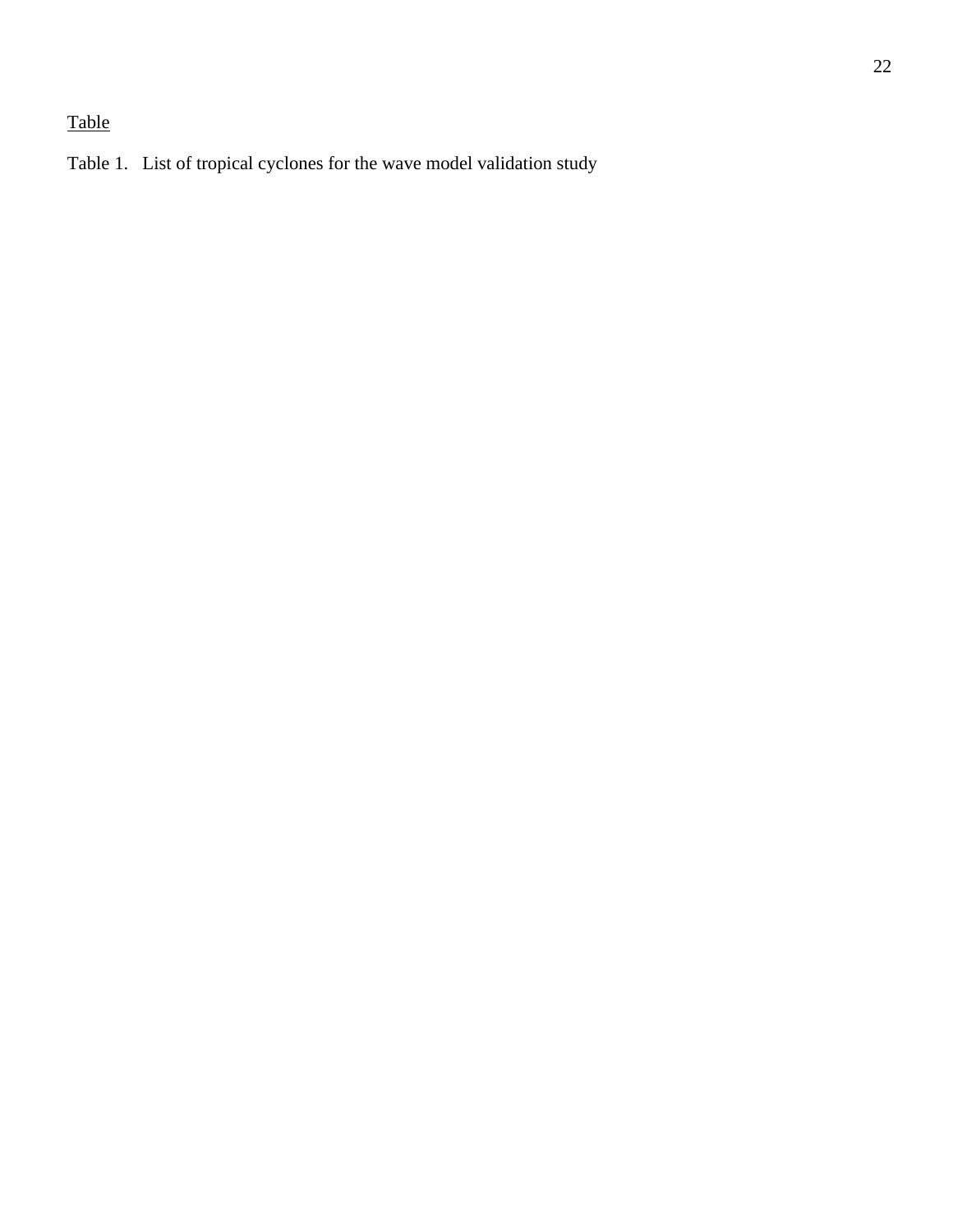Table

Table 1.   List of tropical cyclones for the wave model validation study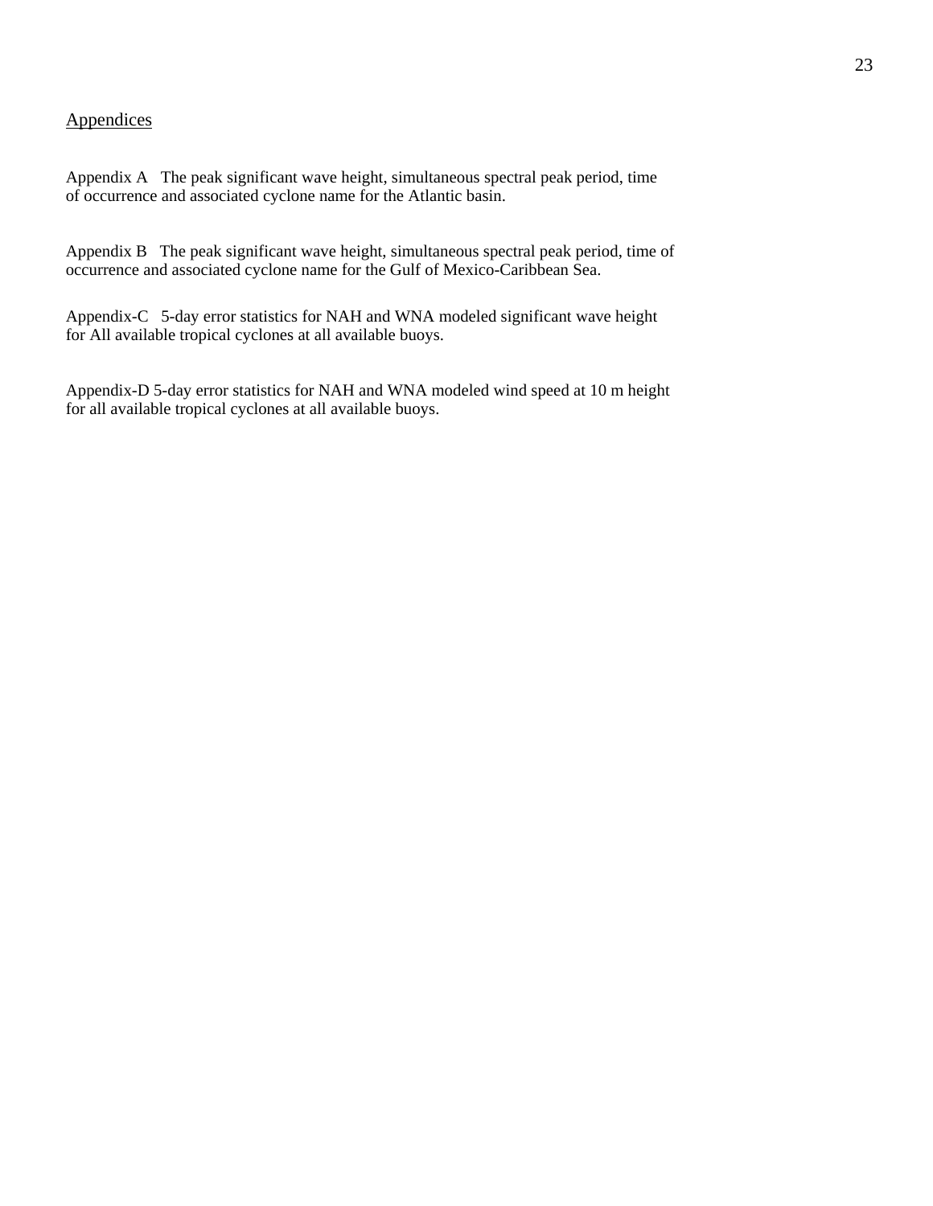## Appendices

Appendix A The peak significant wave height, simultaneous spectral peak period, time of occurrence and associated cyclone name for the Atlantic basin.

Appendix B The peak significant wave height, simultaneous spectral peak period, time of occurrence and associated cyclone name for the Gulf of Mexico-Caribbean Sea.

Appendix-C 5-day error statistics for NAH and WNA modeled significant wave height for All available tropical cyclones at all available buoys.

Appendix-D 5-day error statistics for NAH and WNA modeled wind speed at 10 m height for all available tropical cyclones at all available buoys.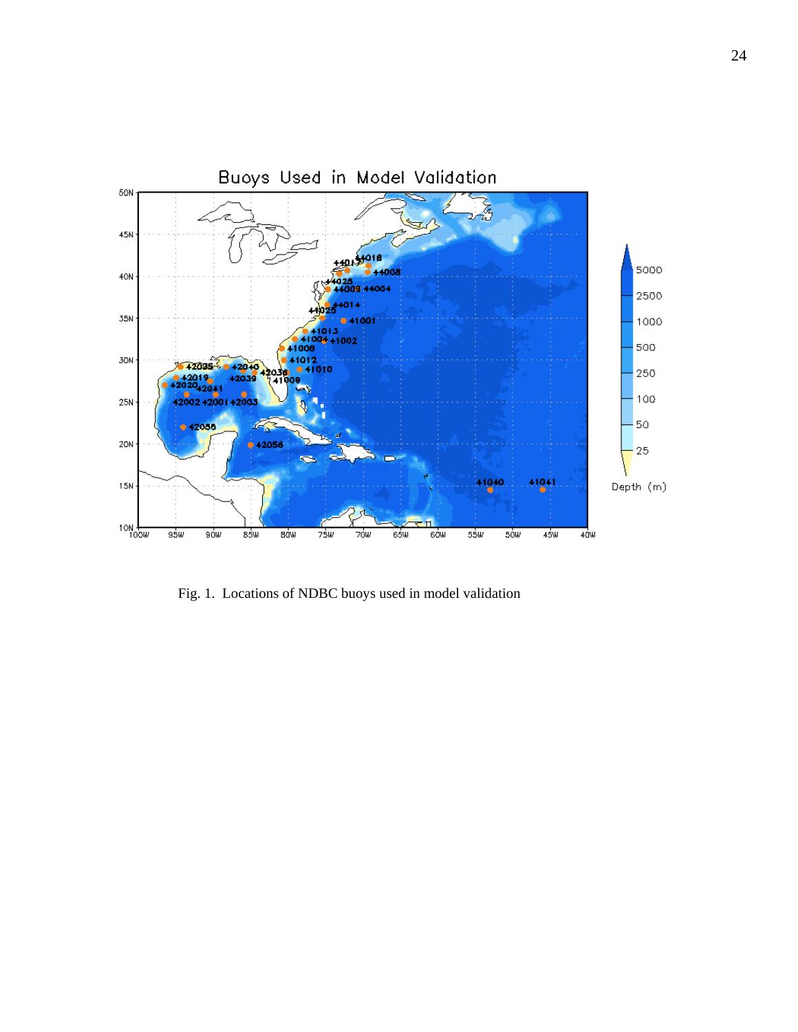Fig. 1. Locations of NDBC buoys used in model validation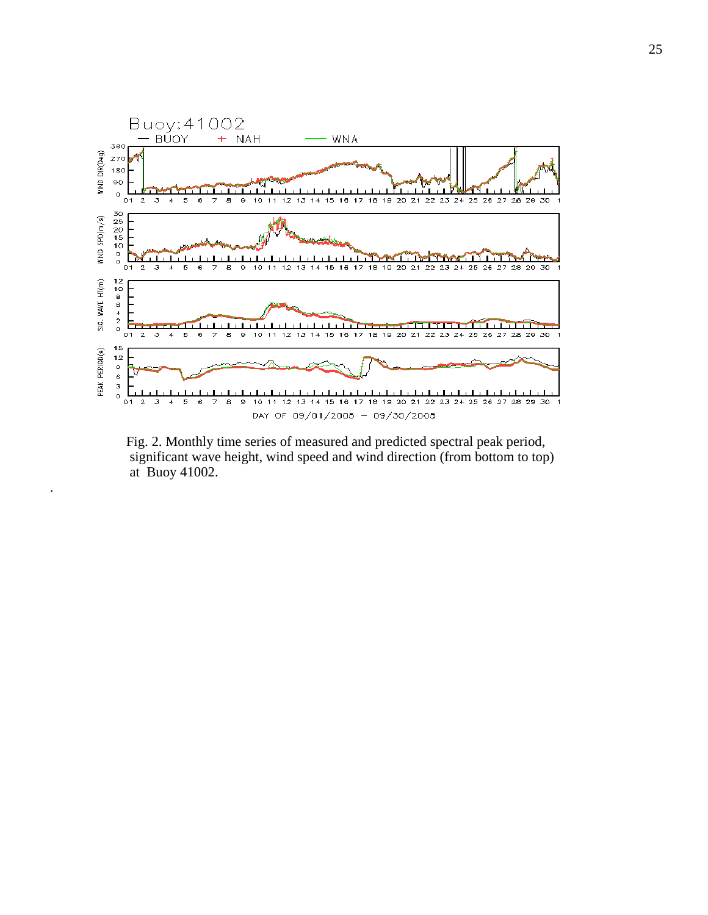Fig. 2. Monthly time series of measured and predicted spectral peak period, significant wave height, wind speed and wind direction (from bottom to top) at Buoy 41002.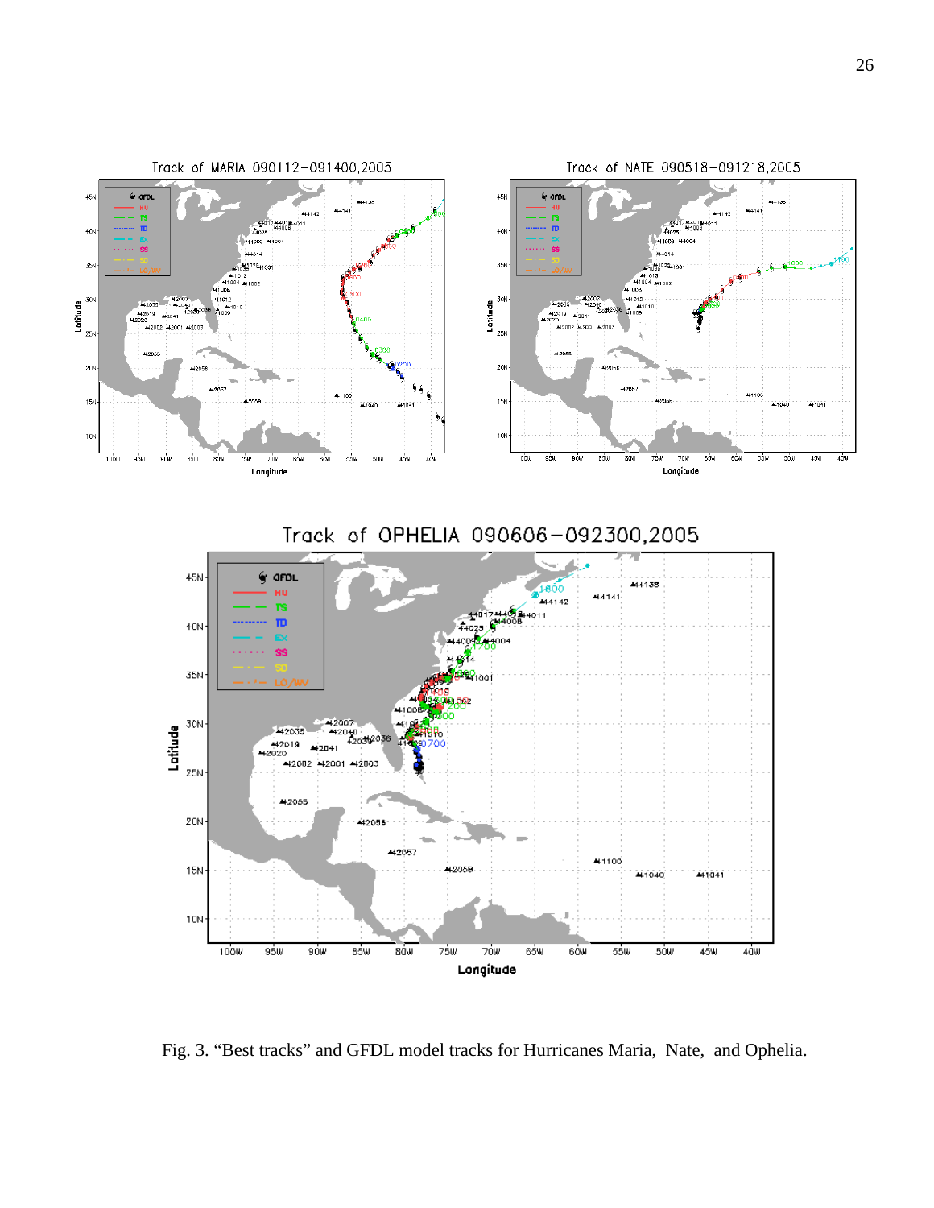Fig. 3. “Best tracks” and GFDL model tracks for Hurricanes Maria, Nate, and Ophelia.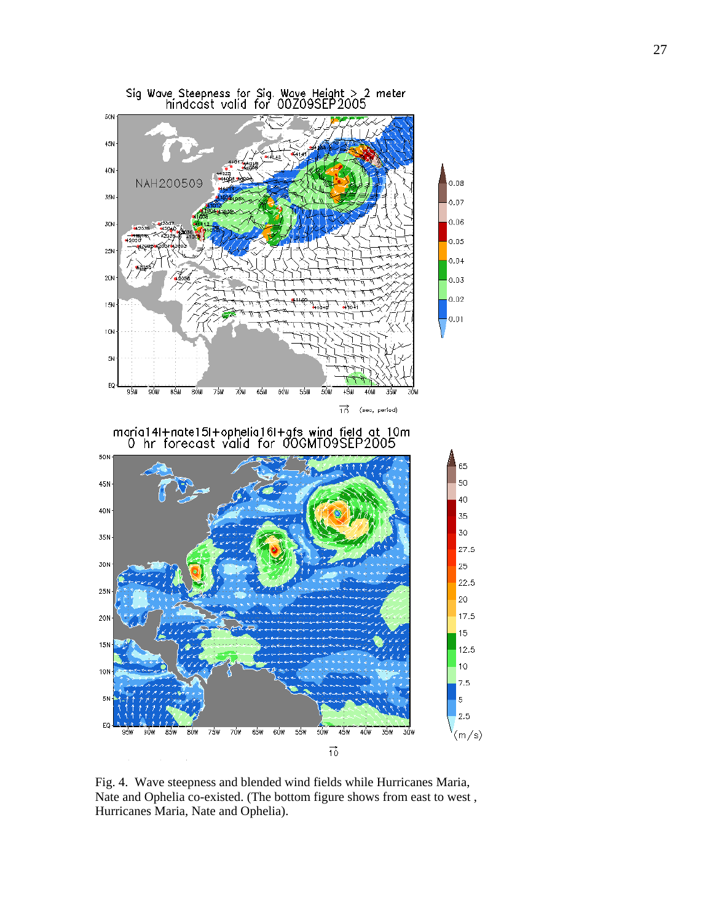Fig. 4. Wave steepness and blended wind fields while Hurricanes Maria, Nate and Ophelia co-existed. (The bottom figure shows from east to west , Hurricanes Maria, Nate and Ophelia).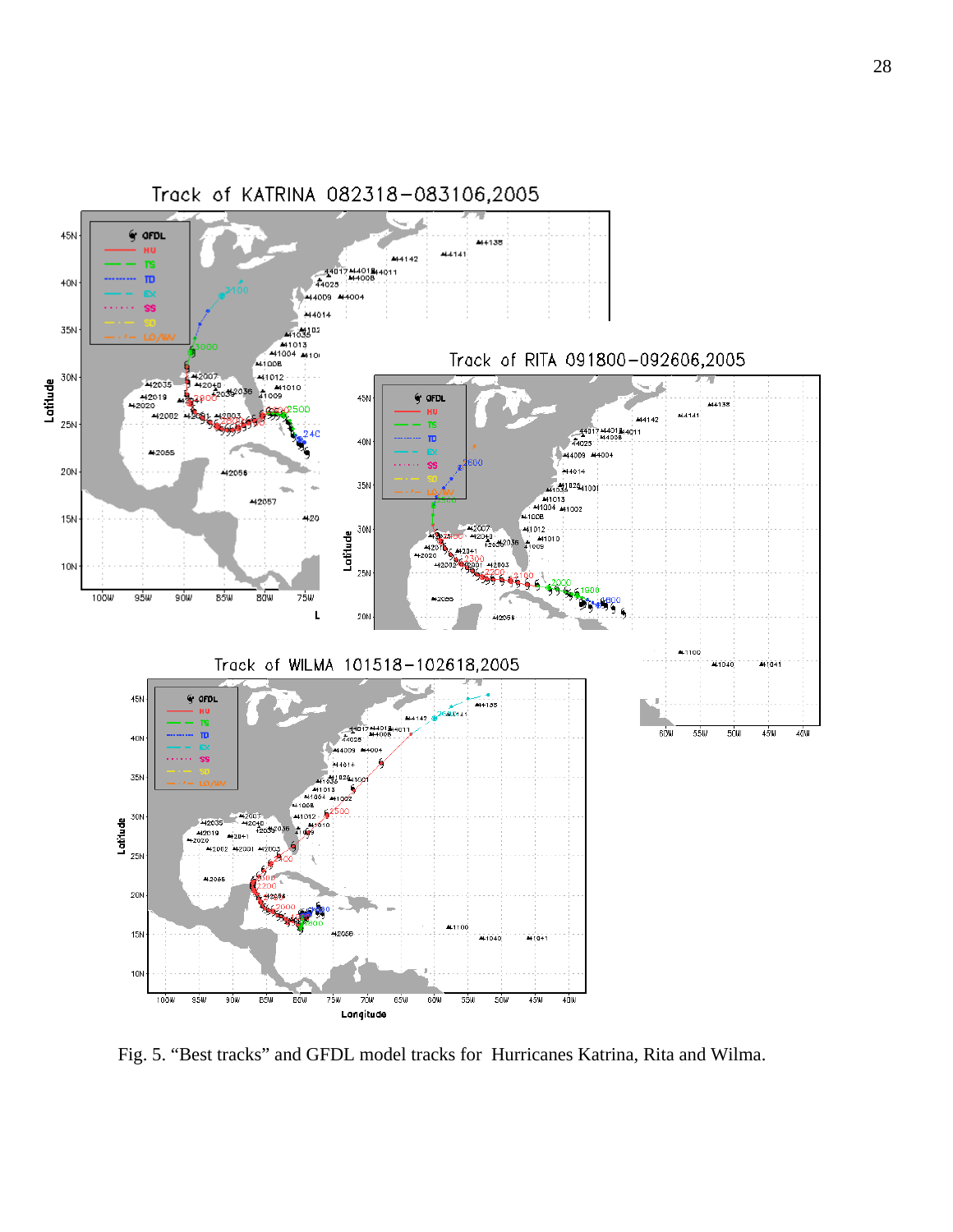Fig. 5. “Best tracks” and GFDL model tracks for  Hurricanes Katrina, Rita and Wilma.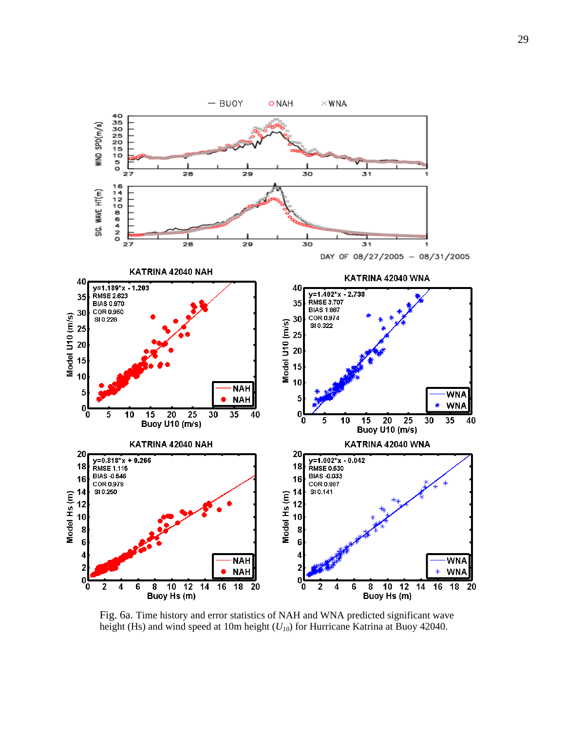Fig. 6a. Time history and error statistics of NAH and WNA predicted significant wave height (Hs) and wind speed at 10m height ($U_{10}$) for Hurricane Katrina at Buoy 42040.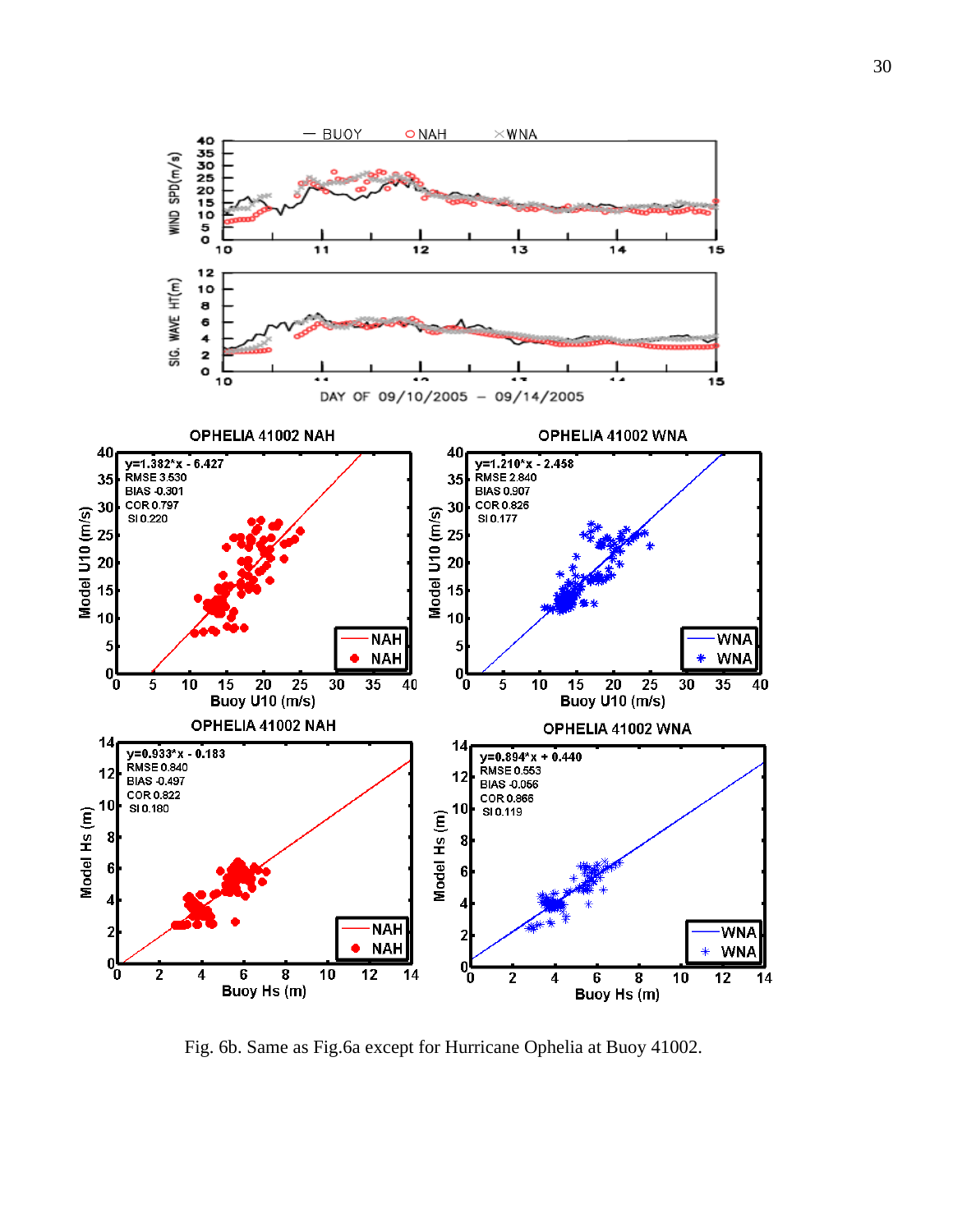Fig. 6b. Same as Fig.6a except for Hurricane Ophelia at Buoy 41002.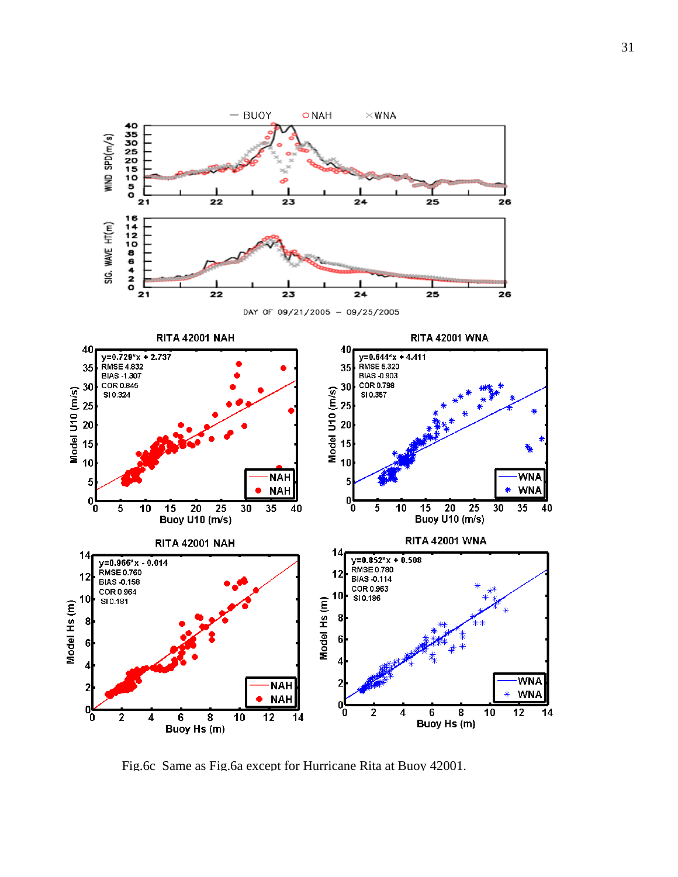Fig.6c Same as Fig.6a except for Hurricane Rita at Buoy 42001.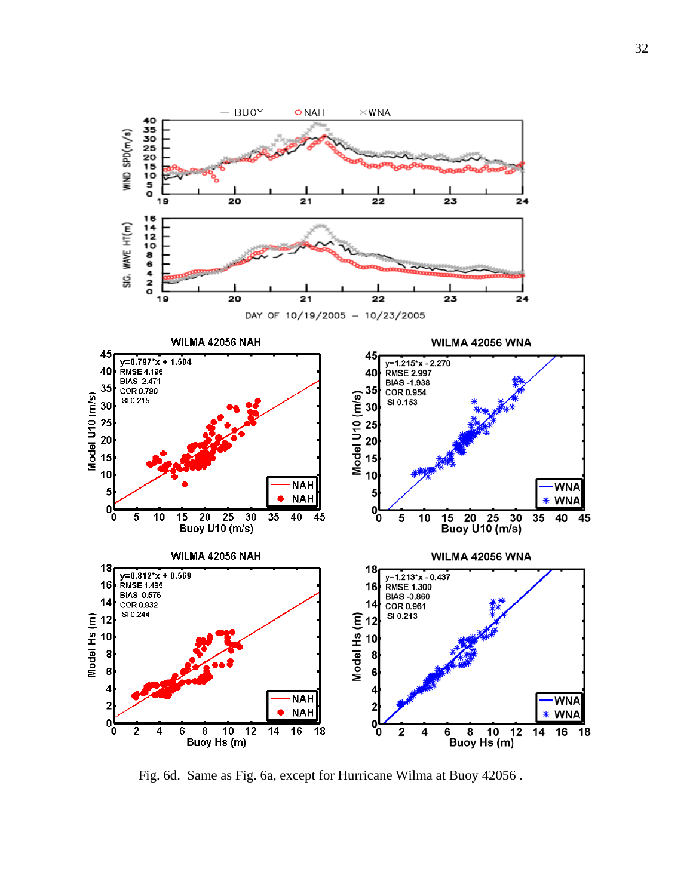Fig. 6d. Same as Fig. 6a, except for Hurricane Wilma at Buoy 42056 .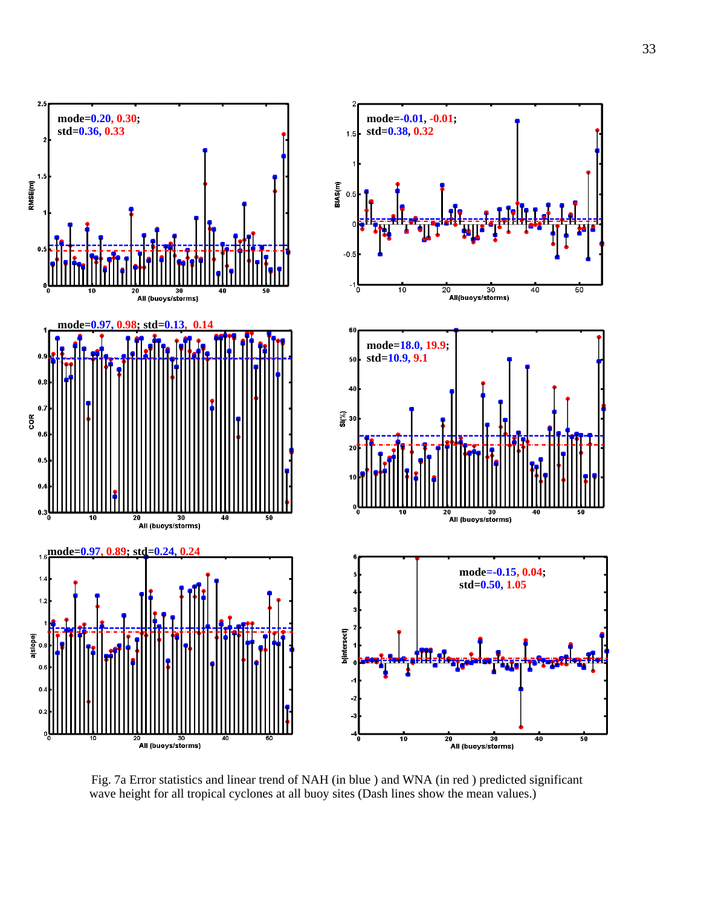Fig. 7a Error statistics and linear trend of NAH (in blue ) and WNA (in red ) predicted significant wave height for all tropical cyclones at all buoy sites (Dash lines show the mean values.)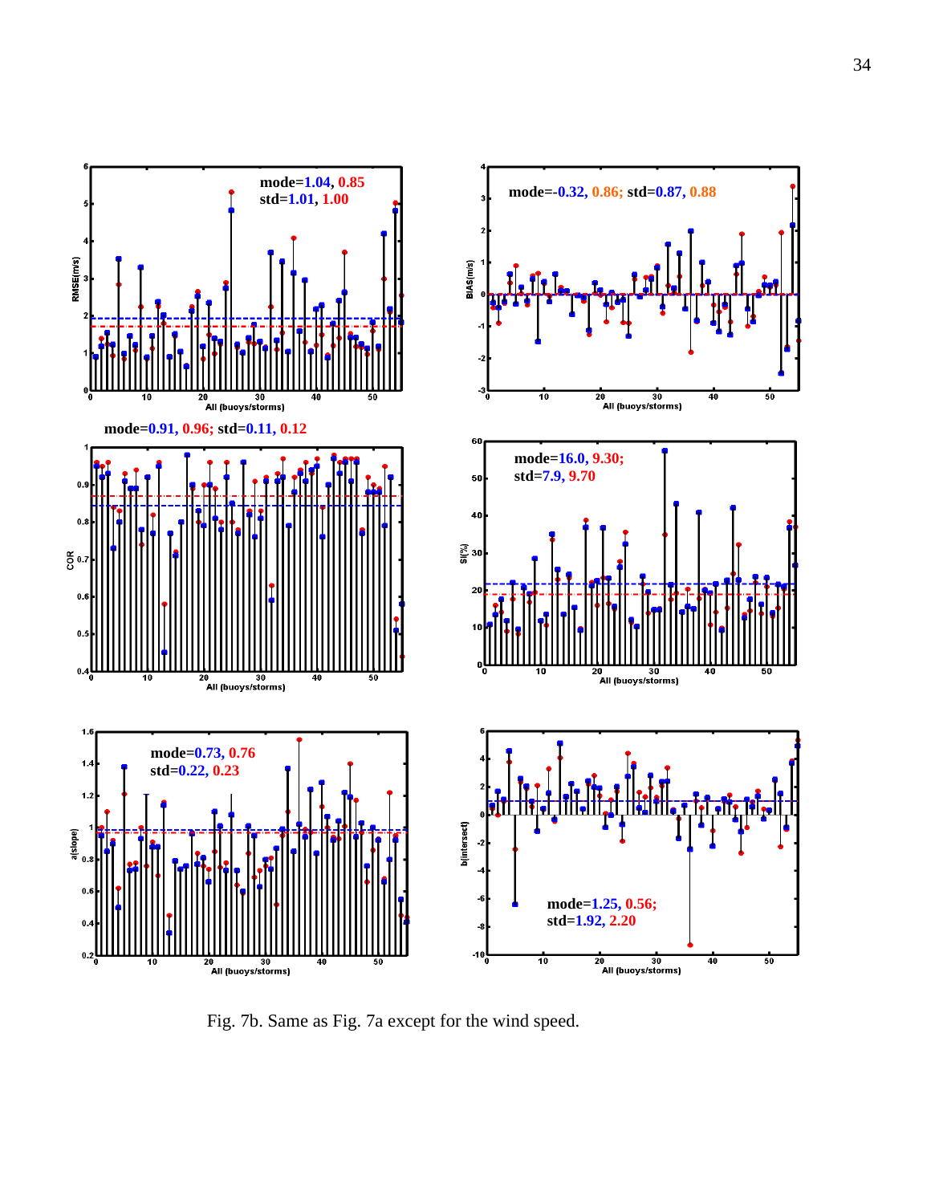Fig. 7b. Same as Fig. 7a except for the wind speed.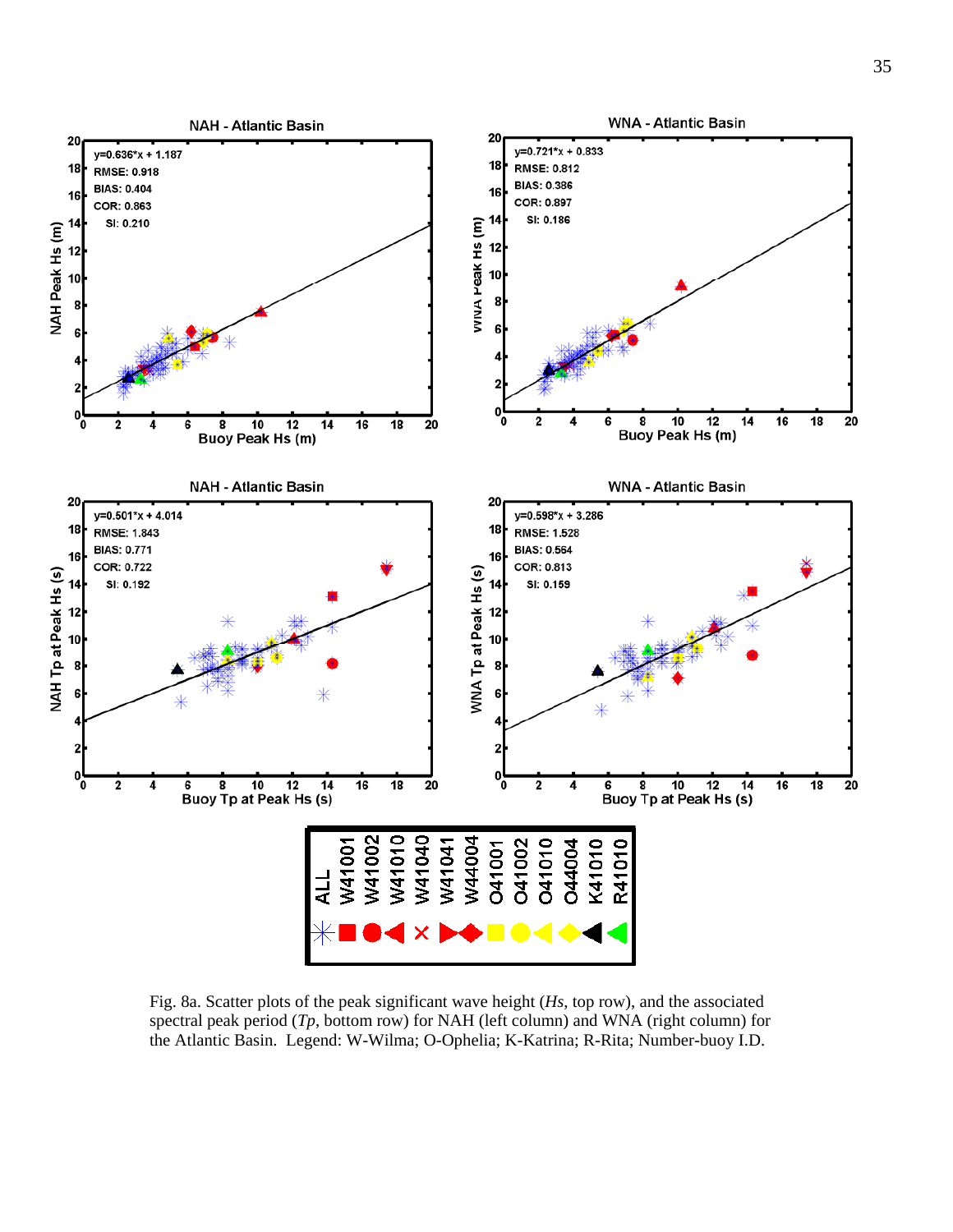Fig. 8a. Scatter plots of the peak significant wave height (*Hs*, top row), and the associated spectral peak period (*Tp*, bottom row) for NAH (left column) and WNA (right column) for the Atlantic Basin. Legend: W-Wilma; O-Ophelia; K-Katrina; R-Rita; Number-buoy I.D.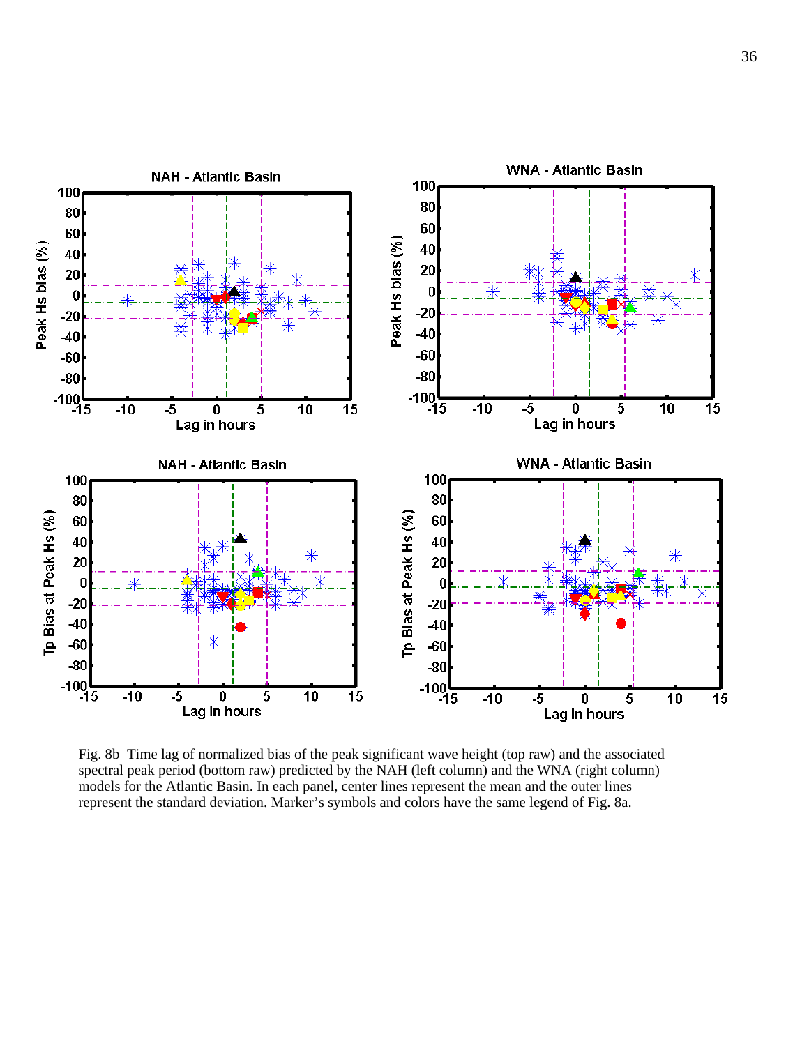Fig. 8b Time lag of normalized bias of the peak significant wave height (top raw) and the associated spectral peak period (bottom raw) predicted by the NAH (left column) and the WNA (right column) models for the Atlantic Basin. In each panel, center lines represent the mean and the outer lines represent the standard deviation. Marker's symbols and colors have the same legend of Fig. 8a.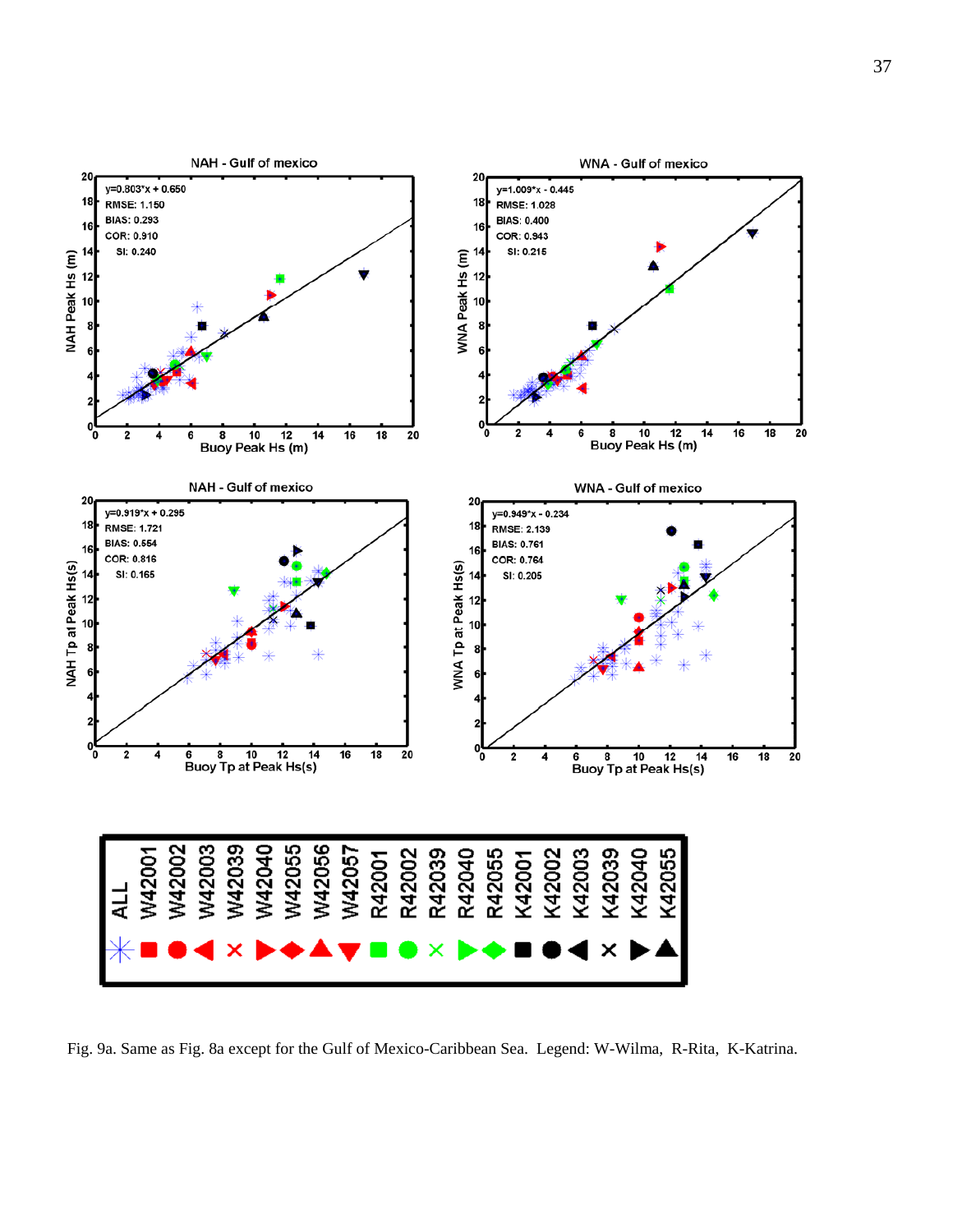Fig. 9a. Same as Fig. 8a except for the Gulf of Mexico-Caribbean Sea. Legend: W-Wilma, R-Rita, K-Katrina.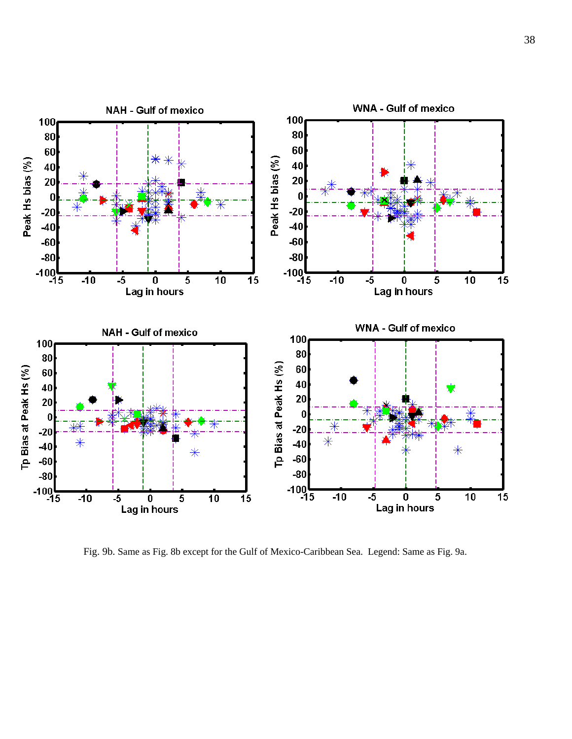Fig. 9b. Same as Fig. 8b except for the Gulf of Mexico-Caribbean Sea. Legend: Same as Fig. 9a.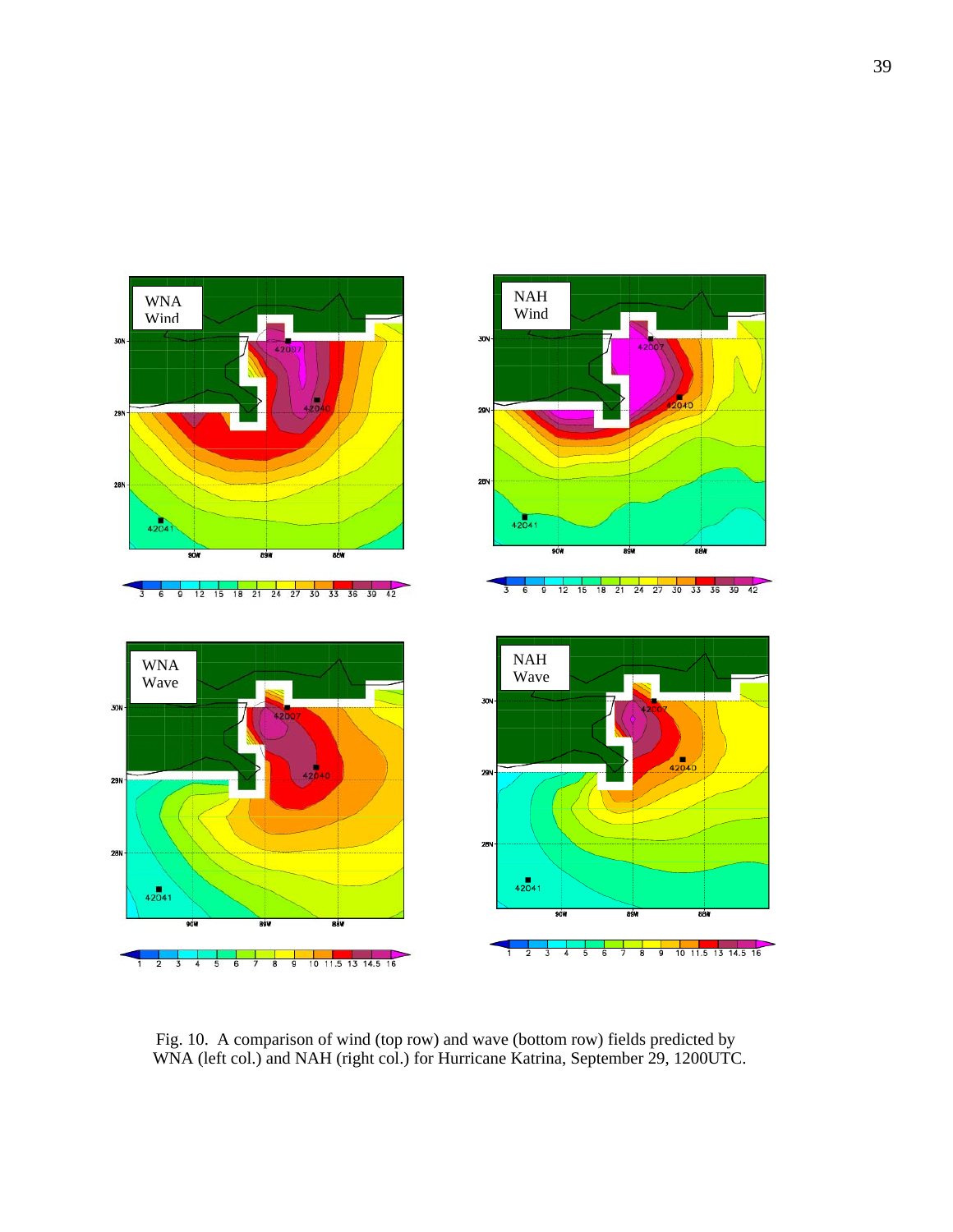Fig. 10. A comparison of wind (top row) and wave (bottom row) fields predicted by WNA (left col.) and NAH (right col.) for Hurricane Katrina, September 29, 1200UTC.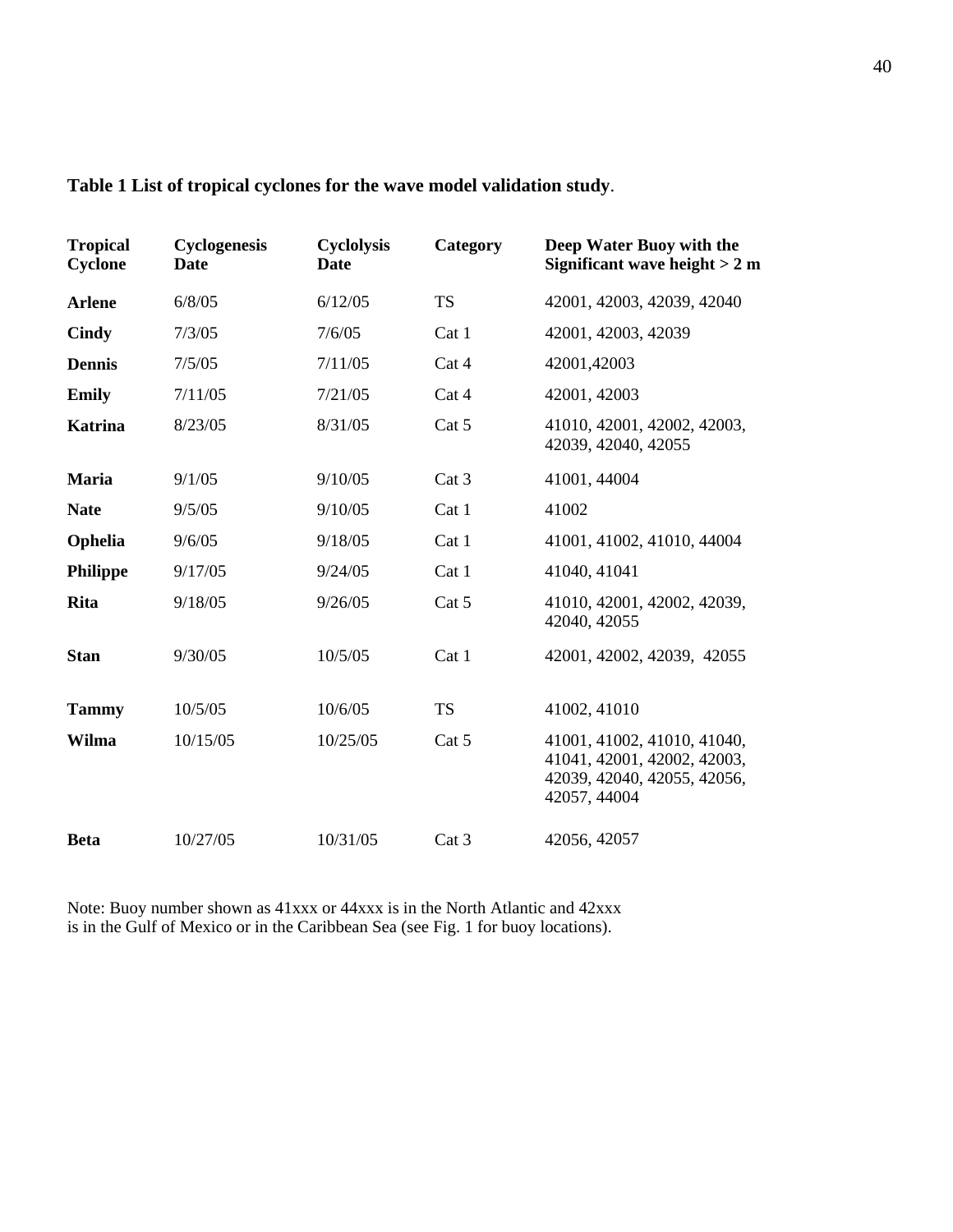**Table 1 List of tropical cyclones for the wave model validation study**.

| Tropical Cyclone | Cyclogenesis Date | Cyclolysis Date | Category | Deep Water Buoy with the Significant wave height > 2 m |
|---|---|---|---|---|
| **Arlene** | 6/8/05 | 6/12/05 | TS | 42001, 42003, 42039, 42040 |
| **Cindy** | 7/3/05 | 7/6/05 | Cat 1 | 42001, 42003, 42039 |
| **Dennis** | 7/5/05 | 7/11/05 | Cat 4 | 42001,42003 |
| **Emily** | 7/11/05 | 7/21/05 | Cat 4 | 42001, 42003 |
| **Katrina** | 8/23/05 | 8/31/05 | Cat 5 | 41010, 42001, 42002, 42003, 42039, 42040, 42055 |
| **Maria** | 9/1/05 | 9/10/05 | Cat 3 | 41001, 44004 |
| **Nate** | 9/5/05 | 9/10/05 | Cat 1 | 41002 |
| **Ophelia** | 9/6/05 | 9/18/05 | Cat 1 | 41001, 41002, 41010, 44004 |
| **Philippe** | 9/17/05 | 9/24/05 | Cat 1 | 41040, 41041 |
| **Rita** | 9/18/05 | 9/26/05 | Cat 5 | 41010, 42001, 42002, 42039, 42040, 42055 |
| **Stan** | 9/30/05 | 10/5/05 | Cat 1 | 42001, 42002, 42039, 42055 |
| **Tammy** | 10/5/05 | 10/6/05 | TS | 41002, 41010 |
| **Wilma** | 10/15/05 | 10/25/05 | Cat 5 | 41001, 41002, 41010, 41040, 41041, 42001, 42002, 42003, 42039, 42040, 42055, 42056, 42057, 44004 |
| **Beta** | 10/27/05 | 10/31/05 | Cat 3 | 42056, 42057 |

Note: Buoy number shown as 41xxx or 44xxx is in the North Atlantic and 42xxx is in the Gulf of Mexico or in the Caribbean Sea (see Fig. 1 for buoy locations).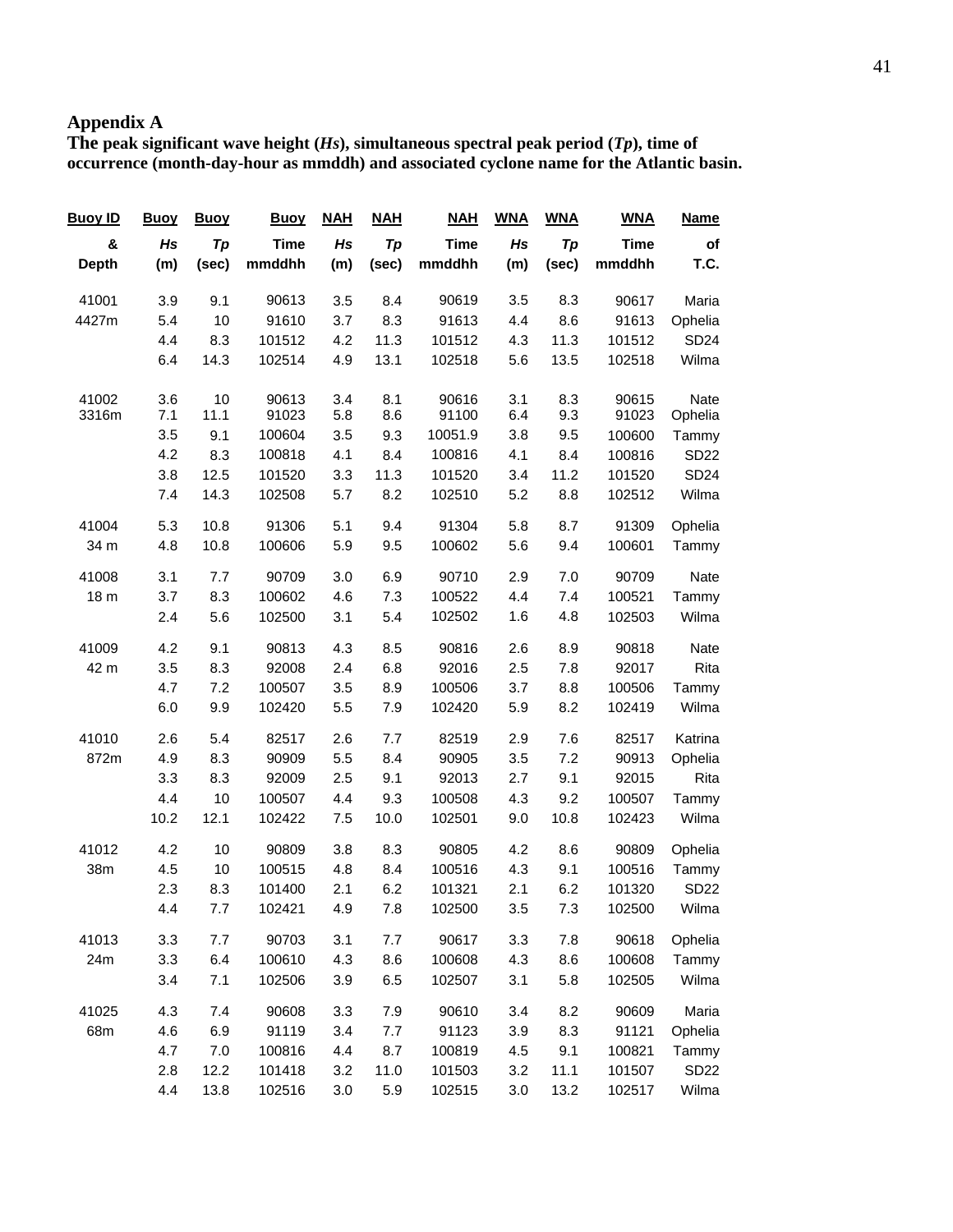## Appendix A

**The peak significant wave height (*Hs*), simultaneous spectral peak period (*Tp*), time of occurrence (month-day-hour as mmddh) and associated cyclone name for the Atlantic basin.**

| Buoy ID & Depth | Buoy *Hs* (m) | Buoy *Tp* (sec) | Buoy Time mmddhh | NAH *Hs* (m) | NAH *Tp* (sec) | NAH Time mmddhh | WNA *Hs* (m) | WNA *Tp* (sec) | WNA Time mmddhh | Name of T.C. |
|---|---|---|---|---|---|---|---|---|---|---|
| 41001 | 3.9 | 9.1 | 90613 | 3.5 | 8.4 | 90619 | 3.5 | 8.3 | 90617 | Maria |
| 4427m | 5.4 | 10 | 91610 | 3.7 | 8.3 | 91613 | 4.4 | 8.6 | 91613 | Ophelia |
| | 4.4 | 8.3 | 101512 | 4.2 | 11.3 | 101512 | 4.3 | 11.3 | 101512 | SD24 |
| | 6.4 | 14.3 | 102514 | 4.9 | 13.1 | 102518 | 5.6 | 13.5 | 102518 | Wilma |
| 41002 | 3.6 | 10 | 90613 | 3.4 | 8.1 | 90616 | 3.1 | 8.3 | 90615 | Nate |
| 3316m | 7.1 | 11.1 | 91023 | 5.8 | 8.6 | 91100 | 6.4 | 9.3 | 91023 | Ophelia |
| | 3.5 | 9.1 | 100604 | 3.5 | 9.3 | 10051.9 | 3.8 | 9.5 | 100600 | Tammy |
| | 4.2 | 8.3 | 100818 | 4.1 | 8.4 | 100816 | 4.1 | 8.4 | 100816 | SD22 |
| | 3.8 | 12.5 | 101520 | 3.3 | 11.3 | 101520 | 3.4 | 11.2 | 101520 | SD24 |
| | 7.4 | 14.3 | 102508 | 5.7 | 8.2 | 102510 | 5.2 | 8.8 | 102512 | Wilma |
| 41004 | 5.3 | 10.8 | 91306 | 5.1 | 9.4 | 91304 | 5.8 | 8.7 | 91309 | Ophelia |
| 34 m | 4.8 | 10.8 | 100606 | 5.9 | 9.5 | 100602 | 5.6 | 9.4 | 100601 | Tammy |
| 41008 | 3.1 | 7.7 | 90709 | 3.0 | 6.9 | 90710 | 2.9 | 7.0 | 90709 | Nate |
| 18 m | 3.7 | 8.3 | 100602 | 4.6 | 7.3 | 100522 | 4.4 | 7.4 | 100521 | Tammy |
| | 2.4 | 5.6 | 102500 | 3.1 | 5.4 | 102502 | 1.6 | 4.8 | 102503 | Wilma |
| 41009 | 4.2 | 9.1 | 90813 | 4.3 | 8.5 | 90816 | 2.6 | 8.9 | 90818 | Nate |
| 42 m | 3.5 | 8.3 | 92008 | 2.4 | 6.8 | 92016 | 2.5 | 7.8 | 92017 | Rita |
| | 4.7 | 7.2 | 100507 | 3.5 | 8.9 | 100506 | 3.7 | 8.8 | 100506 | Tammy |
| | 6.0 | 9.9 | 102420 | 5.5 | 7.9 | 102420 | 5.9 | 8.2 | 102419 | Wilma |
| 41010 | 2.6 | 5.4 | 82517 | 2.6 | 7.7 | 82519 | 2.9 | 7.6 | 82517 | Katrina |
| 872m | 4.9 | 8.3 | 90909 | 5.5 | 8.4 | 90905 | 3.5 | 7.2 | 90913 | Ophelia |
| | 3.3 | 8.3 | 92009 | 2.5 | 9.1 | 92013 | 2.7 | 9.1 | 92015 | Rita |
| | 4.4 | 10 | 100507 | 4.4 | 9.3 | 100508 | 4.3 | 9.2 | 100507 | Tammy |
| | 10.2 | 12.1 | 102422 | 7.5 | 10.0 | 102501 | 9.0 | 10.8 | 102423 | Wilma |
| 41012 | 4.2 | 10 | 90809 | 3.8 | 8.3 | 90805 | 4.2 | 8.6 | 90809 | Ophelia |
| 38m | 4.5 | 10 | 100515 | 4.8 | 8.4 | 100516 | 4.3 | 9.1 | 100516 | Tammy |
| | 2.3 | 8.3 | 101400 | 2.1 | 6.2 | 101321 | 2.1 | 6.2 | 101320 | SD22 |
| | 4.4 | 7.7 | 102421 | 4.9 | 7.8 | 102500 | 3.5 | 7.3 | 102500 | Wilma |
| 41013 | 3.3 | 7.7 | 90703 | 3.1 | 7.7 | 90617 | 3.3 | 7.8 | 90618 | Ophelia |
| 24m | 3.3 | 6.4 | 100610 | 4.3 | 8.6 | 100608 | 4.3 | 8.6 | 100608 | Tammy |
| | 3.4 | 7.1 | 102506 | 3.9 | 6.5 | 102507 | 3.1 | 5.8 | 102505 | Wilma |
| 41025 | 4.3 | 7.4 | 90608 | 3.3 | 7.9 | 90610 | 3.4 | 8.2 | 90609 | Maria |
| 68m | 4.6 | 6.9 | 91119 | 3.4 | 7.7 | 91123 | 3.9 | 8.3 | 91121 | Ophelia |
| | 4.7 | 7.0 | 100816 | 4.4 | 8.7 | 100819 | 4.5 | 9.1 | 100821 | Tammy |
| | 2.8 | 12.2 | 101418 | 3.2 | 11.0 | 101503 | 3.2 | 11.1 | 101507 | SD22 |
| | 4.4 | 13.8 | 102516 | 3.0 | 5.9 | 102515 | 3.0 | 13.2 | 102517 | Wilma |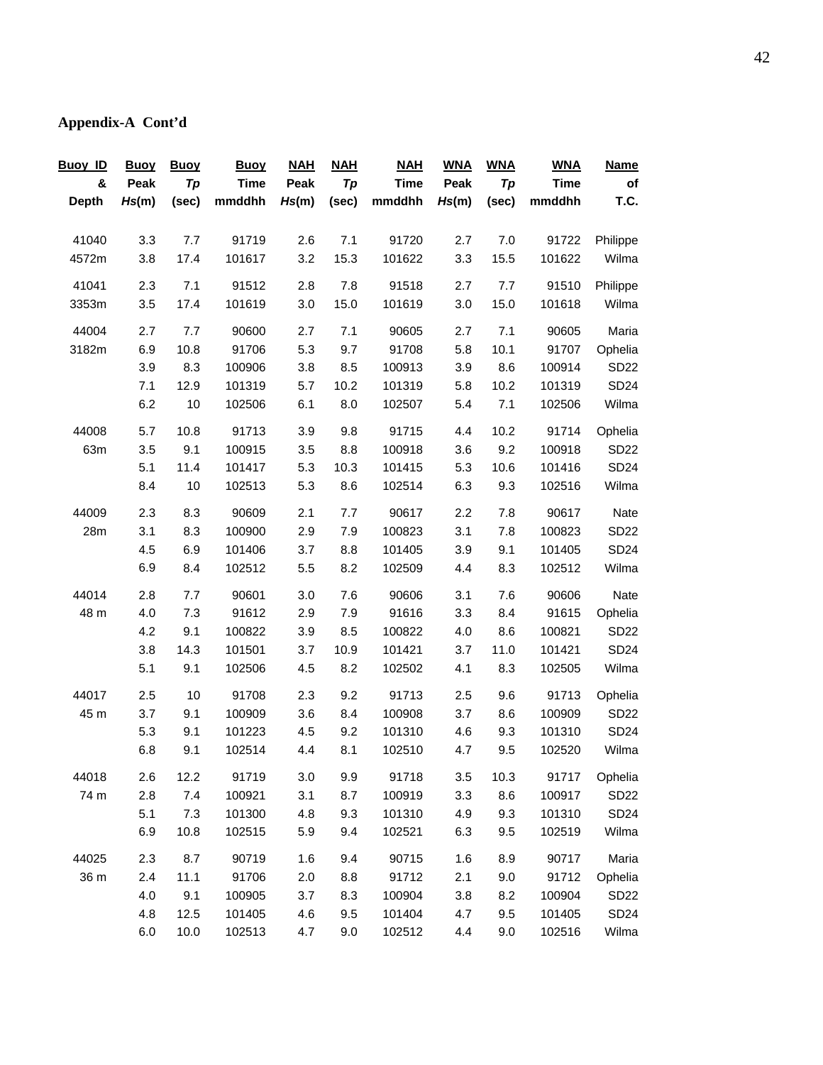**Appendix-A Cont'd**

| Buoy ID & Depth | Buoy Peak *Hs*(m) | Buoy *Tp* (sec) | Buoy Time mmddhh | NAH Peak *Hs*(m) | NAH *Tp* (sec) | NAH Time mmddhh | WNA Peak *Hs*(m) | WNA *Tp* (sec) | WNA Time mmddhh | Name of T.C. |
|---|---|---|---|---|---|---|---|---|---|---|
| 41040 | 3.3 | 7.7 | 91719 | 2.6 | 7.1 | 91720 | 2.7 | 7.0 | 91722 | Philippe |
| 4572m | 3.8 | 17.4 | 101617 | 3.2 | 15.3 | 101622 | 3.3 | 15.5 | 101622 | Wilma |
| 41041 | 2.3 | 7.1 | 91512 | 2.8 | 7.8 | 91518 | 2.7 | 7.7 | 91510 | Philippe |
| 3353m | 3.5 | 17.4 | 101619 | 3.0 | 15.0 | 101619 | 3.0 | 15.0 | 101618 | Wilma |
| 44004 | 2.7 | 7.7 | 90600 | 2.7 | 7.1 | 90605 | 2.7 | 7.1 | 90605 | Maria |
| 3182m | 6.9 | 10.8 | 91706 | 5.3 | 9.7 | 91708 | 5.8 | 10.1 | 91707 | Ophelia |
| | 3.9 | 8.3 | 100906 | 3.8 | 8.5 | 100913 | 3.9 | 8.6 | 100914 | SD22 |
| | 7.1 | 12.9 | 101319 | 5.7 | 10.2 | 101319 | 5.8 | 10.2 | 101319 | SD24 |
| | 6.2 | 10 | 102506 | 6.1 | 8.0 | 102507 | 5.4 | 7.1 | 102506 | Wilma |
| 44008 | 5.7 | 10.8 | 91713 | 3.9 | 9.8 | 91715 | 4.4 | 10.2 | 91714 | Ophelia |
| 63m | 3.5 | 9.1 | 100915 | 3.5 | 8.8 | 100918 | 3.6 | 9.2 | 100918 | SD22 |
| | 5.1 | 11.4 | 101417 | 5.3 | 10.3 | 101415 | 5.3 | 10.6 | 101416 | SD24 |
| | 8.4 | 10 | 102513 | 5.3 | 8.6 | 102514 | 6.3 | 9.3 | 102516 | Wilma |
| 44009 | 2.3 | 8.3 | 90609 | 2.1 | 7.7 | 90617 | 2.2 | 7.8 | 90617 | Nate |
| 28m | 3.1 | 8.3 | 100900 | 2.9 | 7.9 | 100823 | 3.1 | 7.8 | 100823 | SD22 |
| | 4.5 | 6.9 | 101406 | 3.7 | 8.8 | 101405 | 3.9 | 9.1 | 101405 | SD24 |
| | 6.9 | 8.4 | 102512 | 5.5 | 8.2 | 102509 | 4.4 | 8.3 | 102512 | Wilma |
| 44014 | 2.8 | 7.7 | 90601 | 3.0 | 7.6 | 90606 | 3.1 | 7.6 | 90606 | Nate |
| 48 m | 4.0 | 7.3 | 91612 | 2.9 | 7.9 | 91616 | 3.3 | 8.4 | 91615 | Ophelia |
| | 4.2 | 9.1 | 100822 | 3.9 | 8.5 | 100822 | 4.0 | 8.6 | 100821 | SD22 |
| | 3.8 | 14.3 | 101501 | 3.7 | 10.9 | 101421 | 3.7 | 11.0 | 101421 | SD24 |
| | 5.1 | 9.1 | 102506 | 4.5 | 8.2 | 102502 | 4.1 | 8.3 | 102505 | Wilma |
| 44017 | 2.5 | 10 | 91708 | 2.3 | 9.2 | 91713 | 2.5 | 9.6 | 91713 | Ophelia |
| 45 m | 3.7 | 9.1 | 100909 | 3.6 | 8.4 | 100908 | 3.7 | 8.6 | 100909 | SD22 |
| | 5.3 | 9.1 | 101223 | 4.5 | 9.2 | 101310 | 4.6 | 9.3 | 101310 | SD24 |
| | 6.8 | 9.1 | 102514 | 4.4 | 8.1 | 102510 | 4.7 | 9.5 | 102520 | Wilma |
| 44018 | 2.6 | 12.2 | 91719 | 3.0 | 9.9 | 91718 | 3.5 | 10.3 | 91717 | Ophelia |
| 74 m | 2.8 | 7.4 | 100921 | 3.1 | 8.7 | 100919 | 3.3 | 8.6 | 100917 | SD22 |
| | 5.1 | 7.3 | 101300 | 4.8 | 9.3 | 101310 | 4.9 | 9.3 | 101310 | SD24 |
| | 6.9 | 10.8 | 102515 | 5.9 | 9.4 | 102521 | 6.3 | 9.5 | 102519 | Wilma |
| 44025 | 2.3 | 8.7 | 90719 | 1.6 | 9.4 | 90715 | 1.6 | 8.9 | 90717 | Maria |
| 36 m | 2.4 | 11.1 | 91706 | 2.0 | 8.8 | 91712 | 2.1 | 9.0 | 91712 | Ophelia |
| | 4.0 | 9.1 | 100905 | 3.7 | 8.3 | 100904 | 3.8 | 8.2 | 100904 | SD22 |
| | 4.8 | 12.5 | 101405 | 4.6 | 9.5 | 101404 | 4.7 | 9.5 | 101405 | SD24 |
| | 6.0 | 10.0 | 102513 | 4.7 | 9.0 | 102512 | 4.4 | 9.0 | 102516 | Wilma |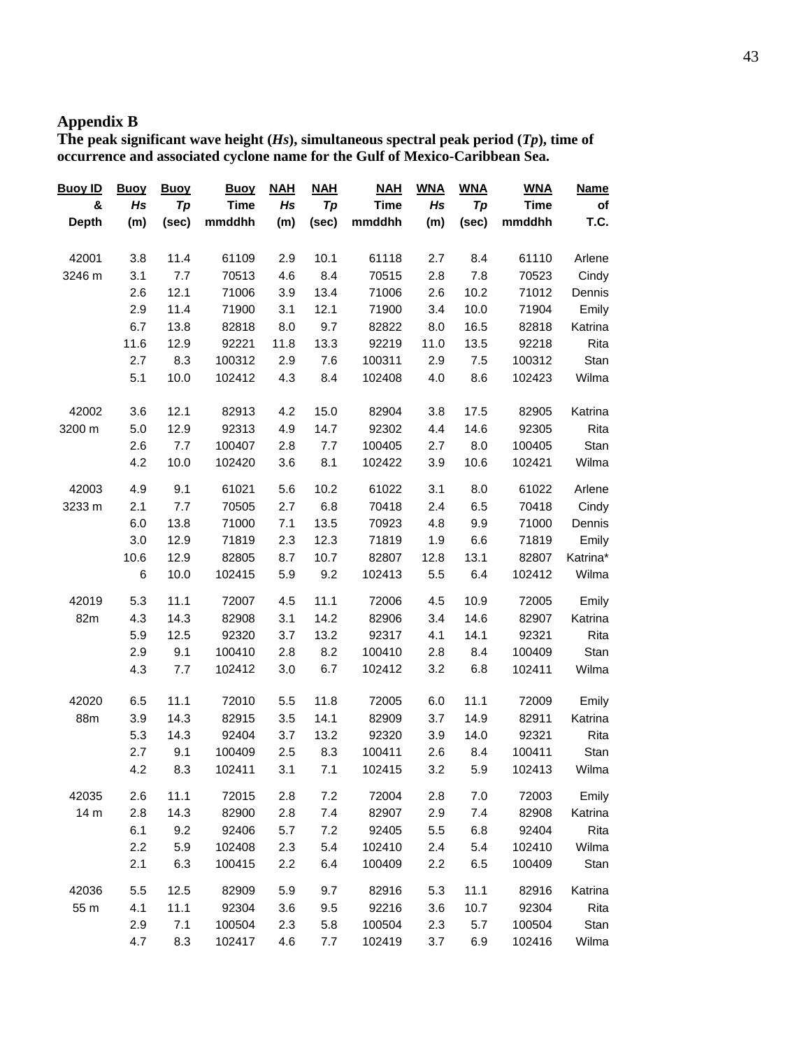## Appendix B

**The peak significant wave height (*Hs*), simultaneous spectral peak period (*Tp*), time of occurrence and associated cyclone name for the Gulf of Mexico-Caribbean Sea.**

| Buoy ID & Depth | Buoy *Hs* (m) | Buoy *Tp* (sec) | Buoy Time mmddhh | NAH *Hs* (m) | NAH *Tp* (sec) | NAH Time mmddhh | WNA *Hs* (m) | WNA *Tp* (sec) | WNA Time mmddhh | Name of T.C. |
|---|---|---|---|---|---|---|---|---|---|---|
| 42001 | 3.8 | 11.4 | 61109 | 2.9 | 10.1 | 61118 | 2.7 | 8.4 | 61110 | Arlene |
| 3246 m | 3.1 | 7.7 | 70513 | 4.6 | 8.4 | 70515 | 2.8 | 7.8 | 70523 | Cindy |
| | 2.6 | 12.1 | 71006 | 3.9 | 13.4 | 71006 | 2.6 | 10.2 | 71012 | Dennis |
| | 2.9 | 11.4 | 71900 | 3.1 | 12.1 | 71900 | 3.4 | 10.0 | 71904 | Emily |
| | 6.7 | 13.8 | 82818 | 8.0 | 9.7 | 82822 | 8.0 | 16.5 | 82818 | Katrina |
| | 11.6 | 12.9 | 92221 | 11.8 | 13.3 | 92219 | 11.0 | 13.5 | 92218 | Rita |
| | 2.7 | 8.3 | 100312 | 2.9 | 7.6 | 100311 | 2.9 | 7.5 | 100312 | Stan |
| | 5.1 | 10.0 | 102412 | 4.3 | 8.4 | 102408 | 4.0 | 8.6 | 102423 | Wilma |
| 42002 | 3.6 | 12.1 | 82913 | 4.2 | 15.0 | 82904 | 3.8 | 17.5 | 82905 | Katrina |
| 3200 m | 5.0 | 12.9 | 92313 | 4.9 | 14.7 | 92302 | 4.4 | 14.6 | 92305 | Rita |
| | 2.6 | 7.7 | 100407 | 2.8 | 7.7 | 100405 | 2.7 | 8.0 | 100405 | Stan |
| | 4.2 | 10.0 | 102420 | 3.6 | 8.1 | 102422 | 3.9 | 10.6 | 102421 | Wilma |
| 42003 | 4.9 | 9.1 | 61021 | 5.6 | 10.2 | 61022 | 3.1 | 8.0 | 61022 | Arlene |
| 3233 m | 2.1 | 7.7 | 70505 | 2.7 | 6.8 | 70418 | 2.4 | 6.5 | 70418 | Cindy |
| | 6.0 | 13.8 | 71000 | 7.1 | 13.5 | 70923 | 4.8 | 9.9 | 71000 | Dennis |
| | 3.0 | 12.9 | 71819 | 2.3 | 12.3 | 71819 | 1.9 | 6.6 | 71819 | Emily |
| | 10.6 | 12.9 | 82805 | 8.7 | 10.7 | 82807 | 12.8 | 13.1 | 82807 | Katrina* |
| | 6 | 10.0 | 102415 | 5.9 | 9.2 | 102413 | 5.5 | 6.4 | 102412 | Wilma |
| 42019 | 5.3 | 11.1 | 72007 | 4.5 | 11.1 | 72006 | 4.5 | 10.9 | 72005 | Emily |
| 82m | 4.3 | 14.3 | 82908 | 3.1 | 14.2 | 82906 | 3.4 | 14.6 | 82907 | Katrina |
| | 5.9 | 12.5 | 92320 | 3.7 | 13.2 | 92317 | 4.1 | 14.1 | 92321 | Rita |
| | 2.9 | 9.1 | 100410 | 2.8 | 8.2 | 100410 | 2.8 | 8.4 | 100409 | Stan |
| | 4.3 | 7.7 | 102412 | 3.0 | 6.7 | 102412 | 3.2 | 6.8 | 102411 | Wilma |
| 42020 | 6.5 | 11.1 | 72010 | 5.5 | 11.8 | 72005 | 6.0 | 11.1 | 72009 | Emily |
| 88m | 3.9 | 14.3 | 82915 | 3.5 | 14.1 | 82909 | 3.7 | 14.9 | 82911 | Katrina |
| | 5.3 | 14.3 | 92404 | 3.7 | 13.2 | 92320 | 3.9 | 14.0 | 92321 | Rita |
| | 2.7 | 9.1 | 100409 | 2.5 | 8.3 | 100411 | 2.6 | 8.4 | 100411 | Stan |
| | 4.2 | 8.3 | 102411 | 3.1 | 7.1 | 102415 | 3.2 | 5.9 | 102413 | Wilma |
| 42035 | 2.6 | 11.1 | 72015 | 2.8 | 7.2 | 72004 | 2.8 | 7.0 | 72003 | Emily |
| 14 m | 2.8 | 14.3 | 82900 | 2.8 | 7.4 | 82907 | 2.9 | 7.4 | 82908 | Katrina |
| | 6.1 | 9.2 | 92406 | 5.7 | 7.2 | 92405 | 5.5 | 6.8 | 92404 | Rita |
| | 2.2 | 5.9 | 102408 | 2.3 | 5.4 | 102410 | 2.4 | 5.4 | 102410 | Wilma |
| | 2.1 | 6.3 | 100415 | 2.2 | 6.4 | 100409 | 2.2 | 6.5 | 100409 | Stan |
| 42036 | 5.5 | 12.5 | 82909 | 5.9 | 9.7 | 82916 | 5.3 | 11.1 | 82916 | Katrina |
| 55 m | 4.1 | 11.1 | 92304 | 3.6 | 9.5 | 92216 | 3.6 | 10.7 | 92304 | Rita |
| | 2.9 | 7.1 | 100504 | 2.3 | 5.8 | 100504 | 2.3 | 5.7 | 100504 | Stan |
| | 4.7 | 8.3 | 102417 | 4.6 | 7.7 | 102419 | 3.7 | 6.9 | 102416 | Wilma |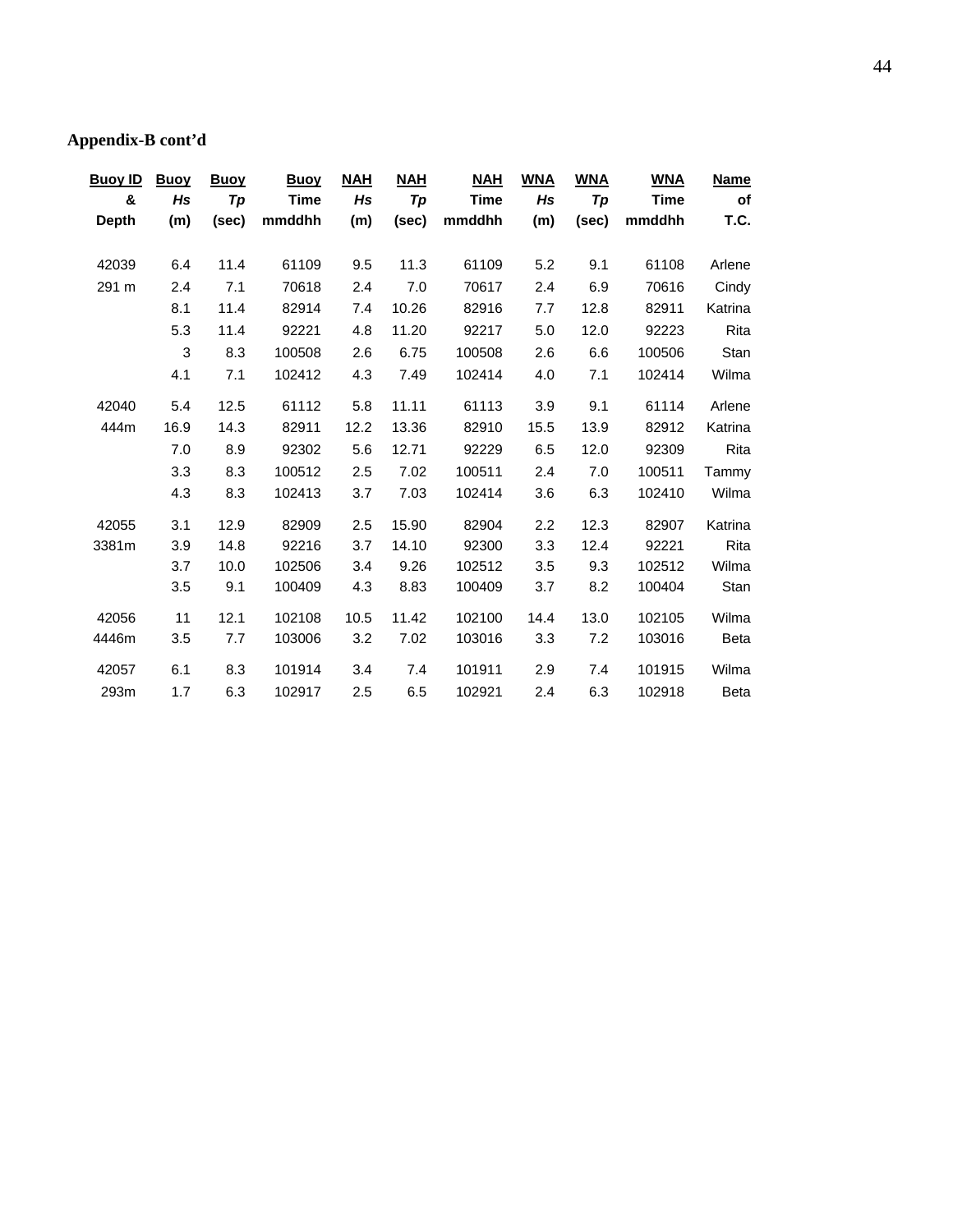**Appendix-B cont'd**

| Buoy ID & Depth | Buoy *Hs* (m) | Buoy *Tp* (sec) | Buoy Time mmddhh | NAH *Hs* (m) | NAH *Tp* (sec) | NAH Time mmddhh | WNA *Hs* (m) | WNA *Tp* (sec) | WNA Time mmddhh | Name of T.C. |
|---|---|---|---|---|---|---|---|---|---|---|
| 42039 | 6.4 | 11.4 | 61109 | 9.5 | 11.3 | 61109 | 5.2 | 9.1 | 61108 | Arlene |
| 291 m | 2.4 | 7.1 | 70618 | 2.4 | 7.0 | 70617 | 2.4 | 6.9 | 70616 | Cindy |
| | 8.1 | 11.4 | 82914 | 7.4 | 10.26 | 82916 | 7.7 | 12.8 | 82911 | Katrina |
| | 5.3 | 11.4 | 92221 | 4.8 | 11.20 | 92217 | 5.0 | 12.0 | 92223 | Rita |
| | 3 | 8.3 | 100508 | 2.6 | 6.75 | 100508 | 2.6 | 6.6 | 100506 | Stan |
| | 4.1 | 7.1 | 102412 | 4.3 | 7.49 | 102414 | 4.0 | 7.1 | 102414 | Wilma |
| 42040 | 5.4 | 12.5 | 61112 | 5.8 | 11.11 | 61113 | 3.9 | 9.1 | 61114 | Arlene |
| 444m | 16.9 | 14.3 | 82911 | 12.2 | 13.36 | 82910 | 15.5 | 13.9 | 82912 | Katrina |
| | 7.0 | 8.9 | 92302 | 5.6 | 12.71 | 92229 | 6.5 | 12.0 | 92309 | Rita |
| | 3.3 | 8.3 | 100512 | 2.5 | 7.02 | 100511 | 2.4 | 7.0 | 100511 | Tammy |
| | 4.3 | 8.3 | 102413 | 3.7 | 7.03 | 102414 | 3.6 | 6.3 | 102410 | Wilma |
| 42055 | 3.1 | 12.9 | 82909 | 2.5 | 15.90 | 82904 | 2.2 | 12.3 | 82907 | Katrina |
| 3381m | 3.9 | 14.8 | 92216 | 3.7 | 14.10 | 92300 | 3.3 | 12.4 | 92221 | Rita |
| | 3.7 | 10.0 | 102506 | 3.4 | 9.26 | 102512 | 3.5 | 9.3 | 102512 | Wilma |
| | 3.5 | 9.1 | 100409 | 4.3 | 8.83 | 100409 | 3.7 | 8.2 | 100404 | Stan |
| 42056 | 11 | 12.1 | 102108 | 10.5 | 11.42 | 102100 | 14.4 | 13.0 | 102105 | Wilma |
| 4446m | 3.5 | 7.7 | 103006 | 3.2 | 7.02 | 103016 | 3.3 | 7.2 | 103016 | Beta |
| 42057 | 6.1 | 8.3 | 101914 | 3.4 | 7.4 | 101911 | 2.9 | 7.4 | 101915 | Wilma |
| 293m | 1.7 | 6.3 | 102917 | 2.5 | 6.5 | 102921 | 2.4 | 6.3 | 102918 | Beta |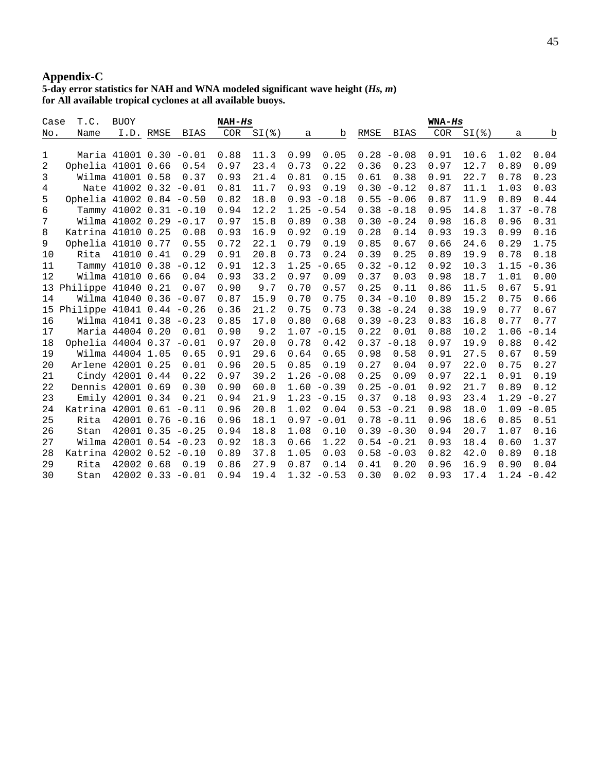**Appendix-C**

**5-day error statistics for NAH and WNA modeled significant wave height (*Hs*, *m*) for All available tropical cyclones at all available buoys.**

| Case No. | T.C. Name | BUOY I.D. | NAH-*Hs* RMSE | BIAS | COR | SI(%) | a | b | WNA-*Hs* RMSE | BIAS | COR | SI(%) | a | b |
|---|---|---|---|---|---|---|---|---|---|---|---|---|---|---|
| 1 | Maria | 41001 | 0.30 | -0.01 | 0.88 | 11.3 | 0.99 | 0.05 | 0.28 | -0.08 | 0.91 | 10.6 | 1.02 | 0.04 |
| 2 | Ophelia | 41001 | 0.66 | 0.54 | 0.97 | 23.4 | 0.73 | 0.22 | 0.36 | 0.23 | 0.97 | 12.7 | 0.89 | 0.09 |
| 3 | Wilma | 41001 | 0.58 | 0.37 | 0.93 | 21.4 | 0.81 | 0.15 | 0.61 | 0.38 | 0.91 | 22.7 | 0.78 | 0.23 |
| 4 | Nate | 41002 | 0.32 | -0.01 | 0.81 | 11.7 | 0.93 | 0.19 | 0.30 | -0.12 | 0.87 | 11.1 | 1.03 | 0.03 |
| 5 | Ophelia | 41002 | 0.84 | -0.50 | 0.82 | 18.0 | 0.93 | -0.18 | 0.55 | -0.06 | 0.87 | 11.9 | 0.89 | 0.44 |
| 6 | Tammy | 41002 | 0.31 | -0.10 | 0.94 | 12.2 | 1.25 | -0.54 | 0.38 | -0.18 | 0.95 | 14.8 | 1.37 | -0.78 |
| 7 | Wilma | 41002 | 0.29 | -0.17 | 0.97 | 15.8 | 0.89 | 0.38 | 0.30 | -0.24 | 0.98 | 16.8 | 0.96 | 0.31 |
| 8 | Katrina | 41010 | 0.25 | 0.08 | 0.93 | 16.9 | 0.92 | 0.19 | 0.28 | 0.14 | 0.93 | 19.3 | 0.99 | 0.16 |
| 9 | Ophelia | 41010 | 0.77 | 0.55 | 0.72 | 22.1 | 0.79 | 0.19 | 0.85 | 0.67 | 0.66 | 24.6 | 0.29 | 1.75 |
| 10 | Rita | 41010 | 0.41 | 0.29 | 0.91 | 20.8 | 0.73 | 0.24 | 0.39 | 0.25 | 0.89 | 19.9 | 0.78 | 0.18 |
| 11 | Tammy | 41010 | 0.38 | -0.12 | 0.91 | 12.3 | 1.25 | -0.65 | 0.32 | -0.12 | 0.92 | 10.3 | 1.15 | -0.36 |
| 12 | Wilma | 41010 | 0.66 | 0.04 | 0.93 | 33.2 | 0.97 | 0.09 | 0.37 | 0.03 | 0.98 | 18.7 | 1.01 | 0.00 |
| 13 | Philippe | 41040 | 0.21 | 0.07 | 0.90 | 9.7 | 0.70 | 0.57 | 0.25 | 0.11 | 0.86 | 11.5 | 0.67 | 5.91 |
| 14 | Wilma | 41040 | 0.36 | -0.07 | 0.87 | 15.9 | 0.70 | 0.75 | 0.34 | -0.10 | 0.89 | 15.2 | 0.75 | 0.66 |
| 15 | Philippe | 41041 | 0.44 | -0.26 | 0.36 | 21.2 | 0.75 | 0.73 | 0.38 | -0.24 | 0.38 | 19.9 | 0.77 | 0.67 |
| 16 | Wilma | 41041 | 0.38 | -0.23 | 0.85 | 17.0 | 0.80 | 0.68 | 0.39 | -0.23 | 0.83 | 16.8 | 0.77 | 0.77 |
| 17 | Maria | 44004 | 0.20 | 0.01 | 0.90 | 9.2 | 1.07 | -0.15 | 0.22 | 0.01 | 0.88 | 10.2 | 1.06 | -0.14 |
| 18 | Ophelia | 44004 | 0.37 | -0.01 | 0.97 | 20.0 | 0.78 | 0.42 | 0.37 | -0.18 | 0.97 | 19.9 | 0.88 | 0.42 |
| 19 | Wilma | 44004 | 1.05 | 0.65 | 0.91 | 29.6 | 0.64 | 0.65 | 0.98 | 0.58 | 0.91 | 27.5 | 0.67 | 0.59 |
| 20 | Arlene | 42001 | 0.25 | 0.01 | 0.96 | 20.5 | 0.85 | 0.19 | 0.27 | 0.04 | 0.97 | 22.0 | 0.75 | 0.27 |
| 21 | Cindy | 42001 | 0.44 | 0.22 | 0.97 | 39.2 | 1.26 | -0.08 | 0.25 | 0.09 | 0.97 | 22.1 | 0.91 | 0.19 |
| 22 | Dennis | 42001 | 0.69 | 0.30 | 0.90 | 60.0 | 1.60 | -0.39 | 0.25 | -0.01 | 0.92 | 21.7 | 0.89 | 0.12 |
| 23 | Emily | 42001 | 0.34 | 0.21 | 0.94 | 21.9 | 1.23 | -0.15 | 0.37 | 0.18 | 0.93 | 23.4 | 1.29 | -0.27 |
| 24 | Katrina | 42001 | 0.61 | -0.11 | 0.96 | 20.8 | 1.02 | 0.04 | 0.53 | -0.21 | 0.98 | 18.0 | 1.09 | -0.05 |
| 25 | Rita | 42001 | 0.76 | -0.16 | 0.96 | 18.1 | 0.97 | -0.01 | 0.78 | -0.11 | 0.96 | 18.6 | 0.85 | 0.51 |
| 26 | Stan | 42001 | 0.35 | -0.25 | 0.94 | 18.8 | 1.08 | 0.10 | 0.39 | -0.30 | 0.94 | 20.7 | 1.07 | 0.16 |
| 27 | Wilma | 42001 | 0.54 | -0.23 | 0.92 | 18.3 | 0.66 | 1.22 | 0.54 | -0.21 | 0.93 | 18.4 | 0.60 | 1.37 |
| 28 | Katrina | 42002 | 0.52 | -0.10 | 0.89 | 37.8 | 1.05 | 0.03 | 0.58 | -0.03 | 0.82 | 42.0 | 0.89 | 0.18 |
| 29 | Rita | 42002 | 0.68 | 0.19 | 0.86 | 27.9 | 0.87 | 0.14 | 0.41 | 0.20 | 0.96 | 16.9 | 0.90 | 0.04 |
| 30 | Stan | 42002 | 0.33 | -0.01 | 0.94 | 19.4 | 1.32 | -0.53 | 0.30 | 0.02 | 0.93 | 17.4 | 1.24 | -0.42 |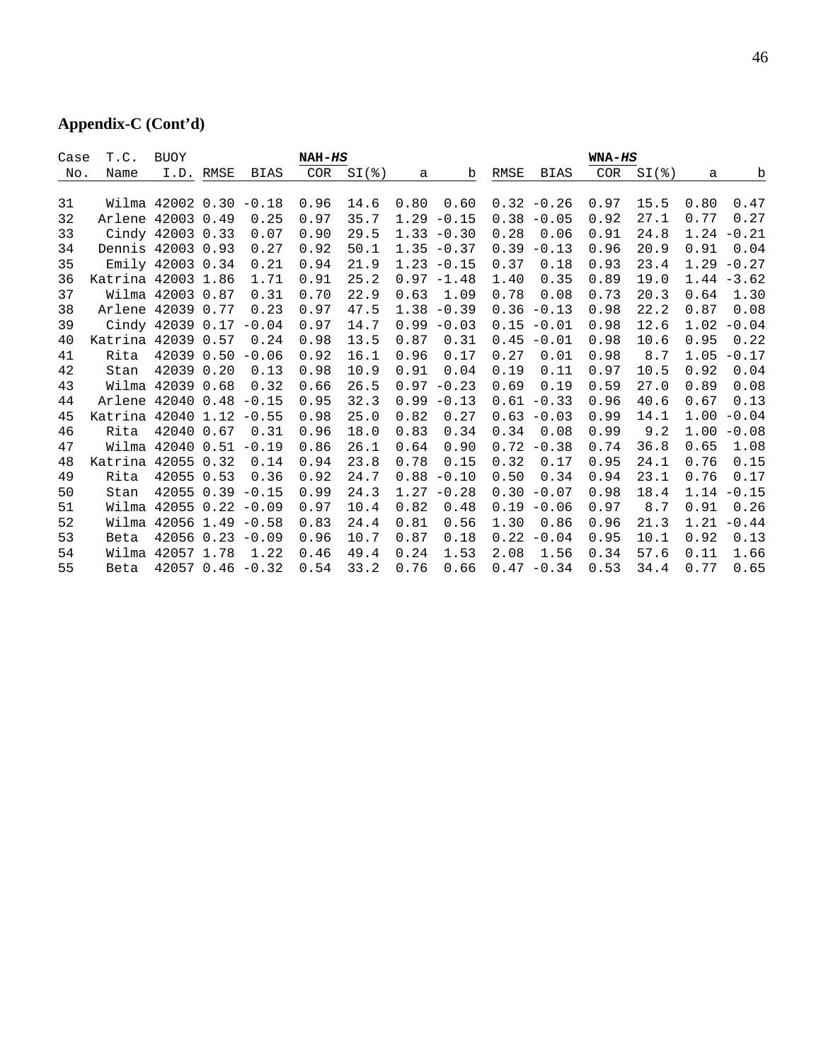**Appendix-C (Cont'd)**

| Case | T.C. | BUOY | NAH-*HS* | | | | | | WNA-*HS* | | | | | |
|---|---|---|---|---|---|---|---|---|---|---|---|---|---|---|
| No. | Name | I.D. | RMSE | BIAS | COR | SI(%) | a | b | RMSE | BIAS | COR | SI(%) | a | b |
| 31 | Wilma | 42002 | 0.30 | -0.18 | 0.96 | 14.6 | 0.80 | 0.60 | 0.32 | -0.26 | 0.97 | 15.5 | 0.80 | 0.47 |
| 32 | Arlene | 42003 | 0.49 | 0.25 | 0.97 | 35.7 | 1.29 | -0.15 | 0.38 | -0.05 | 0.92 | 27.1 | 0.77 | 0.27 |
| 33 | Cindy | 42003 | 0.33 | 0.07 | 0.90 | 29.5 | 1.33 | -0.30 | 0.28 | 0.06 | 0.91 | 24.8 | 1.24 | -0.21 |
| 34 | Dennis | 42003 | 0.93 | 0.27 | 0.92 | 50.1 | 1.35 | -0.37 | 0.39 | -0.13 | 0.96 | 20.9 | 0.91 | 0.04 |
| 35 | Emily | 42003 | 0.34 | 0.21 | 0.94 | 21.9 | 1.23 | -0.15 | 0.37 | 0.18 | 0.93 | 23.4 | 1.29 | -0.27 |
| 36 | Katrina | 42003 | 1.86 | 1.71 | 0.91 | 25.2 | 0.97 | -1.48 | 1.40 | 0.35 | 0.89 | 19.0 | 1.44 | -3.62 |
| 37 | Wilma | 42003 | 0.87 | 0.31 | 0.70 | 22.9 | 0.63 | 1.09 | 0.78 | 0.08 | 0.73 | 20.3 | 0.64 | 1.30 |
| 38 | Arlene | 42039 | 0.77 | 0.23 | 0.97 | 47.5 | 1.38 | -0.39 | 0.36 | -0.13 | 0.98 | 22.2 | 0.87 | 0.08 |
| 39 | Cindy | 42039 | 0.17 | -0.04 | 0.97 | 14.7 | 0.99 | -0.03 | 0.15 | -0.01 | 0.98 | 12.6 | 1.02 | -0.04 |
| 40 | Katrina | 42039 | 0.57 | 0.24 | 0.98 | 13.5 | 0.87 | 0.31 | 0.45 | -0.01 | 0.98 | 10.6 | 0.95 | 0.22 |
| 41 | Rita | 42039 | 0.50 | -0.06 | 0.92 | 16.1 | 0.96 | 0.17 | 0.27 | 0.01 | 0.98 | 8.7 | 1.05 | -0.17 |
| 42 | Stan | 42039 | 0.20 | 0.13 | 0.98 | 10.9 | 0.91 | 0.04 | 0.19 | 0.11 | 0.97 | 10.5 | 0.92 | 0.04 |
| 43 | Wilma | 42039 | 0.68 | 0.32 | 0.66 | 26.5 | 0.97 | -0.23 | 0.69 | 0.19 | 0.59 | 27.0 | 0.89 | 0.08 |
| 44 | Arlene | 42040 | 0.48 | -0.15 | 0.95 | 32.3 | 0.99 | -0.13 | 0.61 | -0.33 | 0.96 | 40.6 | 0.67 | 0.13 |
| 45 | Katrina | 42040 | 1.12 | -0.55 | 0.98 | 25.0 | 0.82 | 0.27 | 0.63 | -0.03 | 0.99 | 14.1 | 1.00 | -0.04 |
| 46 | Rita | 42040 | 0.67 | 0.31 | 0.96 | 18.0 | 0.83 | 0.34 | 0.34 | 0.08 | 0.99 | 9.2 | 1.00 | -0.08 |
| 47 | Wilma | 42040 | 0.51 | -0.19 | 0.86 | 26.1 | 0.64 | 0.90 | 0.72 | -0.38 | 0.74 | 36.8 | 0.65 | 1.08 |
| 48 | Katrina | 42055 | 0.32 | 0.14 | 0.94 | 23.8 | 0.78 | 0.15 | 0.32 | 0.17 | 0.95 | 24.1 | 0.76 | 0.15 |
| 49 | Rita | 42055 | 0.53 | 0.36 | 0.92 | 24.7 | 0.88 | -0.10 | 0.50 | 0.34 | 0.94 | 23.1 | 0.76 | 0.17 |
| 50 | Stan | 42055 | 0.39 | -0.15 | 0.99 | 24.3 | 1.27 | -0.28 | 0.30 | -0.07 | 0.98 | 18.4 | 1.14 | -0.15 |
| 51 | Wilma | 42055 | 0.22 | -0.09 | 0.97 | 10.4 | 0.82 | 0.48 | 0.19 | -0.06 | 0.97 | 8.7 | 0.91 | 0.26 |
| 52 | Wilma | 42056 | 1.49 | -0.58 | 0.83 | 24.4 | 0.81 | 0.56 | 1.30 | 0.86 | 0.96 | 21.3 | 1.21 | -0.44 |
| 53 | Beta | 42056 | 0.23 | -0.09 | 0.96 | 10.7 | 0.87 | 0.18 | 0.22 | -0.04 | 0.95 | 10.1 | 0.92 | 0.13 |
| 54 | Wilma | 42057 | 1.78 | 1.22 | 0.46 | 49.4 | 0.24 | 1.53 | 2.08 | 1.56 | 0.34 | 57.6 | 0.11 | 1.66 |
| 55 | Beta | 42057 | 0.46 | -0.32 | 0.54 | 33.2 | 0.76 | 0.66 | 0.47 | -0.34 | 0.53 | 34.4 | 0.77 | 0.65 |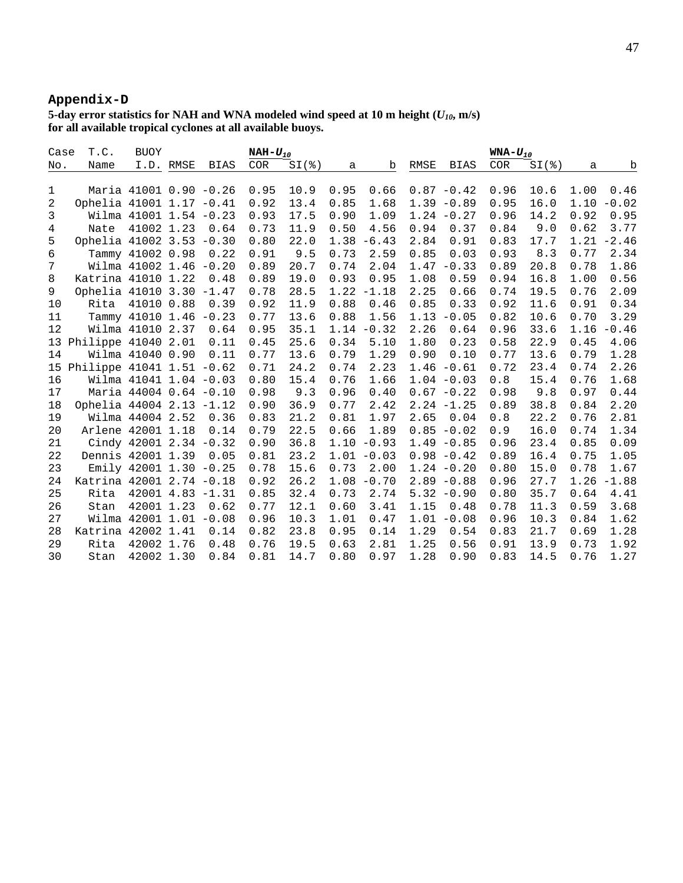## Appendix-D

**5-day error statistics for NAH and WNA modeled wind speed at 10 m height ($U_{10}$, m/s) for all available tropical cyclones at all available buoys.**

| Case No. | T.C. Name | BUOY I.D. | NAH-$U_{10}$ RMSE | BIAS | COR | SI(%) | a | b | WNA-$U_{10}$ RMSE | BIAS | COR | SI(%) | a | b |
|---|---|---|---|---|---|---|---|---|---|---|---|---|---|---|
| 1 | Maria | 41001 | 0.90 | -0.26 | 0.95 | 10.9 | 0.95 | 0.66 | 0.87 | -0.42 | 0.96 | 10.6 | 1.00 | 0.46 |
| 2 | Ophelia | 41001 | 1.17 | -0.41 | 0.92 | 13.4 | 0.85 | 1.68 | 1.39 | -0.89 | 0.95 | 16.0 | 1.10 | -0.02 |
| 3 | Wilma | 41001 | 1.54 | -0.23 | 0.93 | 17.5 | 0.90 | 1.09 | 1.24 | -0.27 | 0.96 | 14.2 | 0.92 | 0.95 |
| 4 | Nate | 41002 | 1.23 | 0.64 | 0.73 | 11.9 | 0.50 | 4.56 | 0.94 | 0.37 | 0.84 | 9.0 | 0.62 | 3.77 |
| 5 | Ophelia | 41002 | 3.53 | -0.30 | 0.80 | 22.0 | 1.38 | -6.43 | 2.84 | 0.91 | 0.83 | 17.7 | 1.21 | -2.46 |
| 6 | Tammy | 41002 | 0.98 | 0.22 | 0.91 | 9.5 | 0.73 | 2.59 | 0.85 | 0.03 | 0.93 | 8.3 | 0.77 | 2.34 |
| 7 | Wilma | 41002 | 1.46 | -0.20 | 0.89 | 20.7 | 0.74 | 2.04 | 1.47 | -0.33 | 0.89 | 20.8 | 0.78 | 1.86 |
| 8 | Katrina | 41010 | 1.22 | 0.48 | 0.89 | 19.0 | 0.93 | 0.95 | 1.08 | 0.59 | 0.94 | 16.8 | 1.00 | 0.56 |
| 9 | Ophelia | 41010 | 3.30 | -1.47 | 0.78 | 28.5 | 1.22 | -1.18 | 2.25 | 0.66 | 0.74 | 19.5 | 0.76 | 2.09 |
| 10 | Rita | 41010 | 0.88 | 0.39 | 0.92 | 11.9 | 0.88 | 0.46 | 0.85 | 0.33 | 0.92 | 11.6 | 0.91 | 0.34 |
| 11 | Tammy | 41010 | 1.46 | -0.23 | 0.77 | 13.6 | 0.88 | 1.56 | 1.13 | -0.05 | 0.82 | 10.6 | 0.70 | 3.29 |
| 12 | Wilma | 41010 | 2.37 | 0.64 | 0.95 | 35.1 | 1.14 | -0.32 | 2.26 | 0.64 | 0.96 | 33.6 | 1.16 | -0.46 |
| 13 | Philippe | 41040 | 2.01 | 0.11 | 0.45 | 25.6 | 0.34 | 5.10 | 1.80 | 0.23 | 0.58 | 22.9 | 0.45 | 4.06 |
| 14 | Wilma | 41040 | 0.90 | 0.11 | 0.77 | 13.6 | 0.79 | 1.29 | 0.90 | 0.10 | 0.77 | 13.6 | 0.79 | 1.28 |
| 15 | Philippe | 41041 | 1.51 | -0.62 | 0.71 | 24.2 | 0.74 | 2.23 | 1.46 | -0.61 | 0.72 | 23.4 | 0.74 | 2.26 |
| 16 | Wilma | 41041 | 1.04 | -0.03 | 0.80 | 15.4 | 0.76 | 1.66 | 1.04 | -0.03 | 0.8 | 15.4 | 0.76 | 1.68 |
| 17 | Maria | 44004 | 0.64 | -0.10 | 0.98 | 9.3 | 0.96 | 0.40 | 0.67 | -0.22 | 0.98 | 9.8 | 0.97 | 0.44 |
| 18 | Ophelia | 44004 | 2.13 | -1.12 | 0.90 | 36.9 | 0.77 | 2.42 | 2.24 | -1.25 | 0.89 | 38.8 | 0.84 | 2.20 |
| 19 | Wilma | 44004 | 2.52 | 0.36 | 0.83 | 21.2 | 0.81 | 1.97 | 2.65 | 0.04 | 0.8 | 22.2 | 0.76 | 2.81 |
| 20 | Arlene | 42001 | 1.18 | 0.14 | 0.79 | 22.5 | 0.66 | 1.89 | 0.85 | -0.02 | 0.9 | 16.0 | 0.74 | 1.34 |
| 21 | Cindy | 42001 | 2.34 | -0.32 | 0.90 | 36.8 | 1.10 | -0.93 | 1.49 | -0.85 | 0.96 | 23.4 | 0.85 | 0.09 |
| 22 | Dennis | 42001 | 1.39 | 0.05 | 0.81 | 23.2 | 1.01 | -0.03 | 0.98 | -0.42 | 0.89 | 16.4 | 0.75 | 1.05 |
| 23 | Emily | 42001 | 1.30 | -0.25 | 0.78 | 15.6 | 0.73 | 2.00 | 1.24 | -0.20 | 0.80 | 15.0 | 0.78 | 1.67 |
| 24 | Katrina | 42001 | 2.74 | -0.18 | 0.92 | 26.2 | 1.08 | -0.70 | 2.89 | -0.88 | 0.96 | 27.7 | 1.26 | -1.88 |
| 25 | Rita | 42001 | 4.83 | -1.31 | 0.85 | 32.4 | 0.73 | 2.74 | 5.32 | -0.90 | 0.80 | 35.7 | 0.64 | 4.41 |
| 26 | Stan | 42001 | 1.23 | 0.62 | 0.77 | 12.1 | 0.60 | 3.41 | 1.15 | 0.48 | 0.78 | 11.3 | 0.59 | 3.68 |
| 27 | Wilma | 42001 | 1.01 | -0.08 | 0.96 | 10.3 | 1.01 | 0.47 | 1.01 | -0.08 | 0.96 | 10.3 | 0.84 | 1.62 |
| 28 | Katrina | 42002 | 1.41 | 0.14 | 0.82 | 23.8 | 0.95 | 0.14 | 1.29 | 0.54 | 0.83 | 21.7 | 0.69 | 1.28 |
| 29 | Rita | 42002 | 1.76 | 0.48 | 0.76 | 19.5 | 0.63 | 2.81 | 1.25 | 0.56 | 0.91 | 13.9 | 0.73 | 1.92 |
| 30 | Stan | 42002 | 1.30 | 0.84 | 0.81 | 14.7 | 0.80 | 0.97 | 1.28 | 0.90 | 0.83 | 14.5 | 0.76 | 1.27 |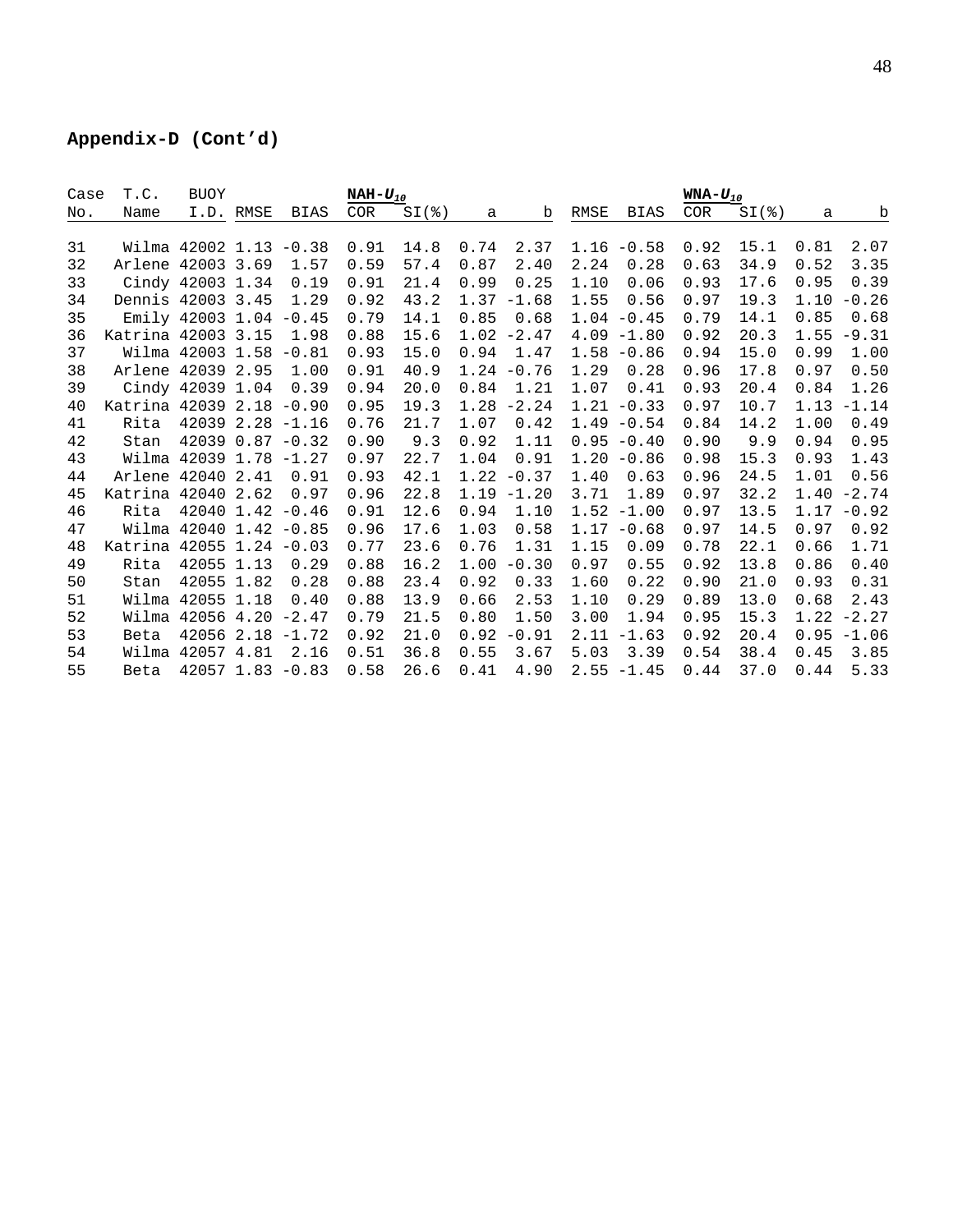**Appendix-D (Cont'd)**

| Case | T.C. | BUOY | NAH-$U_{10}$ | | | | | | WNA-$U_{10}$ | | | | | |
|---|---|---|---|---|---|---|---|---|---|---|---|---|---|---|
| No. | Name | I.D. | RMSE | BIAS | COR | SI(%) | a | b | RMSE | BIAS | COR | SI(%) | a | b |
| 31 | Wilma | 42002 | 1.13 | -0.38 | 0.91 | 14.8 | 0.74 | 2.37 | 1.16 | -0.58 | 0.92 | 15.1 | 0.81 | 2.07 |
| 32 | Arlene | 42003 | 3.69 | 1.57 | 0.59 | 57.4 | 0.87 | 2.40 | 2.24 | 0.28 | 0.63 | 34.9 | 0.52 | 3.35 |
| 33 | Cindy | 42003 | 1.34 | 0.19 | 0.91 | 21.4 | 0.99 | 0.25 | 1.10 | 0.06 | 0.93 | 17.6 | 0.95 | 0.39 |
| 34 | Dennis | 42003 | 3.45 | 1.29 | 0.92 | 43.2 | 1.37 | -1.68 | 1.55 | 0.56 | 0.97 | 19.3 | 1.10 | -0.26 |
| 35 | Emily | 42003 | 1.04 | -0.45 | 0.79 | 14.1 | 0.85 | 0.68 | 1.04 | -0.45 | 0.79 | 14.1 | 0.85 | 0.68 |
| 36 | Katrina | 42003 | 3.15 | 1.98 | 0.88 | 15.6 | 1.02 | -2.47 | 4.09 | -1.80 | 0.92 | 20.3 | 1.55 | -9.31 |
| 37 | Wilma | 42003 | 1.58 | -0.81 | 0.93 | 15.0 | 0.94 | 1.47 | 1.58 | -0.86 | 0.94 | 15.0 | 0.99 | 1.00 |
| 38 | Arlene | 42039 | 2.95 | 1.00 | 0.91 | 40.9 | 1.24 | -0.76 | 1.29 | 0.28 | 0.96 | 17.8 | 0.97 | 0.50 |
| 39 | Cindy | 42039 | 1.04 | 0.39 | 0.94 | 20.0 | 0.84 | 1.21 | 1.07 | 0.41 | 0.93 | 20.4 | 0.84 | 1.26 |
| 40 | Katrina | 42039 | 2.18 | -0.90 | 0.95 | 19.3 | 1.28 | -2.24 | 1.21 | -0.33 | 0.97 | 10.7 | 1.13 | -1.14 |
| 41 | Rita | 42039 | 2.28 | -1.16 | 0.76 | 21.7 | 1.07 | 0.42 | 1.49 | -0.54 | 0.84 | 14.2 | 1.00 | 0.49 |
| 42 | Stan | 42039 | 0.87 | -0.32 | 0.90 | 9.3 | 0.92 | 1.11 | 0.95 | -0.40 | 0.90 | 9.9 | 0.94 | 0.95 |
| 43 | Wilma | 42039 | 1.78 | -1.27 | 0.97 | 22.7 | 1.04 | 0.91 | 1.20 | -0.86 | 0.98 | 15.3 | 0.93 | 1.43 |
| 44 | Arlene | 42040 | 2.41 | 0.91 | 0.93 | 42.1 | 1.22 | -0.37 | 1.40 | 0.63 | 0.96 | 24.5 | 1.01 | 0.56 |
| 45 | Katrina | 42040 | 2.62 | 0.97 | 0.96 | 22.8 | 1.19 | -1.20 | 3.71 | 1.89 | 0.97 | 32.2 | 1.40 | -2.74 |
| 46 | Rita | 42040 | 1.42 | -0.46 | 0.91 | 12.6 | 0.94 | 1.10 | 1.52 | -1.00 | 0.97 | 13.5 | 1.17 | -0.92 |
| 47 | Wilma | 42040 | 1.42 | -0.85 | 0.96 | 17.6 | 1.03 | 0.58 | 1.17 | -0.68 | 0.97 | 14.5 | 0.97 | 0.92 |
| 48 | Katrina | 42055 | 1.24 | -0.03 | 0.77 | 23.6 | 0.76 | 1.31 | 1.15 | 0.09 | 0.78 | 22.1 | 0.66 | 1.71 |
| 49 | Rita | 42055 | 1.13 | 0.29 | 0.88 | 16.2 | 1.00 | -0.30 | 0.97 | 0.55 | 0.92 | 13.8 | 0.86 | 0.40 |
| 50 | Stan | 42055 | 1.82 | 0.28 | 0.88 | 23.4 | 0.92 | 0.33 | 1.60 | 0.22 | 0.90 | 21.0 | 0.93 | 0.31 |
| 51 | Wilma | 42055 | 1.18 | 0.40 | 0.88 | 13.9 | 0.66 | 2.53 | 1.10 | 0.29 | 0.89 | 13.0 | 0.68 | 2.43 |
| 52 | Wilma | 42056 | 4.20 | -2.47 | 0.79 | 21.5 | 0.80 | 1.50 | 3.00 | 1.94 | 0.95 | 15.3 | 1.22 | -2.27 |
| 53 | Beta | 42056 | 2.18 | -1.72 | 0.92 | 21.0 | 0.92 | -0.91 | 2.11 | -1.63 | 0.92 | 20.4 | 0.95 | -1.06 |
| 54 | Wilma | 42057 | 4.81 | 2.16 | 0.51 | 36.8 | 0.55 | 3.67 | 5.03 | 3.39 | 0.54 | 38.4 | 0.45 | 3.85 |
| 55 | Beta | 42057 | 1.83 | -0.83 | 0.58 | 26.6 | 0.41 | 4.90 | 2.55 | -1.45 | 0.44 | 37.0 | 0.44 | 5.33 |